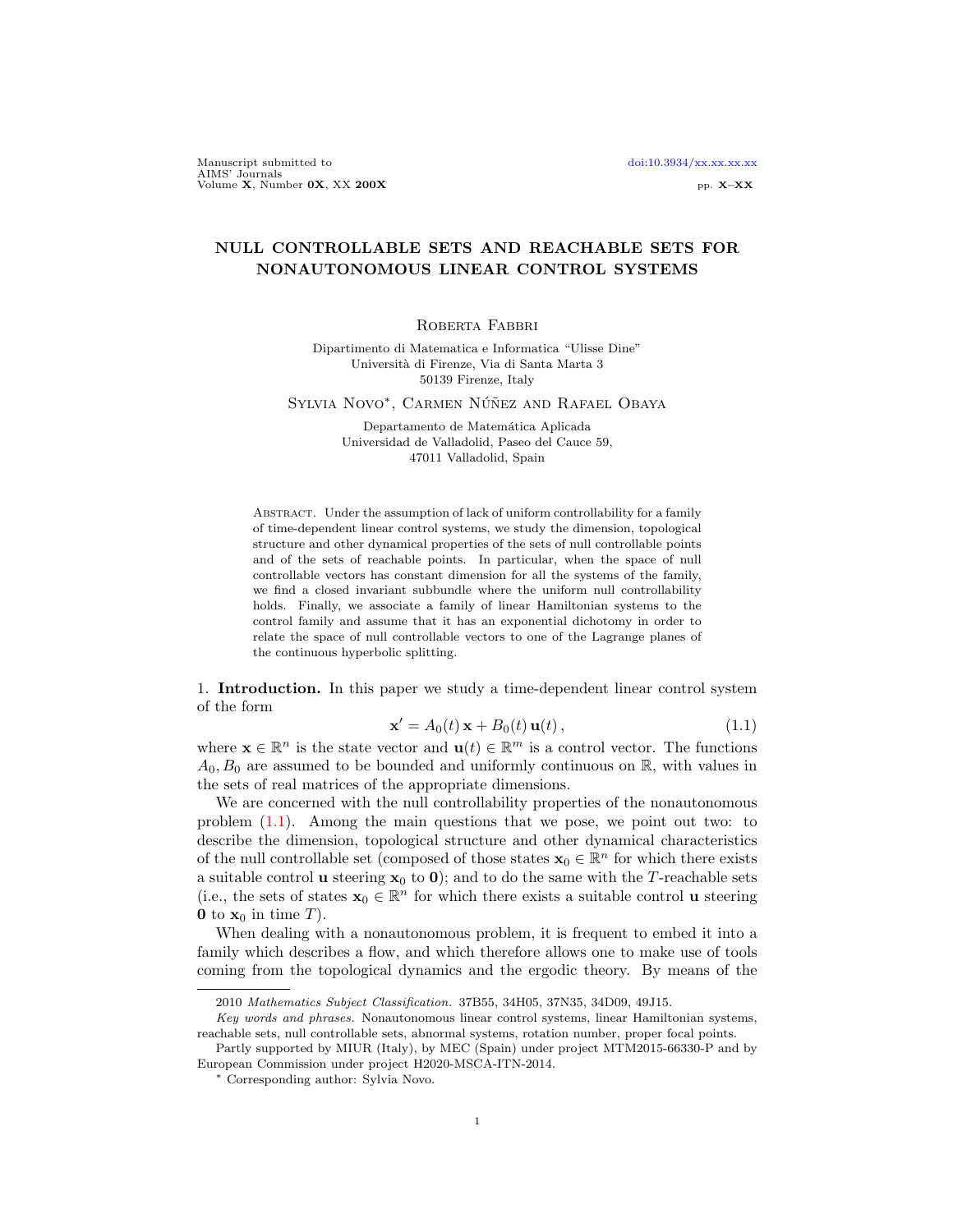# NULL CONTROLLABLE SETS AND REACHABLE SETS FOR NONAUTONOMOUS LINEAR CONTROL SYSTEMS

Roberta Fabbri

Dipartimento di Matematica e Informatica "Ulisse Dine"
Università di Firenze, Via di Santa Marta 3
50139 Firenze, Italy

Sylvia Novo*, Carmen Núñez and Rafael Obaya

Departamento de Matemática Aplicada
Universidad de Valladolid, Paseo del Cauce 59,
47011 Valladolid, Spain

Abstract. Under the assumption of lack of uniform controllability for a family of time-dependent linear control systems, we study the dimension, topological structure and other dynamical properties of the sets of null controllable points and of the sets of reachable points. In particular, when the space of null controllable vectors has constant dimension for all the systems of the family, we find a closed invariant subbundle where the uniform null controllability holds. Finally, we associate a family of linear Hamiltonian systems to the control family and assume that it has an exponential dichotomy in order to relate the space of null controllable vectors to one of the Lagrange planes of the continuous hyperbolic splitting.

## 1. Introduction.

In this paper we study a time-dependent linear control system of the form

$$\mathbf{x}' = A_0(t)\,\mathbf{x} + B_0(t)\,\mathbf{u}(t)\,, \tag{1.1}$$

where $\mathbf{x} \in \mathbb{R}^n$ is the state vector and $\mathbf{u}(t) \in \mathbb{R}^m$ is a control vector. The functions $A_0, B_0$ are assumed to be bounded and uniformly continuous on $\mathbb{R}$, with values in the sets of real matrices of the appropriate dimensions.

We are concerned with the null controllability properties of the nonautonomous problem (1.1). Among the main questions that we pose, we point out two: to describe the dimension, topological structure and other dynamical characteristics of the null controllable set (composed of those states $\mathbf{x}_0 \in \mathbb{R}^n$ for which there exists a suitable control $\mathbf{u}$ steering $\mathbf{x}_0$ to $\mathbf{0}$); and to do the same with the $T$-reachable sets (i.e., the sets of states $\mathbf{x}_0 \in \mathbb{R}^n$ for which there exists a suitable control $\mathbf{u}$ steering $\mathbf{0}$ to $\mathbf{x}_0$ in time $T$).

When dealing with a nonautonomous problem, it is frequent to embed it into a family which describes a flow, and which therefore allows one to make use of tools coming from the topological dynamics and the ergodic theory. By means of the

---

2010 *Mathematics Subject Classification.* 37B55, 34H05, 37N35, 34D09, 49J15.

*Key words and phrases.* Nonautonomous linear control systems, linear Hamiltonian systems, reachable sets, null controllable sets, abnormal systems, rotation number, proper focal points.

Partly supported by MIUR (Italy), by MEC (Spain) under project MTM2015-66330-P and by European Commission under project H2020-MSCA-ITN-2014.

* Corresponding author: Sylvia Novo.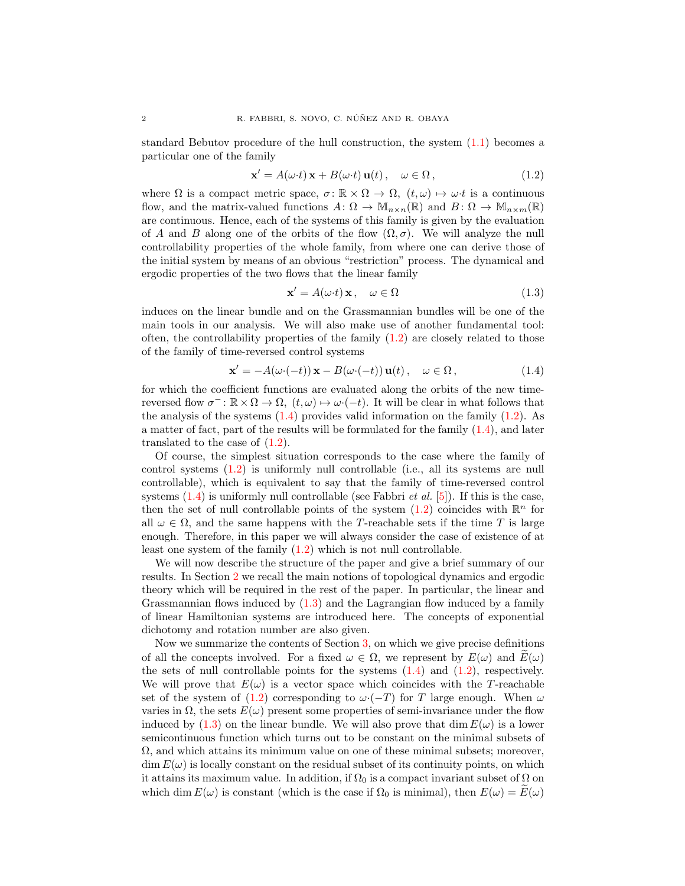standard Bebutov procedure of the hull construction, the system (1.1) becomes a particular one of the family

$$\mathbf{x}' = A(\omega{\cdot}t)\,\mathbf{x} + B(\omega{\cdot}t)\,\mathbf{u}(t)\,, \quad \omega \in \Omega\,, \tag{1.2}$$

where $\Omega$ is a compact metric space, $\sigma\colon \mathbb{R}\times\Omega \to \Omega$, $(t,\omega)\mapsto \omega{\cdot}t$ is a continuous flow, and the matrix-valued functions $A\colon \Omega \to \mathbb{M}_{n\times n}(\mathbb{R})$ and $B\colon \Omega \to \mathbb{M}_{n\times m}(\mathbb{R})$ are continuous. Hence, each of the systems of this family is given by the evaluation of $A$ and $B$ along one of the orbits of the flow $(\Omega,\sigma)$. We will analyze the null controllability properties of the whole family, from where one can derive those of the initial system by means of an obvious "restriction" process. The dynamical and ergodic properties of the two flows that the linear family

$$\mathbf{x}' = A(\omega{\cdot}t)\,\mathbf{x}\,, \quad \omega \in \Omega \tag{1.3}$$

induces on the linear bundle and on the Grassmannian bundles will be one of the main tools in our analysis. We will also make use of another fundamental tool: often, the controllability properties of the family (1.2) are closely related to those of the family of time-reversed control systems

$$\mathbf{x}' = -A(\omega{\cdot}(-t))\,\mathbf{x} - B(\omega{\cdot}(-t))\,\mathbf{u}(t)\,, \quad \omega \in \Omega\,, \tag{1.4}$$

for which the coefficient functions are evaluated along the orbits of the new time-reversed flow $\sigma^-\colon \mathbb{R}\times\Omega\to\Omega$, $(t,\omega)\mapsto \omega{\cdot}(-t)$. It will be clear in what follows that the analysis of the systems (1.4) provides valid information on the family (1.2). As a matter of fact, part of the results will be formulated for the family (1.4), and later translated to the case of (1.2).

Of course, the simplest situation corresponds to the case where the family of control systems (1.2) is uniformly null controllable (i.e., all its systems are null controllable), which is equivalent to say that the family of time-reversed control systems (1.4) is uniformly null controllable (see Fabbri *et al.* [5]). If this is the case, then the set of null controllable points of the system (1.2) coincides with $\mathbb{R}^n$ for all $\omega\in\Omega$, and the same happens with the $T$-reachable sets if the time $T$ is large enough. Therefore, in this paper we will always consider the case of existence of at least one system of the family (1.2) which is not null controllable.

We will now describe the structure of the paper and give a brief summary of our results. In Section 2 we recall the main notions of topological dynamics and ergodic theory which will be required in the rest of the paper. In particular, the linear and Grassmannian flows induced by (1.3) and the Lagrangian flow induced by a family of linear Hamiltonian systems are introduced here. The concepts of exponential dichotomy and rotation number are also given.

Now we summarize the contents of Section 3, on which we give precise definitions of all the concepts involved. For a fixed $\omega\in\Omega$, we represent by $E(\omega)$ and $\widetilde{E}(\omega)$ the sets of null controllable points for the systems (1.4) and (1.2), respectively. We will prove that $E(\omega)$ is a vector space which coincides with the $T$-reachable set of the system of (1.2) corresponding to $\omega{\cdot}(-T)$ for $T$ large enough. When $\omega$ varies in $\Omega$, the sets $E(\omega)$ present some properties of semi-invariance under the flow induced by (1.3) on the linear bundle. We will also prove that $\dim E(\omega)$ is a lower semicontinuous function which turns out to be constant on the minimal subsets of $\Omega$, and which attains its minimum value on one of these minimal subsets; moreover, $\dim E(\omega)$ is locally constant on the residual subset of its continuity points, on which it attains its maximum value. In addition, if $\Omega_0$ is a compact invariant subset of $\Omega$ on which $\dim E(\omega)$ is constant (which is the case if $\Omega_0$ is minimal), then $E(\omega) = \widetilde{E}(\omega)$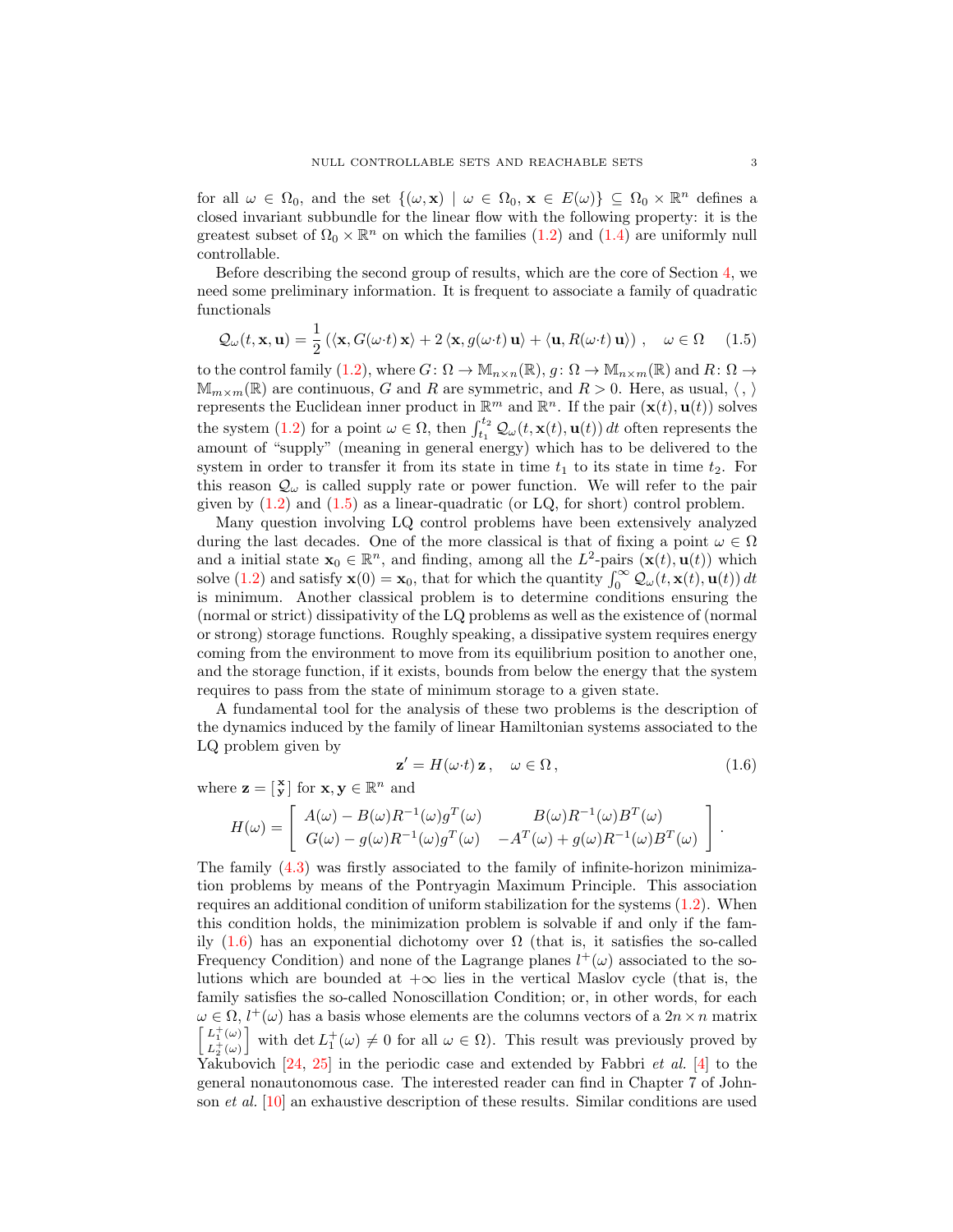for all $\omega \in \Omega_0$, and the set $\{(\omega, \mathbf{x}) \mid \omega \in \Omega_0, \mathbf{x} \in E(\omega)\} \subseteq \Omega_0 \times \mathbb{R}^n$ defines a closed invariant subbundle for the linear flow with the following property: it is the greatest subset of $\Omega_0 \times \mathbb{R}^n$ on which the families (1.2) and (1.4) are uniformly null controllable.

Before describing the second group of results, which are the core of Section 4, we need some preliminary information. It is frequent to associate a family of quadratic functionals

$$\mathcal{Q}_\omega(t, \mathbf{x}, \mathbf{u}) = \frac{1}{2}\left(\langle \mathbf{x}, G(\omega{\cdot}t)\,\mathbf{x}\rangle + 2\,\langle \mathbf{x}, g(\omega{\cdot}t)\,\mathbf{u}\rangle + \langle \mathbf{u}, R(\omega{\cdot}t)\,\mathbf{u}\rangle\right), \quad \omega \in \Omega \tag{1.5}$$

to the control family (1.2), where $G\colon \Omega \to \mathbb{M}_{n\times n}(\mathbb{R})$, $g\colon \Omega \to \mathbb{M}_{n\times m}(\mathbb{R})$ and $R\colon \Omega \to \mathbb{M}_{m\times m}(\mathbb{R})$ are continuous, $G$ and $R$ are symmetric, and $R > 0$. Here, as usual, $\langle\,,\,\rangle$ represents the Euclidean inner product in $\mathbb{R}^m$ and $\mathbb{R}^n$. If the pair $(\mathbf{x}(t), \mathbf{u}(t))$ solves the system (1.2) for a point $\omega \in \Omega$, then $\int_{t_1}^{t_2} \mathcal{Q}_\omega(t, \mathbf{x}(t), \mathbf{u}(t))\,dt$ often represents the amount of "supply" (meaning in general energy) which has to be delivered to the system in order to transfer it from its state in time $t_1$ to its state in time $t_2$. For this reason $\mathcal{Q}_\omega$ is called supply rate or power function. We will refer to the pair given by (1.2) and (1.5) as a linear-quadratic (or LQ, for short) control problem.

Many question involving LQ control problems have been extensively analyzed during the last decades. One of the more classical is that of fixing a point $\omega \in \Omega$ and a initial state $\mathbf{x}_0 \in \mathbb{R}^n$, and finding, among all the $L^2$-pairs $(\mathbf{x}(t), \mathbf{u}(t))$ which solve (1.2) and satisfy $\mathbf{x}(0) = \mathbf{x}_0$, that for which the quantity $\int_0^\infty \mathcal{Q}_\omega(t, \mathbf{x}(t), \mathbf{u}(t))\,dt$ is minimum. Another classical problem is to determine conditions ensuring the (normal or strict) dissipativity of the LQ problems as well as the existence of (normal or strong) storage functions. Roughly speaking, a dissipative system requires energy coming from the environment to move from its equilibrium position to another one, and the storage function, if it exists, bounds from below the energy that the system requires to pass from the state of minimum storage to a given state.

A fundamental tool for the analysis of these two problems is the description of the dynamics induced by the family of linear Hamiltonian systems associated to the LQ problem given by

$$\mathbf{z}' = H(\omega{\cdot}t)\,\mathbf{z}\,, \quad \omega \in \Omega\,, \tag{1.6}$$

where $\mathbf{z} = \left[\begin{smallmatrix}\mathbf{x}\\ \mathbf{y}\end{smallmatrix}\right]$ for $\mathbf{x}, \mathbf{y} \in \mathbb{R}^n$ and

$$H(\omega) = \begin{bmatrix} A(\omega) - B(\omega)R^{-1}(\omega)g^T(\omega) & B(\omega)R^{-1}(\omega)B^T(\omega) \\ G(\omega) - g(\omega)R^{-1}(\omega)g^T(\omega) & -A^T(\omega) + g(\omega)R^{-1}(\omega)B^T(\omega) \end{bmatrix}.$$

The family (4.3) was firstly associated to the family of infinite-horizon minimization problems by means of the Pontryagin Maximum Principle. This association requires an additional condition of uniform stabilization for the systems (1.2). When this condition holds, the minimization problem is solvable if and only if the family (1.6) has an exponential dichotomy over $\Omega$ (that is, it satisfies the so-called Frequency Condition) and none of the Lagrange planes $l^+(\omega)$ associated to the solutions which are bounded at $+\infty$ lies in the vertical Maslov cycle (that is, the family satisfies the so-called Nonoscillation Condition; or, in other words, for each $\omega \in \Omega$, $l^+(\omega)$ has a basis whose elements are the columns vectors of a $2n \times n$ matrix $\left[\begin{smallmatrix}L_1^+(\omega)\\ L_2^+(\omega)\end{smallmatrix}\right]$ with $\det L_1^+(\omega) \neq 0$ for all $\omega \in \Omega$). This result was previously proved by Yakubovich [24, 25] in the periodic case and extended by Fabbri *et al.* [4] to the general nonautonomous case. The interested reader can find in Chapter 7 of Johnson *et al.* [10] an exhaustive description of these results. Similar conditions are used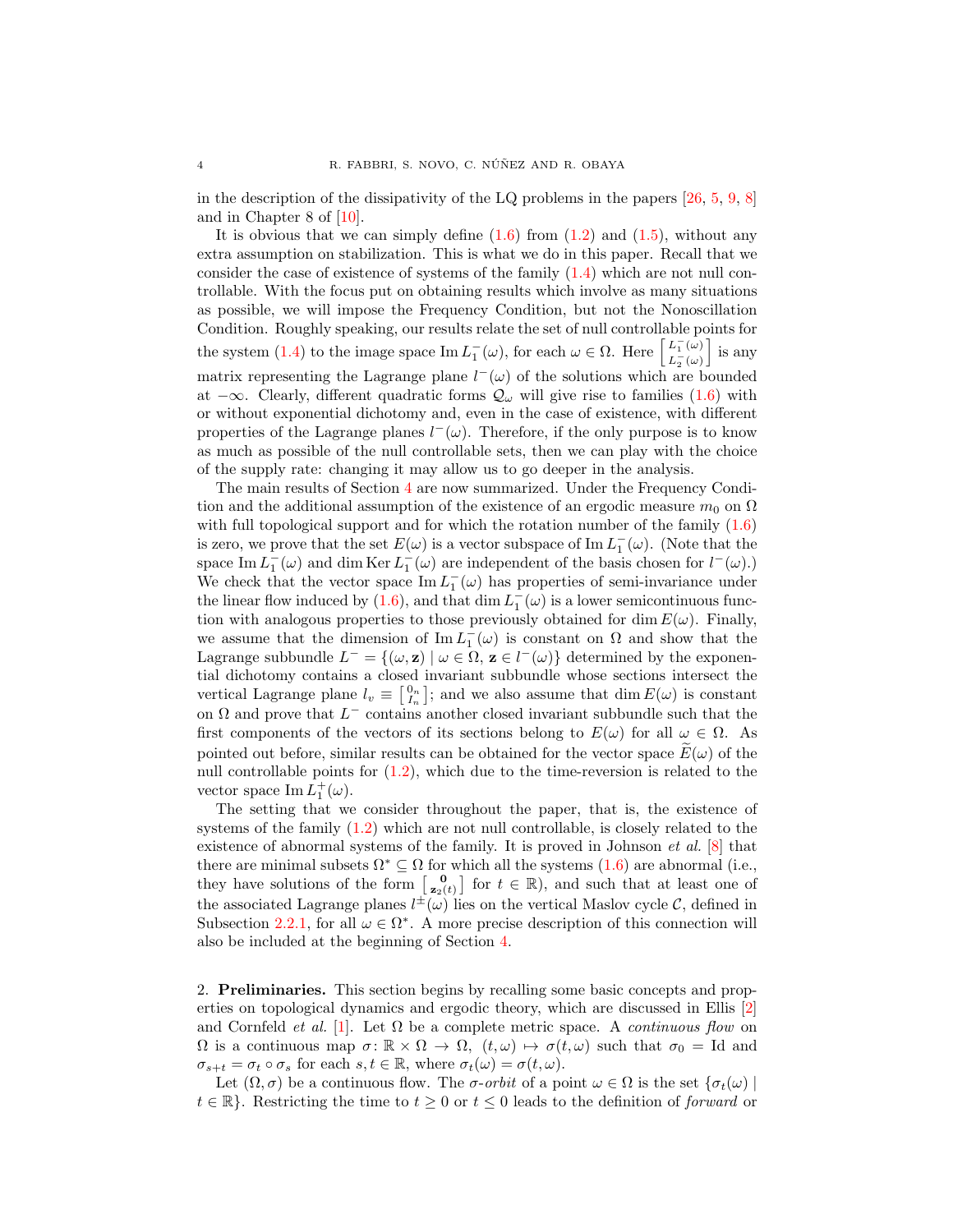in the description of the dissipativity of the LQ problems in the papers [26, 5, 9, 8] and in Chapter 8 of [10].

It is obvious that we can simply define (1.6) from (1.2) and (1.5), without any extra assumption on stabilization. This is what we do in this paper. Recall that we consider the case of existence of systems of the family (1.4) which are not null controllable. With the focus put on obtaining results which involve as many situations as possible, we will impose the Frequency Condition, but not the Nonoscillation Condition. Roughly speaking, our results relate the set of null controllable points for the system (1.4) to the image space $\operatorname{Im} L_1^-(\omega)$, for each $\omega \in \Omega$. Here $\left[\begin{smallmatrix} L_1^-(\omega) \\ L_2^-(\omega) \end{smallmatrix}\right]$ is any matrix representing the Lagrange plane $l^-(\omega)$ of the solutions which are bounded at $-\infty$. Clearly, different quadratic forms $\mathcal{Q}_\omega$ will give rise to families (1.6) with or without exponential dichotomy and, even in the case of existence, with different properties of the Lagrange planes $l^-(\omega)$. Therefore, if the only purpose is to know as much as possible of the null controllable sets, then we can play with the choice of the supply rate: changing it may allow us to go deeper in the analysis.

The main results of Section 4 are now summarized. Under the Frequency Condition and the additional assumption of the existence of an ergodic measure $m_0$ on $\Omega$ with full topological support and for which the rotation number of the family (1.6) is zero, we prove that the set $E(\omega)$ is a vector subspace of $\operatorname{Im} L_1^-(\omega)$. (Note that the space $\operatorname{Im} L_1^-(\omega)$ and $\dim \operatorname{Ker} L_1^-(\omega)$ are independent of the basis chosen for $l^-(\omega)$.) We check that the vector space $\operatorname{Im} L_1^-(\omega)$ has properties of semi-invariance under the linear flow induced by (1.6), and that $\dim L_1^-(\omega)$ is a lower semicontinuous function with analogous properties to those previously obtained for $\dim E(\omega)$. Finally, we assume that the dimension of $\operatorname{Im} L_1^-(\omega)$ is constant on $\Omega$ and show that the Lagrange subbundle $L^- = \{(\omega, \mathbf{z}) \mid \omega \in \Omega, \, \mathbf{z} \in l^-(\omega)\}$ determined by the exponential dichotomy contains a closed invariant subbundle whose sections intersect the vertical Lagrange plane $l_v \equiv \left[\begin{smallmatrix} 0_n \\ I_n \end{smallmatrix}\right]$; and we also assume that $\dim E(\omega)$ is constant on $\Omega$ and prove that $L^-$ contains another closed invariant subbundle such that the first components of the vectors of its sections belong to $E(\omega)$ for all $\omega \in \Omega$. As pointed out before, similar results can be obtained for the vector space $\widetilde{E}(\omega)$ of the null controllable points for (1.2), which due to the time-reversion is related to the vector space $\operatorname{Im} L_1^+(\omega)$.

The setting that we consider throughout the paper, that is, the existence of systems of the family (1.2) which are not null controllable, is closely related to the existence of abnormal systems of the family. It is proved in Johnson *et al.* [8] that there are minimal subsets $\Omega^* \subseteq \Omega$ for which all the systems (1.6) are abnormal (i.e., they have solutions of the form $\left[\begin{smallmatrix} \mathbf{0} \\ \mathbf{z}_2(t) \end{smallmatrix}\right]$ for $t \in \mathbb{R}$), and such that at least one of the associated Lagrange planes $l^\pm(\omega)$ lies on the vertical Maslov cycle $\mathcal{C}$, defined in Subsection 2.2.1, for all $\omega \in \Omega^*$. A more precise description of this connection will also be included at the beginning of Section 4.

## 2. Preliminaries.

This section begins by recalling some basic concepts and properties on topological dynamics and ergodic theory, which are discussed in Ellis [2] and Cornfeld *et al.* [1]. Let $\Omega$ be a complete metric space. A *continuous flow* on $\Omega$ is a continuous map $\sigma \colon \mathbb{R} \times \Omega \to \Omega$, $(t, \omega) \mapsto \sigma(t, \omega)$ such that $\sigma_0 = \text{Id}$ and $\sigma_{s+t} = \sigma_t \circ \sigma_s$ for each $s, t \in \mathbb{R}$, where $\sigma_t(\omega) = \sigma(t, \omega)$.

Let $(\Omega, \sigma)$ be a continuous flow. The $\sigma$-*orbit* of a point $\omega \in \Omega$ is the set $\{\sigma_t(\omega) \mid t \in \mathbb{R}\}$. Restricting the time to $t \geq 0$ or $t \leq 0$ leads to the definition of *forward* or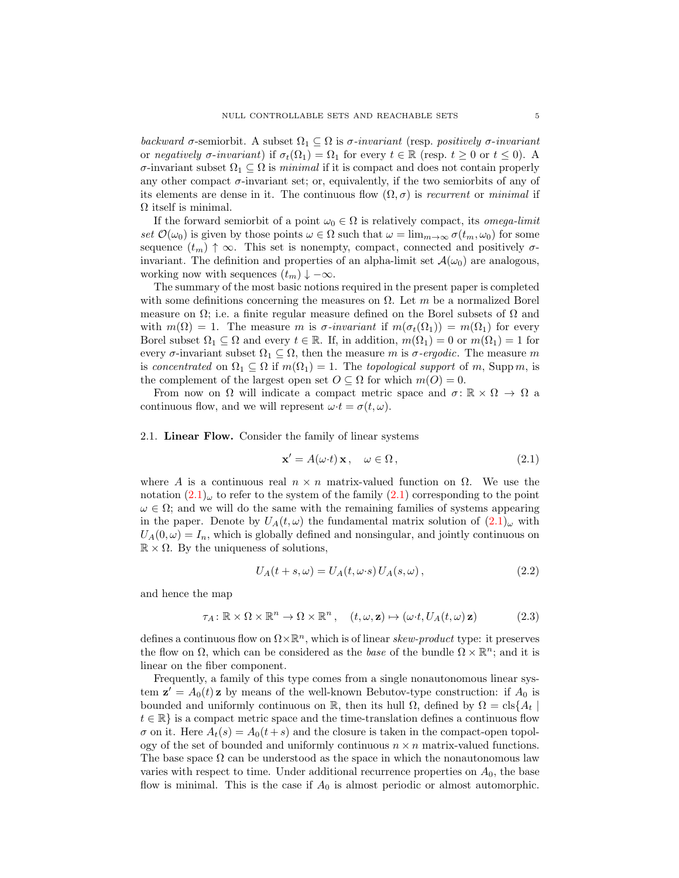*backward* $\sigma$-semiorbit. A subset $\Omega_1 \subseteq \Omega$ is *$\sigma$-invariant* (resp. *positively $\sigma$-invariant* or *negatively $\sigma$-invariant*) if $\sigma_t(\Omega_1) = \Omega_1$ for every $t \in \mathbb{R}$ (resp. $t \geq 0$ or $t \leq 0$). A $\sigma$-invariant subset $\Omega_1 \subseteq \Omega$ is *minimal* if it is compact and does not contain properly any other compact $\sigma$-invariant set; or, equivalently, if the two semiorbits of any of its elements are dense in it. The continuous flow $(\Omega, \sigma)$ is *recurrent* or *minimal* if $\Omega$ itself is minimal.

If the forward semiorbit of a point $\omega_0 \in \Omega$ is relatively compact, its *omega-limit set* $\mathcal{O}(\omega_0)$ is given by those points $\omega \in \Omega$ such that $\omega = \lim_{m\to\infty} \sigma(t_m, \omega_0)$ for some sequence $(t_m) \uparrow \infty$. This set is nonempty, compact, connected and positively $\sigma$-invariant. The definition and properties of an alpha-limit set $\mathcal{A}(\omega_0)$ are analogous, working now with sequences $(t_m) \downarrow -\infty$.

The summary of the most basic notions required in the present paper is completed with some definitions concerning the measures on $\Omega$. Let $m$ be a normalized Borel measure on $\Omega$; i.e. a finite regular measure defined on the Borel subsets of $\Omega$ and with $m(\Omega) = 1$. The measure $m$ is *$\sigma$-invariant* if $m(\sigma_t(\Omega_1)) = m(\Omega_1)$ for every Borel subset $\Omega_1 \subseteq \Omega$ and every $t \in \mathbb{R}$. If, in addition, $m(\Omega_1) = 0$ or $m(\Omega_1) = 1$ for every $\sigma$-invariant subset $\Omega_1 \subseteq \Omega$, then the measure $m$ is *$\sigma$-ergodic*. The measure $m$ is *concentrated* on $\Omega_1 \subseteq \Omega$ if $m(\Omega_1) = 1$. The *topological support* of $m$, $\operatorname{Supp} m$, is the complement of the largest open set $O \subseteq \Omega$ for which $m(O) = 0$.

From now on $\Omega$ will indicate a compact metric space and $\sigma \colon \mathbb{R} \times \Omega \to \Omega$ a continuous flow, and we will represent $\omega{\cdot}t = \sigma(t, \omega)$.

### 2.1. Linear Flow.

Consider the family of linear systems

$$\mathbf{x}' = A(\omega{\cdot}t)\,\mathbf{x}\,, \quad \omega \in \Omega\,, \tag{2.1}$$

where $A$ is a continuous real $n \times n$ matrix-valued function on $\Omega$. We use the notation $(2.1)_\omega$ to refer to the system of the family (2.1) corresponding to the point $\omega \in \Omega$; and we will do the same with the remaining families of systems appearing in the paper. Denote by $U_A(t, \omega)$ the fundamental matrix solution of $(2.1)_\omega$ with $U_A(0, \omega) = I_n$, which is globally defined and nonsingular, and jointly continuous on $\mathbb{R} \times \Omega$. By the uniqueness of solutions,

$$U_A(t + s, \omega) = U_A(t, \omega{\cdot}s)\, U_A(s, \omega)\,, \tag{2.2}$$

and hence the map

$$\tau_A \colon \mathbb{R} \times \Omega \times \mathbb{R}^n \to \Omega \times \mathbb{R}^n\,, \quad (t, \omega, \mathbf{z}) \mapsto (\omega{\cdot}t, U_A(t, \omega)\,\mathbf{z}) \tag{2.3}$$

defines a continuous flow on $\Omega \times \mathbb{R}^n$, which is of linear *skew-product* type: it preserves the flow on $\Omega$, which can be considered as the *base* of the bundle $\Omega \times \mathbb{R}^n$; and it is linear on the fiber component.

Frequently, a family of this type comes from a single nonautonomous linear system $\mathbf{z}' = A_0(t)\,\mathbf{z}$ by means of the well-known Bebutov-type construction: if $A_0$ is bounded and uniformly continuous on $\mathbb{R}$, then its hull $\Omega$, defined by $\Omega = \operatorname{cls}\{A_t \mid t \in \mathbb{R}\}$ is a compact metric space and the time-translation defines a continuous flow $\sigma$ on it. Here $A_t(s) = A_0(t + s)$ and the closure is taken in the compact-open topology of the set of bounded and uniformly continuous $n \times n$ matrix-valued functions. The base space $\Omega$ can be understood as the space in which the nonautonomous law varies with respect to time. Under additional recurrence properties on $A_0$, the base flow is minimal. This is the case if $A_0$ is almost periodic or almost automorphic.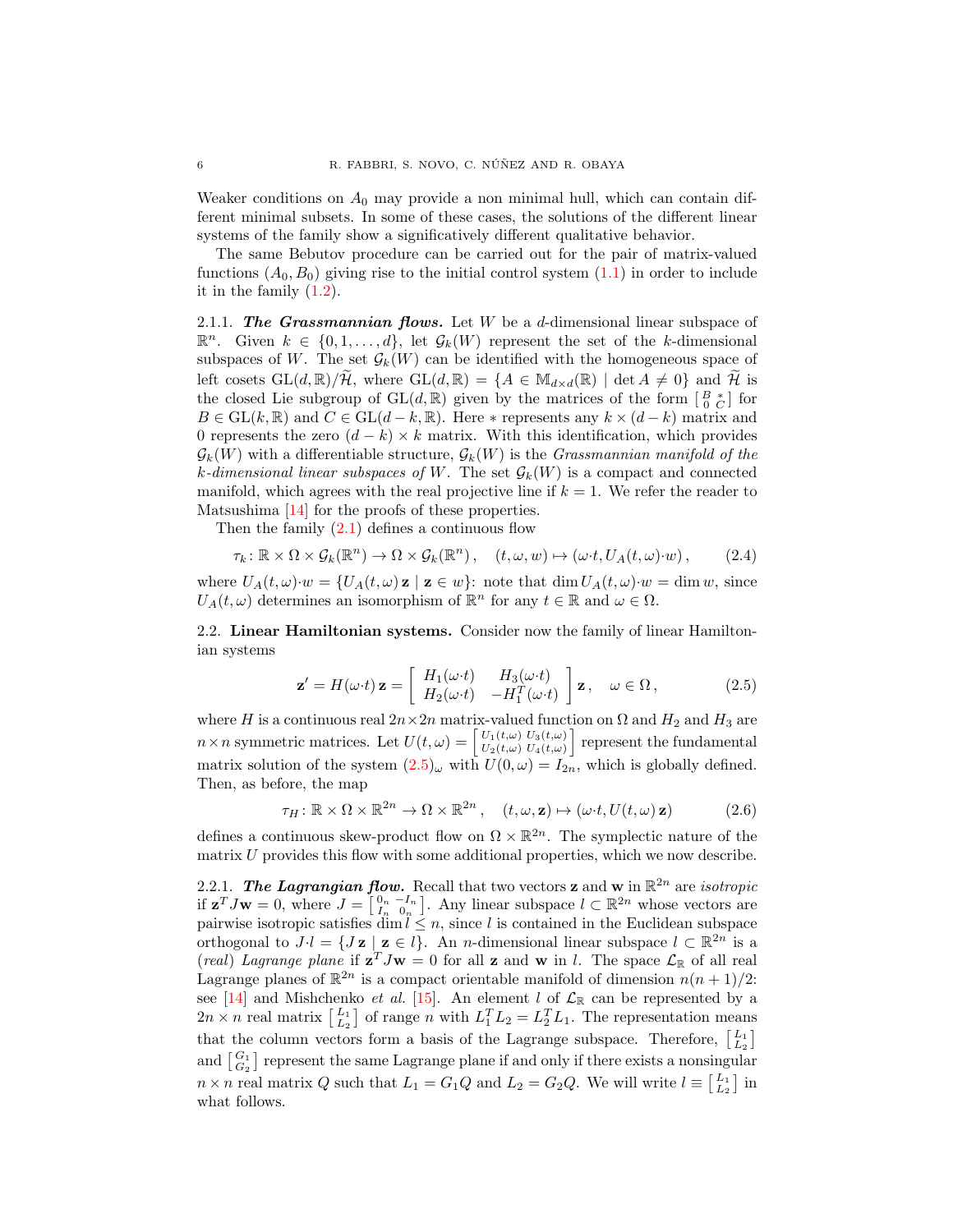Weaker conditions on $A_0$ may provide a non minimal hull, which can contain different minimal subsets. In some of these cases, the solutions of the different linear systems of the family show a significatively different qualitative behavior.

The same Bebutov procedure can be carried out for the pair of matrix-valued functions $(A_0, B_0)$ giving rise to the initial control system (1.1) in order to include it in the family (1.2).

2.1.1. ***The Grassmannian flows.*** Let $W$ be a $d$-dimensional linear subspace of $\mathbb{R}^n$. Given $k \in \{0, 1, \ldots, d\}$, let $\mathcal{G}_k(W)$ represent the set of the $k$-dimensional subspaces of $W$. The set $\mathcal{G}_k(W)$ can be identified with the homogeneous space of left cosets $\mathrm{GL}(d,\mathbb{R})/\widetilde{\mathcal{H}}$, where $\mathrm{GL}(d,\mathbb{R}) = \{A \in \mathbb{M}_{d\times d}(\mathbb{R}) \mid \det A \neq 0\}$ and $\widetilde{\mathcal{H}}$ is the closed Lie subgroup of $\mathrm{GL}(d,\mathbb{R})$ given by the matrices of the form $\left[\begin{smallmatrix} B & * \\ 0 & C \end{smallmatrix}\right]$ for $B \in \mathrm{GL}(k,\mathbb{R})$ and $C \in \mathrm{GL}(d-k,\mathbb{R})$. Here $*$ represents any $k \times (d-k)$ matrix and $0$ represents the zero $(d-k) \times k$ matrix. With this identification, which provides $\mathcal{G}_k(W)$ with a differentiable structure, $\mathcal{G}_k(W)$ is the *Grassmannian manifold of the $k$-dimensional linear subspaces of $W$*. The set $\mathcal{G}_k(W)$ is a compact and connected manifold, which agrees with the real projective line if $k = 1$. We refer the reader to Matsushima [14] for the proofs of these properties.

Then the family (2.1) defines a continuous flow

$$\tau_k \colon \mathbb{R} \times \Omega \times \mathcal{G}_k(\mathbb{R}^n) \to \Omega \times \mathcal{G}_k(\mathbb{R}^n)\,, \quad (t, \omega, w) \mapsto (\omega{\cdot}t, U_A(t,\omega){\cdot}w)\,, \tag{2.4}$$

where $U_A(t,\omega){\cdot}w = \{U_A(t,\omega)\,\mathbf{z} \mid \mathbf{z} \in w\}$: note that $\dim U_A(t,\omega){\cdot}w = \dim w$, since $U_A(t,\omega)$ determines an isomorphism of $\mathbb{R}^n$ for any $t \in \mathbb{R}$ and $\omega \in \Omega$.

2.2. **Linear Hamiltonian systems.** Consider now the family of linear Hamiltonian systems

$$\mathbf{z}' = H(\omega{\cdot}t)\,\mathbf{z} = \left[\begin{array}{cc} H_1(\omega{\cdot}t) & H_3(\omega{\cdot}t) \\ H_2(\omega{\cdot}t) & -H_1^T(\omega{\cdot}t) \end{array}\right] \mathbf{z}\,, \quad \omega \in \Omega\,, \tag{2.5}$$

where $H$ is a continuous real $2n\times 2n$ matrix-valued function on $\Omega$ and $H_2$ and $H_3$ are $n \times n$ symmetric matrices. Let $U(t,\omega) = \left[\begin{smallmatrix} U_1(t,\omega) & U_3(t,\omega) \\ U_2(t,\omega) & U_4(t,\omega) \end{smallmatrix}\right]$ represent the fundamental matrix solution of the system $(2.5)_\omega$ with $U(0,\omega) = I_{2n}$, which is globally defined. Then, as before, the map

$$\tau_H \colon \mathbb{R} \times \Omega \times \mathbb{R}^{2n} \to \Omega \times \mathbb{R}^{2n}\,, \quad (t, \omega, \mathbf{z}) \mapsto (\omega{\cdot}t, U(t,\omega)\,\mathbf{z}) \tag{2.6}$$

defines a continuous skew-product flow on $\Omega \times \mathbb{R}^{2n}$. The symplectic nature of the matrix $U$ provides this flow with some additional properties, which we now describe.

2.2.1. ***The Lagrangian flow.*** Recall that two vectors $\mathbf{z}$ and $\mathbf{w}$ in $\mathbb{R}^{2n}$ are *isotropic* if $\mathbf{z}^T J \mathbf{w} = 0$, where $J = \left[\begin{smallmatrix} 0_n & -I_n \\ I_n & 0_n \end{smallmatrix}\right]$. Any linear subspace $l \subset \mathbb{R}^{2n}$ whose vectors are pairwise isotropic satisfies $\dim l \le n$, since $l$ is contained in the Euclidean subspace orthogonal to $J{\cdot}l = \{J\,\mathbf{z} \mid \mathbf{z} \in l\}$. An $n$-dimensional linear subspace $l \subset \mathbb{R}^{2n}$ is a (*real*) *Lagrange plane* if $\mathbf{z}^T J \mathbf{w} = 0$ for all $\mathbf{z}$ and $\mathbf{w}$ in $l$. The space $\mathcal{L}_\mathbb{R}$ of all real Lagrange planes of $\mathbb{R}^{2n}$ is a compact orientable manifold of dimension $n(n+1)/2$: see [14] and Mishchenko *et al.* [15]. An element $l$ of $\mathcal{L}_\mathbb{R}$ can be represented by a $2n \times n$ real matrix $\left[\begin{smallmatrix} L_1 \\ L_2 \end{smallmatrix}\right]$ of range $n$ with $L_1^T L_2 = L_2^T L_1$. The representation means that the column vectors form a basis of the Lagrange subspace. Therefore, $\left[\begin{smallmatrix} L_1 \\ L_2 \end{smallmatrix}\right]$ and $\left[\begin{smallmatrix} G_1 \\ G_2 \end{smallmatrix}\right]$ represent the same Lagrange plane if and only if there exists a nonsingular $n \times n$ real matrix $Q$ such that $L_1 = G_1 Q$ and $L_2 = G_2 Q$. We will write $l \equiv \left[\begin{smallmatrix} L_1 \\ L_2 \end{smallmatrix}\right]$ in what follows.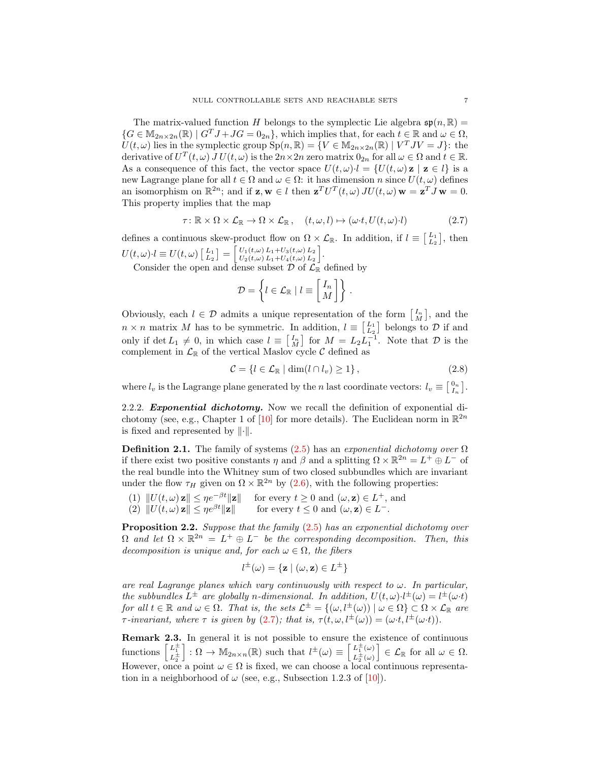The matrix-valued function $H$ belongs to the symplectic Lie algebra $\mathfrak{sp}(n,\mathbb{R}) = \{G \in \mathbb{M}_{2n\times 2n}(\mathbb{R}) \mid G^T J + JG = 0_{2n}\}$, which implies that, for each $t \in \mathbb{R}$ and $\omega \in \Omega$, $U(t,\omega)$ lies in the symplectic group $\mathrm{Sp}(n,\mathbb{R}) = \{V \in \mathbb{M}_{2n\times 2n}(\mathbb{R}) \mid V^T J V = J\}$: the derivative of $U^T(t,\omega)\, J\, U(t,\omega)$ is the $2n\times 2n$ zero matrix $0_{2n}$ for all $\omega \in \Omega$ and $t \in \mathbb{R}$. As a consequence of this fact, the vector space $U(t,\omega){\cdot}l = \{U(t,\omega)\,\mathbf{z} \mid \mathbf{z} \in l\}$ is a new Lagrange plane for all $t \in \Omega$ and $\omega \in \Omega$: it has dimension $n$ since $U(t,\omega)$ defines an isomorphism on $\mathbb{R}^{2n}$; and if $\mathbf{z}, \mathbf{w} \in l$ then $\mathbf{z}^T U^T(t,\omega)\, J U(t,\omega)\,\mathbf{w} = \mathbf{z}^T J\,\mathbf{w} = 0$. This property implies that the map

$$\tau\colon \mathbb{R}\times\Omega\times\mathcal{L}_{\mathbb{R}} \to \Omega\times\mathcal{L}_{\mathbb{R}}\,, \quad (t,\omega,l) \mapsto (\omega{\cdot}t, U(t,\omega){\cdot}l) \tag{2.7}$$

defines a continuous skew-product flow on $\Omega\times\mathcal{L}_{\mathbb{R}}$. In addition, if $l \equiv \left[\begin{smallmatrix} L_1 \\ L_2 \end{smallmatrix}\right]$, then $U(t,\omega){\cdot}l \equiv U(t,\omega)\left[\begin{smallmatrix} L_1 \\ L_2 \end{smallmatrix}\right] = \left[\begin{smallmatrix} U_1(t,\omega)\,L_1 + U_3(t,\omega)\,L_2 \\ U_2(t,\omega)\,L_1 + U_4(t,\omega)\,L_2 \end{smallmatrix}\right]$.

Consider the open and dense subset $\mathcal{D}$ of $\mathcal{L}_{\mathbb{R}}$ defined by

$$\mathcal{D} = \left\{ l \in \mathcal{L}_{\mathbb{R}} \mid l \equiv \begin{bmatrix} I_n \\ M \end{bmatrix} \right\}.$$

Obviously, each $l \in \mathcal{D}$ admits a unique representation of the form $\left[\begin{smallmatrix} I_n \\ M \end{smallmatrix}\right]$, and the $n\times n$ matrix $M$ has to be symmetric. In addition, $l \equiv \left[\begin{smallmatrix} L_1 \\ L_2 \end{smallmatrix}\right]$ belongs to $\mathcal{D}$ if and only if $\det L_1 \neq 0$, in which case $l \equiv \left[\begin{smallmatrix} I_n \\ M \end{smallmatrix}\right]$ for $M = L_2 L_1^{-1}$. Note that $\mathcal{D}$ is the complement in $\mathcal{L}_{\mathbb{R}}$ of the vertical Maslov cycle $\mathcal{C}$ defined as

$$\mathcal{C} = \{ l \in \mathcal{L}_{\mathbb{R}} \mid \dim(l \cap l_v) \geq 1 \}\,, \tag{2.8}$$

where $l_v$ is the Lagrange plane generated by the $n$ last coordinate vectors: $l_v \equiv \left[\begin{smallmatrix} 0_n \\ I_n \end{smallmatrix}\right]$.

2.2.2. ***Exponential dichotomy.*** Now we recall the definition of exponential dichotomy (see, e.g., Chapter 1 of [10] for more details). The Euclidean norm in $\mathbb{R}^{2n}$ is fixed and represented by $\|{\cdot}\|$.

**Definition 2.1.** The family of systems (2.5) has an *exponential dichotomy over* $\Omega$ if there exist two positive constants $\eta$ and $\beta$ and a splitting $\Omega\times\mathbb{R}^{2n} = L^+ \oplus L^-$ of the real bundle into the Whitney sum of two closed subbundles which are invariant under the flow $\tau_H$ given on $\Omega\times\mathbb{R}^{2n}$ by (2.6), with the following properties:

1. $\|U(t,\omega)\,\mathbf{z}\| \leq \eta e^{-\beta t}\|\mathbf{z}\|$ for every $t \geq 0$ and $(\omega,\mathbf{z}) \in L^+$, and
2. $\|U(t,\omega)\,\mathbf{z}\| \leq \eta e^{\beta t}\|\mathbf{z}\|$ for every $t \leq 0$ and $(\omega,\mathbf{z}) \in L^-$.

**Proposition 2.2.** *Suppose that the family (2.5) has an exponential dichotomy over $\Omega$ and let $\Omega\times\mathbb{R}^{2n} = L^+ \oplus L^-$ be the corresponding decomposition. Then, this decomposition is unique and, for each $\omega \in \Omega$, the fibers*

$$l^{\pm}(\omega) = \{\mathbf{z} \mid (\omega,\mathbf{z}) \in L^{\pm}\}$$

*are real Lagrange planes which vary continuously with respect to $\omega$. In particular, the subbundles $L^{\pm}$ are globally $n$-dimensional. In addition, $U(t,\omega){\cdot}l^{\pm}(\omega) = l^{\pm}(\omega{\cdot}t)$ for all $t \in \mathbb{R}$ and $\omega \in \Omega$. That is, the sets $\mathcal{L}^{\pm} = \{(\omega, l^{\pm}(\omega)) \mid \omega \in \Omega\} \subset \Omega\times\mathcal{L}_{\mathbb{R}}$ are $\tau$-invariant, where $\tau$ is given by (2.7); that is, $\tau(t,\omega,l^{\pm}(\omega)) = (\omega{\cdot}t, l^{\pm}(\omega{\cdot}t))$.*

**Remark 2.3.** In general it is not possible to ensure the existence of continuous functions $\left[\begin{smallmatrix} L_1^{\pm} \\ L_2^{\pm} \end{smallmatrix}\right] : \Omega \to \mathbb{M}_{2n\times n}(\mathbb{R})$ such that $l^{\pm}(\omega) \equiv \left[\begin{smallmatrix} L_1^{\pm}(\omega) \\ L_2^{\pm}(\omega) \end{smallmatrix}\right] \in \mathcal{L}_{\mathbb{R}}$ for all $\omega \in \Omega$. However, once a point $\omega \in \Omega$ is fixed, we can choose a local continuous representation in a neighborhood of $\omega$ (see, e.g., Subsection 1.2.3 of [10]).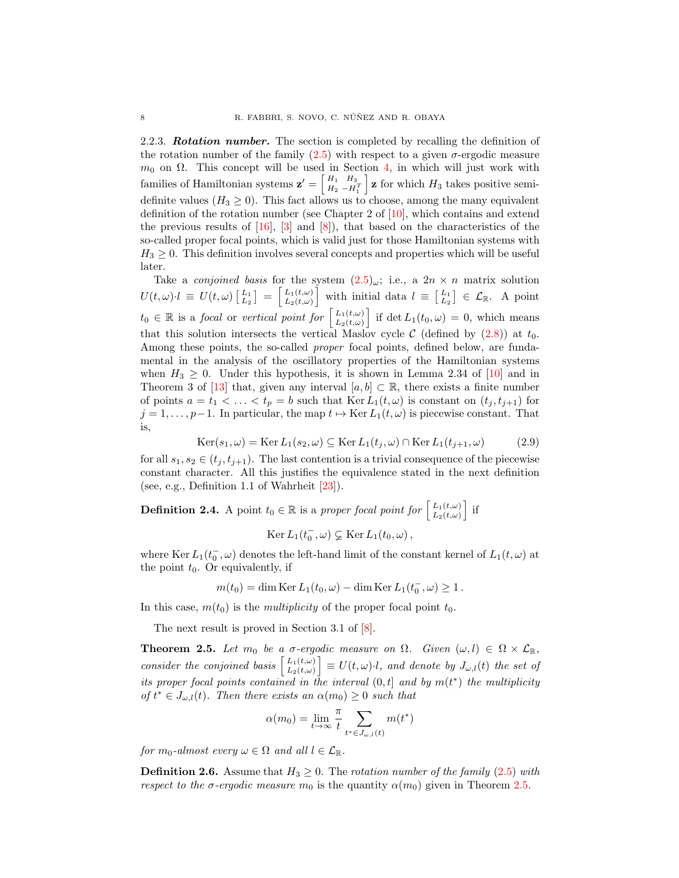2.2.3. ***Rotation number.*** The section is completed by recalling the definition of the rotation number of the family (2.5) with respect to a given $\sigma$-ergodic measure $m_0$ on $\Omega$. This concept will be used in Section 4, in which will just work with families of Hamiltonian systems $\mathbf{z}' = \left[\begin{smallmatrix} H_1 & H_3 \\ H_2 & -H_1^T \end{smallmatrix}\right] \mathbf{z}$ for which $H_3$ takes positive semi-definite values ($H_3 \ge 0$). This fact allows us to choose, among the many equivalent definition of the rotation number (see Chapter 2 of [10], which contains and extend the previous results of [16], [3] and [8]), that based on the characteristics of the so-called proper focal points, which is valid just for those Hamiltonian systems with $H_3 \ge 0$. This definition involves several concepts and properties which will be useful later.

Take a *conjoined basis* for the system $(2.5)_\omega$; i.e., a $2n \times n$ matrix solution $U(t,\omega)\cdot l \equiv U(t,\omega)\left[\begin{smallmatrix} L_1 \\ L_2 \end{smallmatrix}\right] = \left[\begin{smallmatrix} L_1(t,\omega) \\ L_2(t,\omega) \end{smallmatrix}\right]$ with initial data $l \equiv \left[\begin{smallmatrix} L_1 \\ L_2 \end{smallmatrix}\right] \in \mathcal{L}_\mathbb{R}$. A point $t_0 \in \mathbb{R}$ is a *focal* or *vertical point for* $\left[\begin{smallmatrix} L_1(t,\omega) \\ L_2(t,\omega) \end{smallmatrix}\right]$ if $\det L_1(t_0,\omega) = 0$, which means that this solution intersects the vertical Maslov cycle $\mathcal{C}$ (defined by (2.8)) at $t_0$. Among these points, the so-called *proper* focal points, defined below, are fundamental in the analysis of the oscillatory properties of the Hamiltonian systems when $H_3 \ge 0$. Under this hypothesis, it is shown in Lemma 2.34 of [10] and in Theorem 3 of [13] that, given any interval $[a,b] \subset \mathbb{R}$, there exists a finite number of points $a = t_1 < \ldots < t_p = b$ such that $\operatorname{Ker} L_1(t,\omega)$ is constant on $(t_j, t_{j+1})$ for $j = 1, \ldots, p-1$. In particular, the map $t \mapsto \operatorname{Ker} L_1(t,\omega)$ is piecewise constant. That is,

$$\operatorname{Ker}(s_1,\omega) = \operatorname{Ker} L_1(s_2,\omega) \subseteq \operatorname{Ker} L_1(t_j,\omega) \cap \operatorname{Ker} L_1(t_{j+1},\omega) \tag{2.9}$$

for all $s_1, s_2 \in (t_j, t_{j+1})$. The last contention is a trivial consequence of the piecewise constant character. All this justifies the equivalence stated in the next definition (see, e.g., Definition 1.1 of Wahrheit [23]).

**Definition 2.4.** A point $t_0 \in \mathbb{R}$ is a *proper focal point for* $\left[\begin{smallmatrix} L_1(t,\omega) \\ L_2(t,\omega) \end{smallmatrix}\right]$ if

$$\operatorname{Ker} L_1(t_0^-,\omega) \subsetneq \operatorname{Ker} L_1(t_0,\omega)\,,$$

where $\operatorname{Ker} L_1(t_0^-,\omega)$ denotes the left-hand limit of the constant kernel of $L_1(t,\omega)$ at the point $t_0$. Or equivalently, if

$$m(t_0) = \dim \operatorname{Ker} L_1(t_0,\omega) - \dim \operatorname{Ker} L_1(t_0^-,\omega) \ge 1\,.$$

In this case, $m(t_0)$ is the *multiplicity* of the proper focal point $t_0$.

The next result is proved in Section 3.1 of [8].

**Theorem 2.5.** *Let $m_0$ be a $\sigma$-ergodic measure on $\Omega$. Given $(\omega, l) \in \Omega \times \mathcal{L}_\mathbb{R}$, consider the conjoined basis $\left[\begin{smallmatrix} L_1(t,\omega) \\ L_2(t,\omega) \end{smallmatrix}\right] \equiv U(t,\omega)\cdot l$, and denote by $J_{\omega,l}(t)$ the set of its proper focal points contained in the interval $(0,t]$ and by $m(t^*)$ the multiplicity of $t^* \in J_{\omega,l}(t)$. Then there exists an $\alpha(m_0) \ge 0$ such that*

$$\alpha(m_0) = \lim_{t\to\infty} \frac{\pi}{t} \sum_{t^* \in J_{\omega,l}(t)} m(t^*)$$

*for $m_0$-almost every $\omega \in \Omega$ and all $l \in \mathcal{L}_\mathbb{R}$.*

**Definition 2.6.** Assume that $H_3 \ge 0$. The *rotation number of the family* (2.5) *with respect to the $\sigma$-ergodic measure $m_0$* is the quantity $\alpha(m_0)$ given in Theorem 2.5.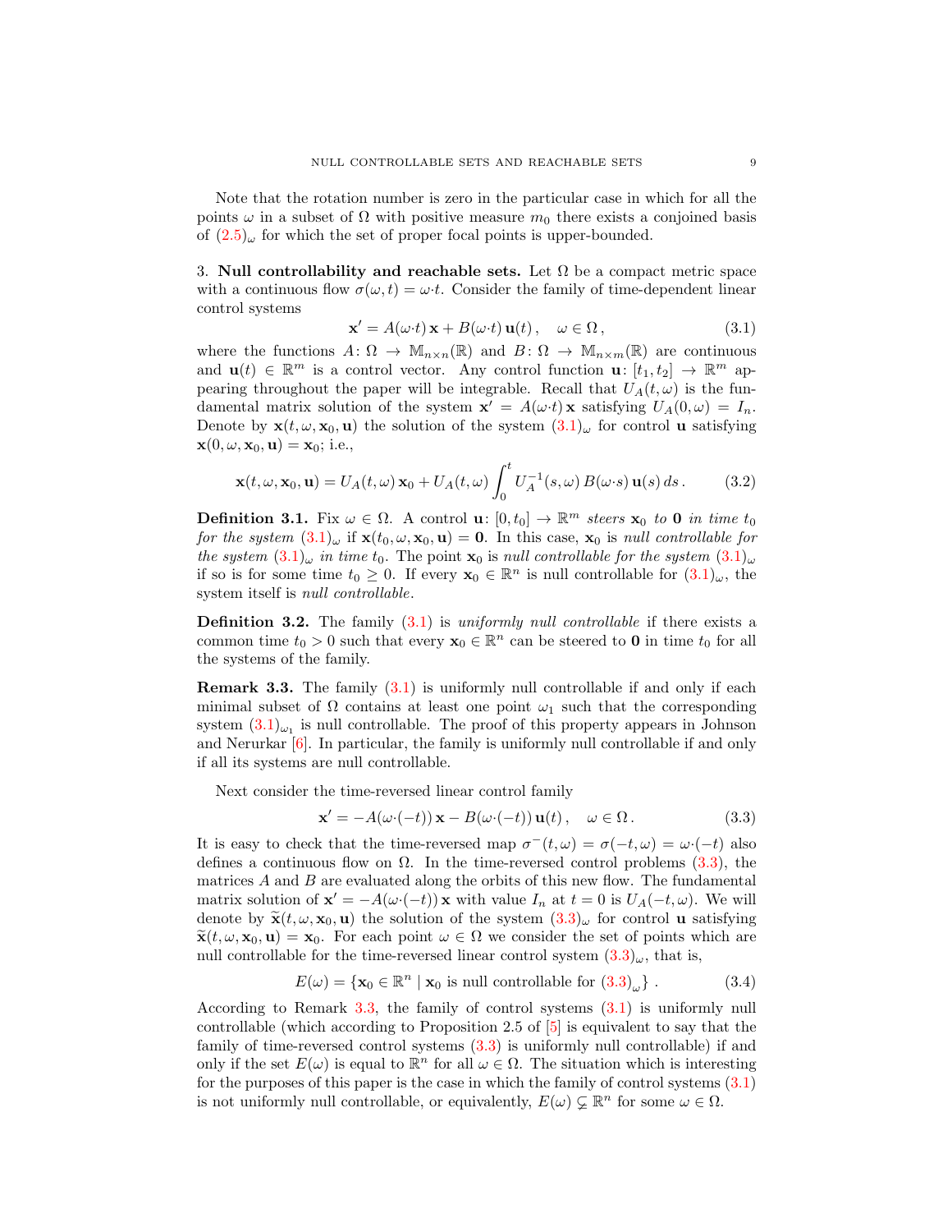Note that the rotation number is zero in the particular case in which for all the points $\omega$ in a subset of $\Omega$ with positive measure $m_0$ there exists a conjoined basis of $(2.5)_\omega$ for which the set of proper focal points is upper-bounded.

## 3. Null controllability and reachable sets.

Let $\Omega$ be a compact metric space with a continuous flow $\sigma(\omega, t) = \omega{\cdot}t$. Consider the family of time-dependent linear control systems

$$\mathbf{x}' = A(\omega{\cdot}t)\,\mathbf{x} + B(\omega{\cdot}t)\,\mathbf{u}(t)\,, \quad \omega \in \Omega\,, \tag{3.1}$$

where the functions $A\colon \Omega \to \mathbb{M}_{n\times n}(\mathbb{R})$ and $B\colon \Omega \to \mathbb{M}_{n\times m}(\mathbb{R})$ are continuous and $\mathbf{u}(t) \in \mathbb{R}^m$ is a control vector. Any control function $\mathbf{u}\colon [t_1, t_2] \to \mathbb{R}^m$ appearing throughout the paper will be integrable. Recall that $U_A(t, \omega)$ is the fundamental matrix solution of the system $\mathbf{x}' = A(\omega{\cdot}t)\,\mathbf{x}$ satisfying $U_A(0, \omega) = I_n$. Denote by $\mathbf{x}(t, \omega, \mathbf{x}_0, \mathbf{u})$ the solution of the system $(3.1)_\omega$ for control $\mathbf{u}$ satisfying $\mathbf{x}(0, \omega, \mathbf{x}_0, \mathbf{u}) = \mathbf{x}_0$; i.e.,

$$\mathbf{x}(t, \omega, \mathbf{x}_0, \mathbf{u}) = U_A(t, \omega)\,\mathbf{x}_0 + U_A(t, \omega)\int_0^t U_A^{-1}(s, \omega)\,B(\omega{\cdot}s)\,\mathbf{u}(s)\,ds\,. \tag{3.2}$$

**Definition 3.1.** Fix $\omega \in \Omega$. *A control* $\mathbf{u}\colon [0, t_0] \to \mathbb{R}^m$ *steers* $\mathbf{x}_0$ *to* $\mathbf{0}$ *in time* $t_0$ *for the system* $(3.1)_\omega$ *if* $\mathbf{x}(t_0, \omega, \mathbf{x}_0, \mathbf{u}) = \mathbf{0}$*. In this case,* $\mathbf{x}_0$ *is null controllable for the system* $(3.1)_\omega$ *in time* $t_0$*. The point* $\mathbf{x}_0$ *is null controllable for the system* $(3.1)_\omega$ *if so is for some time* $t_0 \geq 0$*. If every* $\mathbf{x}_0 \in \mathbb{R}^n$ *is null controllable for* $(3.1)_\omega$*, the system itself is null controllable.*

**Definition 3.2.** *The family* (3.1) *is uniformly null controllable if there exists a common time* $t_0 > 0$ *such that every* $\mathbf{x}_0 \in \mathbb{R}^n$ *can be steered to* $\mathbf{0}$ *in time* $t_0$ *for all the systems of the family.*

**Remark 3.3.** The family (3.1) is uniformly null controllable if and only if each minimal subset of $\Omega$ contains at least one point $\omega_1$ such that the corresponding system $(3.1)_{\omega_1}$ is null controllable. The proof of this property appears in Johnson and Nerurkar [6]. In particular, the family is uniformly null controllable if and only if all its systems are null controllable.

Next consider the time-reversed linear control family

$$\mathbf{x}' = -A(\omega{\cdot}(-t))\,\mathbf{x} - B(\omega{\cdot}(-t))\,\mathbf{u}(t)\,, \quad \omega \in \Omega\,. \tag{3.3}$$

It is easy to check that the time-reversed map $\sigma^-(t, \omega) = \sigma(-t, \omega) = \omega{\cdot}(-t)$ also defines a continuous flow on $\Omega$. In the time-reversed control problems (3.3), the matrices $A$ and $B$ are evaluated along the orbits of this new flow. The fundamental matrix solution of $\mathbf{x}' = -A(\omega{\cdot}(-t))\,\mathbf{x}$ with value $I_n$ at $t = 0$ is $U_A(-t, \omega)$. We will denote by $\widetilde{\mathbf{x}}(t, \omega, \mathbf{x}_0, \mathbf{u})$ the solution of the system $(3.3)_\omega$ for control $\mathbf{u}$ satisfying $\widetilde{\mathbf{x}}(t, \omega, \mathbf{x}_0, \mathbf{u}) = \mathbf{x}_0$. For each point $\omega \in \Omega$ we consider the set of points which are null controllable for the time-reversed linear control system $(3.3)_\omega$, that is,

$$E(\omega) = \left\{\mathbf{x}_0 \in \mathbb{R}^n \mid \mathbf{x}_0 \text{ is null controllable for } (3.3)_\omega\right\}. \tag{3.4}$$

According to Remark 3.3, the family of control systems (3.1) is uniformly null controllable (which according to Proposition 2.5 of [5] is equivalent to say that the family of time-reversed control systems (3.3) is uniformly null controllable) if and only if the set $E(\omega)$ is equal to $\mathbb{R}^n$ for all $\omega \in \Omega$. The situation which is interesting for the purposes of this paper is the case in which the family of control systems (3.1) is not uniformly null controllable, or equivalently, $E(\omega) \subsetneq \mathbb{R}^n$ for some $\omega \in \Omega$.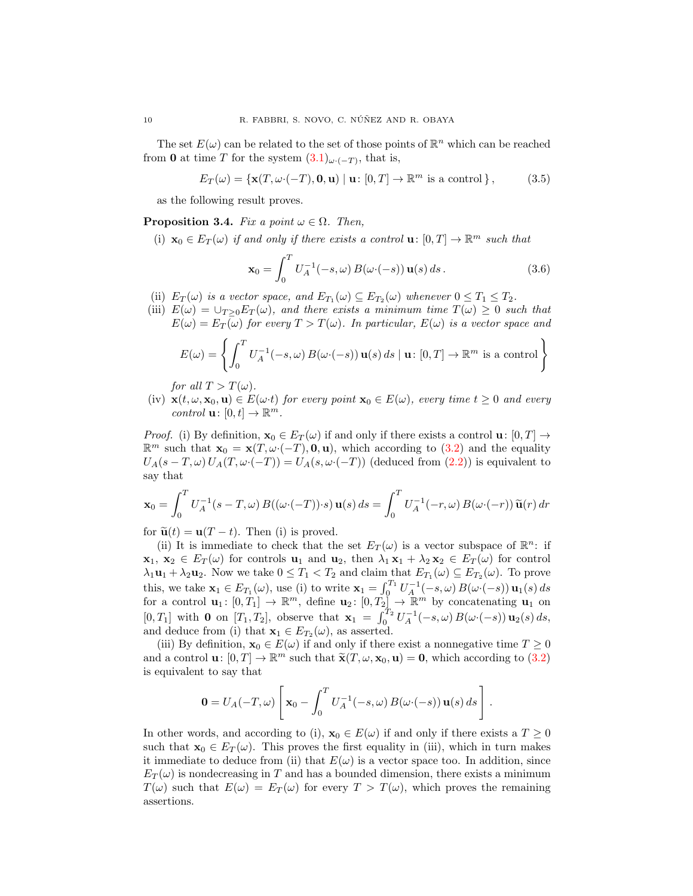The set $E(\omega)$ can be related to the set of those points of $\mathbb{R}^n$ which can be reached from $\mathbf{0}$ at time $T$ for the system $(3.1)_{\omega\cdot(-T)}$, that is,

$$E_T(\omega) = \{\mathbf{x}(T, \omega\cdot(-T), \mathbf{0}, \mathbf{u}) \mid \mathbf{u}\colon [0,T] \to \mathbb{R}^m \text{ is a control}\}\,, \tag{3.5}$$

as the following result proves.

**Proposition 3.4.** *Fix a point $\omega \in \Omega$. Then,*

(i) *$\mathbf{x}_0 \in E_T(\omega)$ if and only if there exists a control $\mathbf{u}\colon [0,T] \to \mathbb{R}^m$ such that*

$$\mathbf{x}_0 = \int_0^T U_A^{-1}(-s,\omega)\, B(\omega\cdot(-s))\, \mathbf{u}(s)\, ds\,. \tag{3.6}$$

(ii) *$E_T(\omega)$ is a vector space, and $E_{T_1}(\omega) \subseteq E_{T_2}(\omega)$ whenever $0 \le T_1 \le T_2$.*

(iii) *$E(\omega) = \cup_{T\ge 0} E_T(\omega)$, and there exists a minimum time $T(\omega) \ge 0$ such that $E(\omega) = E_T(\omega)$ for every $T > T(\omega)$. In particular, $E(\omega)$ is a vector space and*

$$E(\omega) = \left\{ \int_0^T U_A^{-1}(-s,\omega)\, B(\omega\cdot(-s))\, \mathbf{u}(s)\, ds \mid \mathbf{u}\colon [0,T] \to \mathbb{R}^m \text{ is a control} \right\}$$

*for all $T > T(\omega)$.*

(iv) *$\mathbf{x}(t,\omega,\mathbf{x}_0,\mathbf{u}) \in E(\omega\cdot t)$ for every point $\mathbf{x}_0 \in E(\omega)$, every time $t \ge 0$ and every control $\mathbf{u}\colon [0,t] \to \mathbb{R}^m$.*

*Proof.* (i) By definition, $\mathbf{x}_0 \in E_T(\omega)$ if and only if there exists a control $\mathbf{u}\colon [0,T] \to \mathbb{R}^m$ such that $\mathbf{x}_0 = \mathbf{x}(T, \omega\cdot(-T), \mathbf{0}, \mathbf{u})$, which according to (3.2) and the equality $U_A(s-T,\omega)\, U_A(T, \omega\cdot(-T)) = U_A(s, \omega\cdot(-T))$ (deduced from (2.2)) is equivalent to say that

$$\mathbf{x}_0 = \int_0^T U_A^{-1}(s-T,\omega)\, B((\omega\cdot(-T))\cdot s)\, \mathbf{u}(s)\, ds = \int_0^T U_A^{-1}(-r,\omega)\, B(\omega\cdot(-r))\, \widetilde{\mathbf{u}}(r)\, dr$$

for $\widetilde{\mathbf{u}}(t) = \mathbf{u}(T-t)$. Then (i) is proved.

(ii) It is immediate to check that the set $E_T(\omega)$ is a vector subspace of $\mathbb{R}^n$: if $\mathbf{x}_1$, $\mathbf{x}_2 \in E_T(\omega)$ for controls $\mathbf{u}_1$ and $\mathbf{u}_2$, then $\lambda_1 \mathbf{x}_1 + \lambda_2 \mathbf{x}_2 \in E_T(\omega)$ for control $\lambda_1 \mathbf{u}_1 + \lambda_2 \mathbf{u}_2$. Now we take $0 \le T_1 < T_2$ and claim that $E_{T_1}(\omega) \subseteq E_{T_2}(\omega)$. To prove this, we take $\mathbf{x}_1 \in E_{T_1}(\omega)$, use (i) to write $\mathbf{x}_1 = \int_0^{T_1} U_A^{-1}(-s,\omega)\, B(\omega\cdot(-s))\, \mathbf{u}_1(s)\, ds$ for a control $\mathbf{u}_1\colon [0,T_1] \to \mathbb{R}^m$, define $\mathbf{u}_2\colon [0,T_2] \to \mathbb{R}^m$ by concatenating $\mathbf{u}_1$ on $[0,T_1]$ with $\mathbf{0}$ on $[T_1,T_2]$, observe that $\mathbf{x}_1 = \int_0^{T_2} U_A^{-1}(-s,\omega)\, B(\omega\cdot(-s))\, \mathbf{u}_2(s)\, ds$, and deduce from (i) that $\mathbf{x}_1 \in E_{T_2}(\omega)$, as asserted.

(iii) By definition, $\mathbf{x}_0 \in E(\omega)$ if and only if there exist a nonnegative time $T \ge 0$ and a control $\mathbf{u}\colon [0,T] \to \mathbb{R}^m$ such that $\widetilde{\mathbf{x}}(T,\omega,\mathbf{x}_0,\mathbf{u}) = \mathbf{0}$, which according to (3.2) is equivalent to say that

$$\mathbf{0} = U_A(-T,\omega) \left[ \mathbf{x}_0 - \int_0^T U_A^{-1}(-s,\omega)\, B(\omega\cdot(-s))\, \mathbf{u}(s)\, ds \right].$$

In other words, and according to (i), $\mathbf{x}_0 \in E(\omega)$ if and only if there exists a $T \ge 0$ such that $\mathbf{x}_0 \in E_T(\omega)$. This proves the first equality in (iii), which in turn makes it immediate to deduce from (ii) that $E(\omega)$ is a vector space too. In addition, since $E_T(\omega)$ is nondecreasing in $T$ and has a bounded dimension, there exists a minimum $T(\omega)$ such that $E(\omega) = E_T(\omega)$ for every $T > T(\omega)$, which proves the remaining assertions.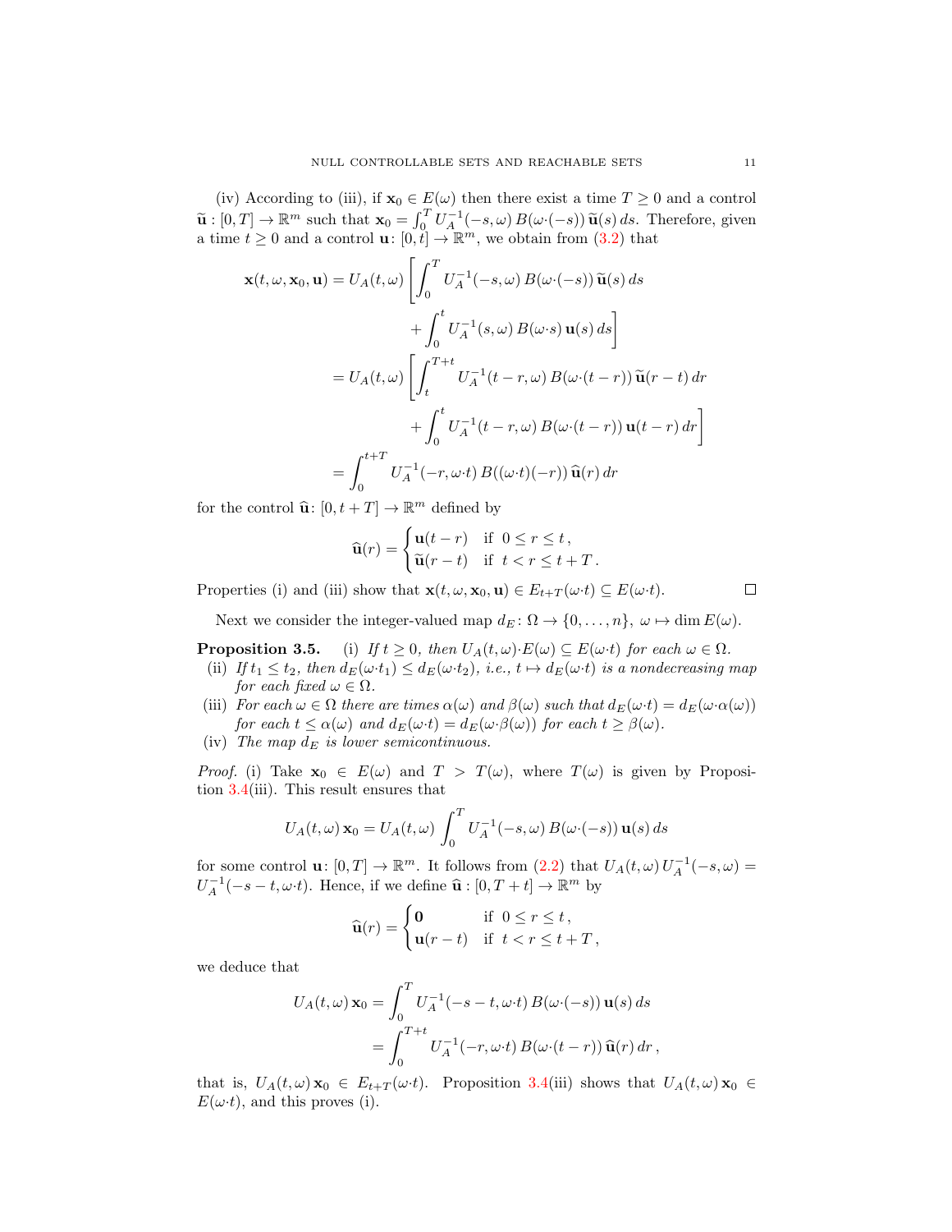(iv) According to (iii), if $\mathbf{x}_0 \in E(\omega)$ then there exist a time $T \geq 0$ and a control $\widetilde{\mathbf{u}} : [0,T] \to \mathbb{R}^m$ such that $\mathbf{x}_0 = \int_0^T U_A^{-1}(-s,\omega)\, B(\omega{\cdot}(-s))\, \widetilde{\mathbf{u}}(s)\, ds$. Therefore, given a time $t \geq 0$ and a control $\mathbf{u}\colon [0,t] \to \mathbb{R}^m$, we obtain from (3.2) that

$$
\begin{aligned}
\mathbf{x}(t,\omega,\mathbf{x}_0,\mathbf{u}) &= U_A(t,\omega) \left[ \int_0^T U_A^{-1}(-s,\omega)\, B(\omega{\cdot}(-s))\, \widetilde{\mathbf{u}}(s)\, ds \right. \\
&\qquad\qquad \left. + \int_0^t U_A^{-1}(s,\omega)\, B(\omega{\cdot}s)\, \mathbf{u}(s)\, ds \right] \\
&= U_A(t,\omega) \left[ \int_t^{T+t} U_A^{-1}(t-r,\omega)\, B(\omega{\cdot}(t-r))\, \widetilde{\mathbf{u}}(r-t)\, dr \right. \\
&\qquad\qquad \left. + \int_0^t U_A^{-1}(t-r,\omega)\, B(\omega{\cdot}(t-r))\, \mathbf{u}(t-r)\, dr \right] \\
&= \int_0^{t+T} U_A^{-1}(-r,\omega{\cdot}t)\, B((\omega{\cdot}t)(-r))\, \widehat{\mathbf{u}}(r)\, dr
\end{aligned}
$$

for the control $\widehat{\mathbf{u}}\colon [0,t+T] \to \mathbb{R}^m$ defined by

$$
\widehat{\mathbf{u}}(r) = \begin{cases} \mathbf{u}(t-r) & \text{if } \ 0 \leq r \leq t\,, \\ \widetilde{\mathbf{u}}(r-t) & \text{if } \ t < r \leq t+T\,. \end{cases}
$$

Properties (i) and (iii) show that $\mathbf{x}(t,\omega,\mathbf{x}_0,\mathbf{u}) \in E_{t+T}(\omega{\cdot}t) \subseteq E(\omega{\cdot}t)$. □

Next we consider the integer-valued map $d_E \colon \Omega \to \{0,\dots,n\}$, $\omega \mapsto \dim E(\omega)$.

**Proposition 3.5.** (i) *If $t \geq 0$, then $U_A(t,\omega){\cdot}E(\omega) \subseteq E(\omega{\cdot}t)$ for each $\omega \in \Omega$.*

(ii) *If $t_1 \leq t_2$, then $d_E(\omega{\cdot}t_1) \leq d_E(\omega{\cdot}t_2)$, i.e., $t \mapsto d_E(\omega{\cdot}t)$ is a nondecreasing map for each fixed $\omega \in \Omega$.*

(iii) *For each $\omega \in \Omega$ there are times $\alpha(\omega)$ and $\beta(\omega)$ such that $d_E(\omega{\cdot}t) = d_E(\omega{\cdot}\alpha(\omega))$ for each $t \leq \alpha(\omega)$ and $d_E(\omega{\cdot}t) = d_E(\omega{\cdot}\beta(\omega))$ for each $t \geq \beta(\omega)$.*

(iv) *The map $d_E$ is lower semicontinuous.*

*Proof.* (i) Take $\mathbf{x}_0 \in E(\omega)$ and $T > T(\omega)$, where $T(\omega)$ is given by Proposition 3.4(iii). This result ensures that

$$
U_A(t,\omega)\, \mathbf{x}_0 = U_A(t,\omega) \int_0^T U_A^{-1}(-s,\omega)\, B(\omega{\cdot}(-s))\, \mathbf{u}(s)\, ds
$$

for some control $\mathbf{u}\colon [0,T] \to \mathbb{R}^m$. It follows from (2.2) that $U_A(t,\omega)\, U_A^{-1}(-s,\omega) = U_A^{-1}(-s-t,\omega{\cdot}t)$. Hence, if we define $\widehat{\mathbf{u}} : [0,T+t] \to \mathbb{R}^m$ by

$$
\widehat{\mathbf{u}}(r) = \begin{cases} \mathbf{0} & \text{if } \ 0 \leq r \leq t\,, \\ \mathbf{u}(r-t) & \text{if } \ t < r \leq t+T\,, \end{cases}
$$

we deduce that

$$
\begin{aligned}
U_A(t,\omega)\, \mathbf{x}_0 &= \int_0^T U_A^{-1}(-s-t,\omega{\cdot}t)\, B(\omega{\cdot}(-s))\, \mathbf{u}(s)\, ds \\
&= \int_0^{T+t} U_A^{-1}(-r,\omega{\cdot}t)\, B(\omega{\cdot}(t-r))\, \widehat{\mathbf{u}}(r)\, dr\,,
\end{aligned}
$$

that is, $U_A(t,\omega)\, \mathbf{x}_0 \in E_{t+T}(\omega{\cdot}t)$. Proposition 3.4(iii) shows that $U_A(t,\omega)\, \mathbf{x}_0 \in E(\omega{\cdot}t)$, and this proves (i).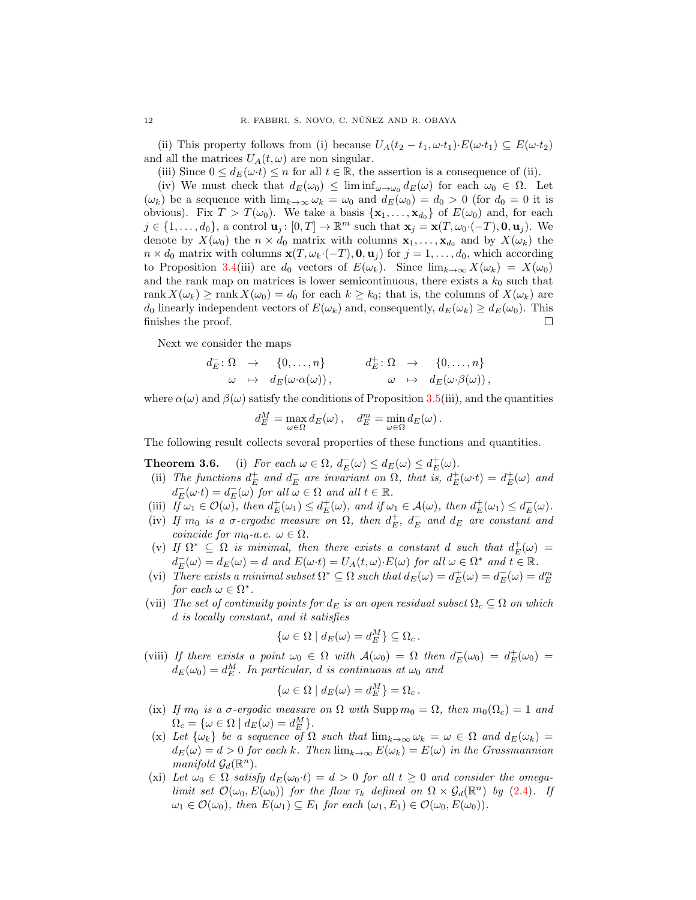(ii) This property follows from (i) because $U_A(t_2-t_1,\omega{\cdot}t_1){\cdot}E(\omega{\cdot}t_1)\subseteq E(\omega{\cdot}t_2)$ and all the matrices $U_A(t,\omega)$ are non singular.

(iii) Since $0\le d_E(\omega{\cdot}t)\le n$ for all $t\in\mathbb{R}$, the assertion is a consequence of (ii).

(iv) We must check that $d_E(\omega_0)\le \liminf_{\omega\to\omega_0} d_E(\omega)$ for each $\omega_0\in\Omega$. Let $(\omega_k)$ be a sequence with $\lim_{k\to\infty}\omega_k=\omega_0$ and $d_E(\omega_0)=d_0>0$ (for $d_0=0$ it is obvious). Fix $T>T(\omega_0)$. We take a basis $\{\mathbf{x}_1,\dots,\mathbf{x}_{d_0}\}$ of $E(\omega_0)$ and, for each $j\in\{1,\dots,d_0\}$, a control $\mathbf{u}_j\colon[0,T]\to\mathbb{R}^m$ such that $\mathbf{x}_j=\mathbf{x}(T,\omega_0{\cdot}(-T),\mathbf{0},\mathbf{u}_j)$. We denote by $X(\omega_0)$ the $n\times d_0$ matrix with columns $\mathbf{x}_1,\dots,\mathbf{x}_{d_0}$ and by $X(\omega_k)$ the $n\times d_0$ matrix with columns $\mathbf{x}(T,\omega_k{\cdot}(-T),\mathbf{0},\mathbf{u}_j)$ for $j=1,\dots,d_0$, which according to Proposition 3.4(iii) are $d_0$ vectors of $E(\omega_k)$. Since $\lim_{k\to\infty}X(\omega_k)=X(\omega_0)$ and the rank map on matrices is lower semicontinuous, there exists a $k_0$ such that $\operatorname{rank}X(\omega_k)\ge\operatorname{rank}X(\omega_0)=d_0$ for each $k\ge k_0$; that is, the columns of $X(\omega_k)$ are $d_0$ linearly independent vectors of $E(\omega_k)$ and, consequently, $d_E(\omega_k)\ge d_E(\omega_0)$. This finishes the proof. □

Next we consider the maps

$$
\begin{array}{rccc}
d_E^-\colon \Omega & \to & \{0,\dots,n\} \\
\omega & \mapsto & d_E(\omega{\cdot}\alpha(\omega))\,,
\end{array}
\qquad
\begin{array}{rccc}
d_E^+\colon \Omega & \to & \{0,\dots,n\} \\
\omega & \mapsto & d_E(\omega{\cdot}\beta(\omega))\,,
\end{array}
$$

where $\alpha(\omega)$ and $\beta(\omega)$ satisfy the conditions of Proposition 3.5(iii), and the quantities

$$d_E^M=\max_{\omega\in\Omega}d_E(\omega)\,,\quad d_E^m=\min_{\omega\in\Omega}d_E(\omega)\,.$$

The following result collects several properties of these functions and quantities.

**Theorem 3.6.** (i) *For each $\omega\in\Omega$, $d_E^-(\omega)\le d_E(\omega)\le d_E^+(\omega)$.*

(ii) *The functions $d_E^+$ and $d_E^-$ are invariant on $\Omega$, that is, $d_E^+(\omega{\cdot}t)=d_E^+(\omega)$ and $d_E^-(\omega{\cdot}t)=d_E^-(\omega)$ for all $\omega\in\Omega$ and all $t\in\mathbb{R}$.*

(iii) *If $\omega_1\in\mathcal{O}(\omega)$, then $d_E^+(\omega_1)\le d_E^+(\omega)$, and if $\omega_1\in\mathcal{A}(\omega)$, then $d_E^+(\omega_1)\le d_E^-(\omega)$.*

(iv) *If $m_0$ is a $\sigma$-ergodic measure on $\Omega$, then $d_E^+$, $d_E^-$ and $d_E$ are constant and coincide for $m_0$-a.e. $\omega\in\Omega$.*

(v) *If $\Omega^*\subseteq\Omega$ is minimal, then there exists a constant $d$ such that $d_E^+(\omega)=d_E^-(\omega)=d_E(\omega)=d$ and $E(\omega{\cdot}t)=U_A(t,\omega){\cdot}E(\omega)$ for all $\omega\in\Omega^*$ and $t\in\mathbb{R}$.*

(vi) *There exists a minimal subset $\Omega^*\subseteq\Omega$ such that $d_E(\omega)=d_E^+(\omega)=d_E^-(\omega)=d_E^m$ for each $\omega\in\Omega^*$.*

(vii) *The set of continuity points for $d_E$ is an open residual subset $\Omega_c\subseteq\Omega$ on which $d$ is locally constant, and it satisfies*

$$\{\omega\in\Omega\mid d_E(\omega)=d_E^M\}\subseteq\Omega_c\,.$$

(viii) *If there exists a point $\omega_0\in\Omega$ with $\mathcal{A}(\omega_0)=\Omega$ then $d_E^-(\omega_0)=d_E^+(\omega_0)=d_E(\omega_0)=d_E^M$. In particular, $d$ is continuous at $\omega_0$ and*

$$\{\omega\in\Omega\mid d_E(\omega)=d_E^M\}=\Omega_c\,.$$

(ix) *If $m_0$ is a $\sigma$-ergodic measure on $\Omega$ with $\operatorname{Supp}m_0=\Omega$, then $m_0(\Omega_c)=1$ and $\Omega_c=\{\omega\in\Omega\mid d_E(\omega)=d_E^M\}$.*

(x) *Let $\{\omega_k\}$ be a sequence of $\Omega$ such that $\lim_{k\to\infty}\omega_k=\omega\in\Omega$ and $d_E(\omega_k)=d_E(\omega)=d>0$ for each $k$. Then $\lim_{k\to\infty}E(\omega_k)=E(\omega)$ in the Grassmannian manifold $\mathcal{G}_d(\mathbb{R}^n)$.*

(xi) *Let $\omega_0\in\Omega$ satisfy $d_E(\omega_0{\cdot}t)=d>0$ for all $t\ge 0$ and consider the omega-limit set $\mathcal{O}(\omega_0,E(\omega_0))$ for the flow $\tau_k$ defined on $\Omega\times\mathcal{G}_d(\mathbb{R}^n)$ by (2.4). If $\omega_1\in\mathcal{O}(\omega_0)$, then $E(\omega_1)\subseteq E_1$ for each $(\omega_1,E_1)\in\mathcal{O}(\omega_0,E(\omega_0))$.*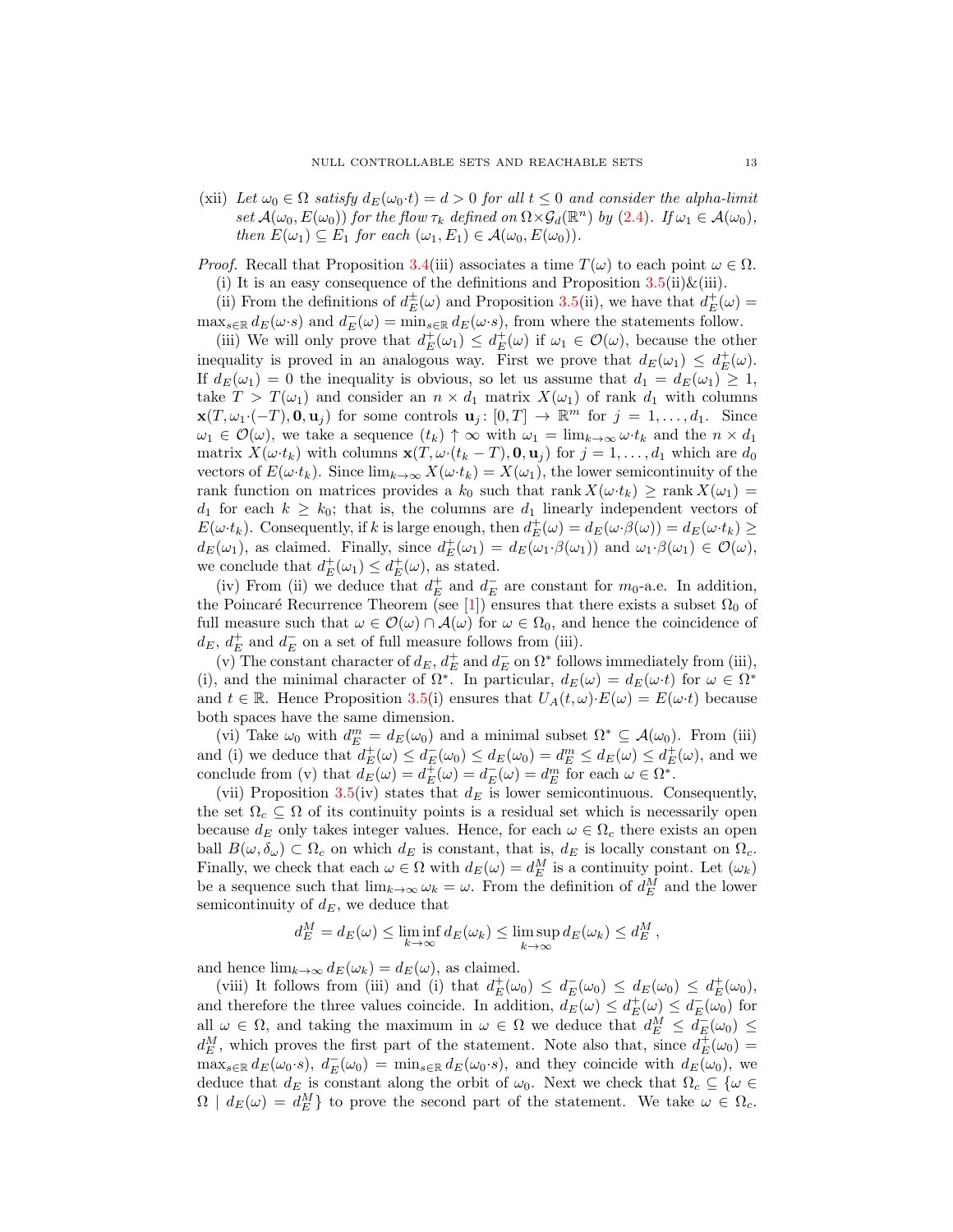(xii) *Let $\omega_0 \in \Omega$ satisfy $d_E(\omega_0{\cdot}t) = d > 0$ for all $t \le 0$ and consider the alpha-limit set $\mathcal{A}(\omega_0, E(\omega_0))$ for the flow $\tau_k$ defined on $\Omega \times \mathcal{G}_d(\mathbb{R}^n)$ by (2.4). If $\omega_1 \in \mathcal{A}(\omega_0)$, then $E(\omega_1) \subseteq E_1$ for each $(\omega_1, E_1) \in \mathcal{A}(\omega_0, E(\omega_0))$.*

*Proof.* Recall that Proposition 3.4(iii) associates a time $T(\omega)$ to each point $\omega \in \Omega$.

(i) It is an easy consequence of the definitions and Proposition 3.5(ii)&(iii).

(ii) From the definitions of $d_E^{\pm}(\omega)$ and Proposition 3.5(ii), we have that $d_E^{+}(\omega) = \max_{s\in\mathbb{R}} d_E(\omega{\cdot}s)$ and $d_E^{-}(\omega) = \min_{s\in\mathbb{R}} d_E(\omega{\cdot}s)$, from where the statements follow.

(iii) We will only prove that $d_E^{+}(\omega_1) \le d_E^{+}(\omega)$ if $\omega_1 \in \mathcal{O}(\omega)$, because the other inequality is proved in an analogous way. First we prove that $d_E(\omega_1) \le d_E^{+}(\omega)$. If $d_E(\omega_1) = 0$ the inequality is obvious, so let us assume that $d_1 = d_E(\omega_1) \ge 1$, take $T > T(\omega_1)$ and consider an $n \times d_1$ matrix $X(\omega_1)$ of rank $d_1$ with columns $\mathbf{x}(T, \omega_1{\cdot}(-T), \mathbf{0}, \mathbf{u}_j)$ for some controls $\mathbf{u}_j\colon [0,T] \to \mathbb{R}^m$ for $j = 1, \ldots, d_1$. Since $\omega_1 \in \mathcal{O}(\omega)$, we take a sequence $(t_k) \uparrow \infty$ with $\omega_1 = \lim_{k\to\infty} \omega{\cdot}t_k$ and the $n \times d_1$ matrix $X(\omega{\cdot}t_k)$ with columns $\mathbf{x}(T, \omega{\cdot}(t_k - T), \mathbf{0}, \mathbf{u}_j)$ for $j = 1, \ldots, d_1$ which are $d_0$ vectors of $E(\omega{\cdot}t_k)$. Since $\lim_{k\to\infty} X(\omega{\cdot}t_k) = X(\omega_1)$, the lower semicontinuity of the rank function on matrices provides a $k_0$ such that $\operatorname{rank} X(\omega{\cdot}t_k) \ge \operatorname{rank} X(\omega_1) = d_1$ for each $k \ge k_0$; that is, the columns are $d_1$ linearly independent vectors of $E(\omega{\cdot}t_k)$. Consequently, if $k$ is large enough, then $d_E^{+}(\omega) = d_E(\omega{\cdot}\beta(\omega)) = d_E(\omega{\cdot}t_k) \ge d_E(\omega_1)$, as claimed. Finally, since $d_E^{+}(\omega_1) = d_E(\omega_1{\cdot}\beta(\omega_1))$ and $\omega_1{\cdot}\beta(\omega_1) \in \mathcal{O}(\omega)$, we conclude that $d_E^{+}(\omega_1) \le d_E^{+}(\omega)$, as stated.

(iv) From (ii) we deduce that $d_E^{+}$ and $d_E^{-}$ are constant for $m_0$-a.e. In addition, the Poincaré Recurrence Theorem (see [1]) ensures that there exists a subset $\Omega_0$ of full measure such that $\omega \in \mathcal{O}(\omega) \cap \mathcal{A}(\omega)$ for $\omega \in \Omega_0$, and hence the coincidence of $d_E$, $d_E^{+}$ and $d_E^{-}$ on a set of full measure follows from (iii).

(v) The constant character of $d_E$, $d_E^{+}$ and $d_E^{-}$ on $\Omega^*$ follows immediately from (iii), (i), and the minimal character of $\Omega^*$. In particular, $d_E(\omega) = d_E(\omega{\cdot}t)$ for $\omega \in \Omega^*$ and $t \in \mathbb{R}$. Hence Proposition 3.5(i) ensures that $U_A(t,\omega){\cdot}E(\omega) = E(\omega{\cdot}t)$ because both spaces have the same dimension.

(vi) Take $\omega_0$ with $d_E^m = d_E(\omega_0)$ and a minimal subset $\Omega^* \subseteq \mathcal{A}(\omega_0)$. From (iii) and (i) we deduce that $d_E^{+}(\omega) \le d_E^{-}(\omega_0) \le d_E(\omega_0) = d_E^m \le d_E(\omega) \le d_E^{+}(\omega)$, and we conclude from (v) that $d_E(\omega) = d_E^{+}(\omega) = d_E^{-}(\omega) = d_E^m$ for each $\omega \in \Omega^*$.

(vii) Proposition 3.5(iv) states that $d_E$ is lower semicontinuous. Consequently, the set $\Omega_c \subseteq \Omega$ of its continuity points is a residual set which is necessarily open because $d_E$ only takes integer values. Hence, for each $\omega \in \Omega_c$ there exists an open ball $B(\omega, \delta_\omega) \subset \Omega_c$ on which $d_E$ is constant, that is, $d_E$ is locally constant on $\Omega_c$. Finally, we check that each $\omega \in \Omega$ with $d_E(\omega) = d_E^M$ is a continuity point. Let $(\omega_k)$ be a sequence such that $\lim_{k\to\infty} \omega_k = \omega$. From the definition of $d_E^M$ and the lower semicontinuity of $d_E$, we deduce that

$$d_E^M = d_E(\omega) \le \liminf_{k\to\infty} d_E(\omega_k) \le \limsup_{k\to\infty} d_E(\omega_k) \le d_E^M\,,$$

and hence $\lim_{k\to\infty} d_E(\omega_k) = d_E(\omega)$, as claimed.

(viii) It follows from (iii) and (i) that $d_E^{+}(\omega_0) \le d_E^{-}(\omega_0) \le d_E(\omega_0) \le d_E^{+}(\omega_0)$, and therefore the three values coincide. In addition, $d_E(\omega) \le d_E^{+}(\omega) \le d_E^{-}(\omega_0)$ for all $\omega \in \Omega$, and taking the maximum in $\omega \in \Omega$ we deduce that $d_E^M \le d_E^{-}(\omega_0) \le d_E^M$, which proves the first part of the statement. Note also that, since $d_E^{+}(\omega_0) = \max_{s\in\mathbb{R}} d_E(\omega_0{\cdot}s)$, $d_E^{-}(\omega_0) = \min_{s\in\mathbb{R}} d_E(\omega_0{\cdot}s)$, and they coincide with $d_E(\omega_0)$, we deduce that $d_E$ is constant along the orbit of $\omega_0$. Next we check that $\Omega_c \subseteq \{\omega \in \Omega \mid d_E(\omega) = d_E^M\}$ to prove the second part of the statement. We take $\omega \in \Omega_c$.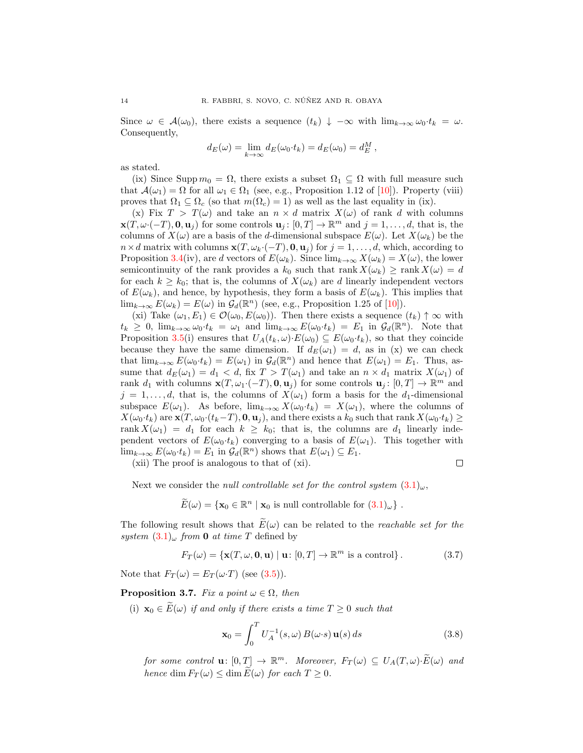Since $\omega \in \mathcal{A}(\omega_0)$, there exists a sequence $(t_k) \downarrow -\infty$ with $\lim_{k\to\infty} \omega_0{\cdot}t_k = \omega$. Consequently,

$$d_E(\omega) = \lim_{k\to\infty} d_E(\omega_0{\cdot}t_k) = d_E(\omega_0) = d_E^M\,,$$

as stated.

(ix) Since $\operatorname{Supp} m_0 = \Omega$, there exists a subset $\Omega_1 \subseteq \Omega$ with full measure such that $\mathcal{A}(\omega_1) = \Omega$ for all $\omega_1 \in \Omega_1$ (see, e.g., Proposition 1.12 of [10]). Property (viii) proves that $\Omega_1 \subseteq \Omega_c$ (so that $m(\Omega_c) = 1$) as well as the last equality in (ix).

(x) Fix $T > T(\omega)$ and take an $n \times d$ matrix $X(\omega)$ of rank $d$ with columns $\mathbf{x}(T, \omega{\cdot}(-T), \mathbf{0}, \mathbf{u}_j)$ for some controls $\mathbf{u}_j \colon [0,T] \to \mathbb{R}^m$ and $j = 1, \ldots, d$, that is, the columns of $X(\omega)$ are a basis of the $d$-dimensional subspace $E(\omega)$. Let $X(\omega_k)$ be the $n\times d$ matrix with columns $\mathbf{x}(T, \omega_k{\cdot}(-T), \mathbf{0}, \mathbf{u}_j)$ for $j = 1, \ldots, d$, which, according to Proposition 3.4(iv), are $d$ vectors of $E(\omega_k)$. Since $\lim_{k\to\infty} X(\omega_k) = X(\omega)$, the lower semicontinuity of the rank provides a $k_0$ such that $\operatorname{rank} X(\omega_k) \geq \operatorname{rank} X(\omega) = d$ for each $k \geq k_0$; that is, the columns of $X(\omega_k)$ are $d$ linearly independent vectors of $E(\omega_k)$, and hence, by hypothesis, they form a basis of $E(\omega_k)$. This implies that $\lim_{k\to\infty} E(\omega_k) = E(\omega)$ in $\mathcal{G}_d(\mathbb{R}^n)$ (see, e.g., Proposition 1.25 of [10]).

(xi) Take $(\omega_1, E_1) \in \mathcal{O}(\omega_0, E(\omega_0))$. Then there exists a sequence $(t_k) \uparrow \infty$ with $t_k \geq 0$, $\lim_{k\to\infty} \omega_0{\cdot}t_k = \omega_1$ and $\lim_{k\to\infty} E(\omega_0{\cdot}t_k) = E_1$ in $\mathcal{G}_d(\mathbb{R}^n)$. Note that Proposition 3.5(i) ensures that $U_A(t_k, \omega){\cdot}E(\omega_0) \subseteq E(\omega_0{\cdot}t_k)$, so that they coincide because they have the same dimension. If $d_E(\omega_1) = d$, as in (x) we can check that $\lim_{k\to\infty} E(\omega_0{\cdot}t_k) = E(\omega_1)$ in $\mathcal{G}_d(\mathbb{R}^n)$ and hence that $E(\omega_1) = E_1$. Thus, assume that $d_E(\omega_1) = d_1 < d$, fix $T > T(\omega_1)$ and take an $n \times d_1$ matrix $X(\omega_1)$ of rank $d_1$ with columns $\mathbf{x}(T, \omega_1{\cdot}(-T), \mathbf{0}, \mathbf{u}_j)$ for some controls $\mathbf{u}_j \colon [0,T] \to \mathbb{R}^m$ and $j = 1, \ldots, d$, that is, the columns of $X(\omega_1)$ form a basis for the $d_1$-dimensional subspace $E(\omega_1)$. As before, $\lim_{k\to\infty} X(\omega_0{\cdot}t_k) = X(\omega_1)$, where the columns of $X(\omega_0{\cdot}t_k)$ are $\mathbf{x}(T, \omega_0{\cdot}(t_k - T), \mathbf{0}, \mathbf{u}_j)$, and there exists a $k_0$ such that $\operatorname{rank} X(\omega_0{\cdot}t_k) \geq \operatorname{rank} X(\omega_1) = d_1$ for each $k \geq k_0$; that is, the columns are $d_1$ linearly independent vectors of $E(\omega_0{\cdot}t_k)$ converging to a basis of $E(\omega_1)$. This together with $\lim_{k\to\infty} E(\omega_0{\cdot}t_k) = E_1$ in $\mathcal{G}_d(\mathbb{R}^n)$ shows that $E(\omega_1) \subseteq E_1$.

(xii) The proof is analogous to that of (xi). $\square$

Next we consider the *null controllable set for the control system* $(3.1)_\omega$,

$$\widetilde{E}(\omega) = \{\mathbf{x}_0 \in \mathbb{R}^n \mid \mathbf{x}_0 \text{ is null controllable for } (3.1)_\omega\}\,.$$

The following result shows that $\widetilde{E}(\omega)$ can be related to the *reachable set for the system* $(3.1)_\omega$ *from* $\mathbf{0}$ *at time* $T$ defined by

$$F_T(\omega) = \{\mathbf{x}(T, \omega, \mathbf{0}, \mathbf{u}) \mid \mathbf{u} \colon [0,T] \to \mathbb{R}^m \text{ is a control}\}\,. \tag{3.7}$$

Note that $F_T(\omega) = E_T(\omega{\cdot}T)$ (see (3.5)).

**Proposition 3.7.** *Fix a point* $\omega \in \Omega$*, then*

(i) $\mathbf{x}_0 \in \widetilde{E}(\omega)$ *if and only if there exists a time* $T \geq 0$ *such that*

$$\mathbf{x}_0 = \int_0^T U_A^{-1}(s, \omega)\, B(\omega{\cdot}s)\, \mathbf{u}(s)\, ds \tag{3.8}$$

*for some control* $\mathbf{u} \colon [0,T] \to \mathbb{R}^m$*. Moreover,* $F_T(\omega) \subseteq U_A(T, \omega){\cdot}\widetilde{E}(\omega)$ *and hence* $\dim F_T(\omega) \leq \dim \widetilde{E}(\omega)$ *for each* $T \geq 0$*.*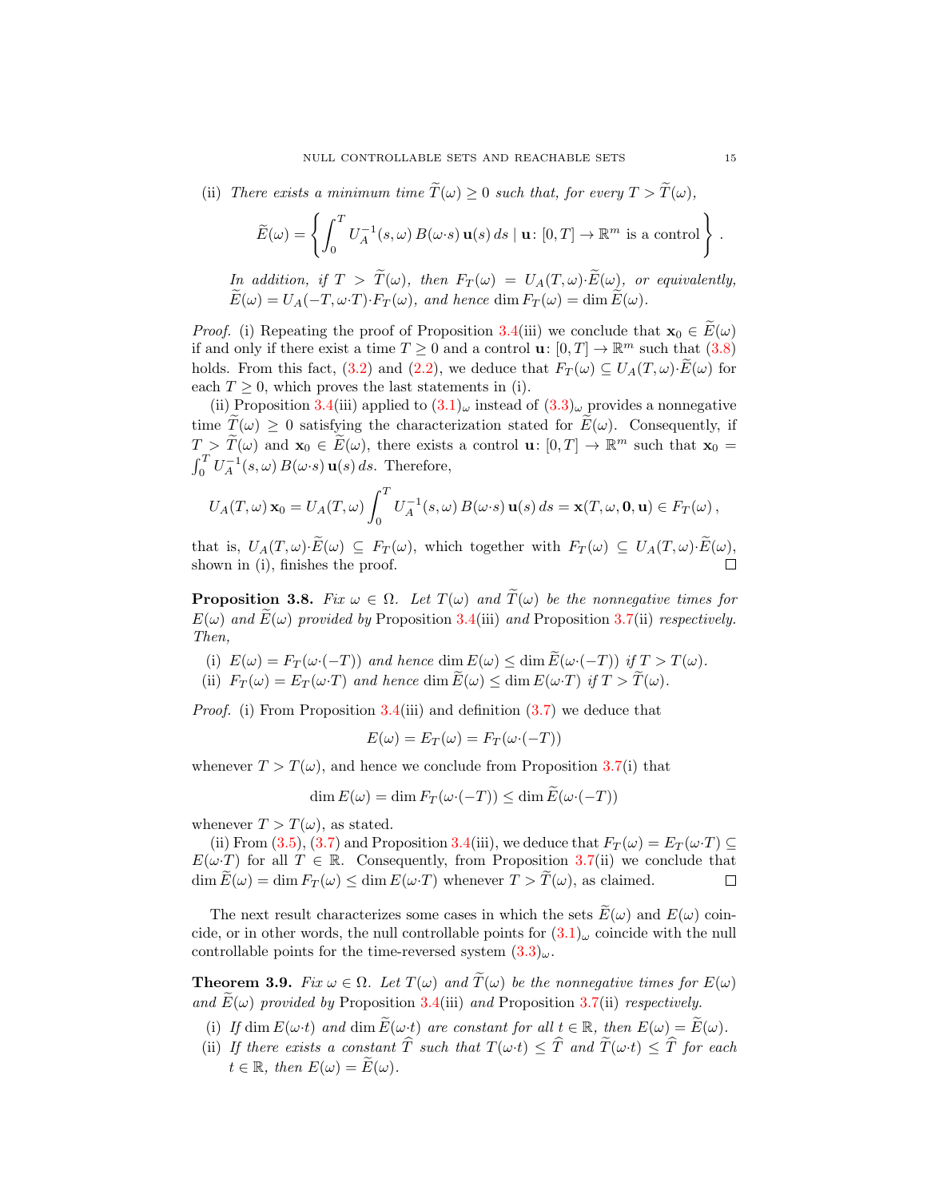(ii) *There exists a minimum time $\widetilde{T}(\omega) \geq 0$ such that, for every $T > \widetilde{T}(\omega)$,*

$$\widetilde{E}(\omega) = \left\{ \int_0^T U_A^{-1}(s,\omega)\, B(\omega{\cdot}s)\, \mathbf{u}(s)\, ds \mid \mathbf{u}\colon [0,T] \to \mathbb{R}^m \text{ is a control} \right\}.$$

*In addition, if $T > \widetilde{T}(\omega)$, then $F_T(\omega) = U_A(T,\omega){\cdot}\widetilde{E}(\omega)$, or equivalently, $\widetilde{E}(\omega) = U_A(-T,\omega{\cdot}T){\cdot}F_T(\omega)$, and hence $\dim F_T(\omega) = \dim \widetilde{E}(\omega)$.*

*Proof.* (i) Repeating the proof of Proposition 3.4(iii) we conclude that $\mathbf{x}_0 \in \widetilde{E}(\omega)$ if and only if there exist a time $T \geq 0$ and a control $\mathbf{u}\colon [0,T] \to \mathbb{R}^m$ such that (3.8) holds. From this fact, (3.2) and (2.2), we deduce that $F_T(\omega) \subseteq U_A(T,\omega){\cdot}\widetilde{E}(\omega)$ for each $T \geq 0$, which proves the last statements in (i).

(ii) Proposition 3.4(iii) applied to $(3.1)_\omega$ instead of $(3.3)_\omega$ provides a nonnegative time $\widetilde{T}(\omega) \geq 0$ satisfying the characterization stated for $\widetilde{E}(\omega)$. Consequently, if $T > \widetilde{T}(\omega)$ and $\mathbf{x}_0 \in \widetilde{E}(\omega)$, there exists a control $\mathbf{u}\colon [0,T] \to \mathbb{R}^m$ such that $\mathbf{x}_0 = \int_0^T U_A^{-1}(s,\omega)\, B(\omega{\cdot}s)\, \mathbf{u}(s)\, ds$. Therefore,

$$U_A(T,\omega)\,\mathbf{x}_0 = U_A(T,\omega) \int_0^T U_A^{-1}(s,\omega)\, B(\omega{\cdot}s)\, \mathbf{u}(s)\, ds = \mathbf{x}(T,\omega,\mathbf{0},\mathbf{u}) \in F_T(\omega)\,,$$

that is, $U_A(T,\omega){\cdot}\widetilde{E}(\omega) \subseteq F_T(\omega)$, which together with $F_T(\omega) \subseteq U_A(T,\omega){\cdot}\widetilde{E}(\omega)$, shown in (i), finishes the proof. $\square$

**Proposition 3.8.** *Fix $\omega \in \Omega$. Let $T(\omega)$ and $\widetilde{T}(\omega)$ be the nonnegative times for $E(\omega)$ and $\widetilde{E}(\omega)$ provided by* Proposition 3.4(iii) *and* Proposition 3.7(ii) *respectively. Then,*

(i) *$E(\omega) = F_T(\omega{\cdot}(-T))$ and hence $\dim E(\omega) \leq \dim \widetilde{E}(\omega{\cdot}(-T))$ if $T > T(\omega)$.*

(ii) *$F_T(\omega) = E_T(\omega{\cdot}T)$ and hence $\dim \widetilde{E}(\omega) \leq \dim E(\omega{\cdot}T)$ if $T > \widetilde{T}(\omega)$.*

*Proof.* (i) From Proposition 3.4(iii) and definition (3.7) we deduce that

$$E(\omega) = E_T(\omega) = F_T(\omega{\cdot}(-T))$$

whenever $T > T(\omega)$, and hence we conclude from Proposition 3.7(i) that

$$\dim E(\omega) = \dim F_T(\omega{\cdot}(-T)) \leq \dim \widetilde{E}(\omega{\cdot}(-T))$$

whenever $T > T(\omega)$, as stated.

(ii) From (3.5), (3.7) and Proposition 3.4(iii), we deduce that $F_T(\omega) = E_T(\omega{\cdot}T) \subseteq E(\omega{\cdot}T)$ for all $T \in \mathbb{R}$. Consequently, from Proposition 3.7(ii) we conclude that $\dim \widetilde{E}(\omega) = \dim F_T(\omega) \leq \dim E(\omega{\cdot}T)$ whenever $T > \widetilde{T}(\omega)$, as claimed. $\square$

The next result characterizes some cases in which the sets $\widetilde{E}(\omega)$ and $E(\omega)$ coincide, or in other words, the null controllable points for $(3.1)_\omega$ coincide with the null controllable points for the time-reversed system $(3.3)_\omega$.

**Theorem 3.9.** *Fix $\omega \in \Omega$. Let $T(\omega)$ and $\widetilde{T}(\omega)$ be the nonnegative times for $E(\omega)$ and $\widetilde{E}(\omega)$ provided by* Proposition 3.4(iii) *and* Proposition 3.7(ii) *respectively.*

(i) *If $\dim E(\omega{\cdot}t)$ and $\dim \widetilde{E}(\omega{\cdot}t)$ are constant for all $t \in \mathbb{R}$, then $E(\omega) = \widetilde{E}(\omega)$.*

(ii) *If there exists a constant $\widehat{T}$ such that $T(\omega{\cdot}t) \leq \widehat{T}$ and $\widetilde{T}(\omega{\cdot}t) \leq \widehat{T}$ for each $t \in \mathbb{R}$, then $E(\omega) = \widetilde{E}(\omega)$.*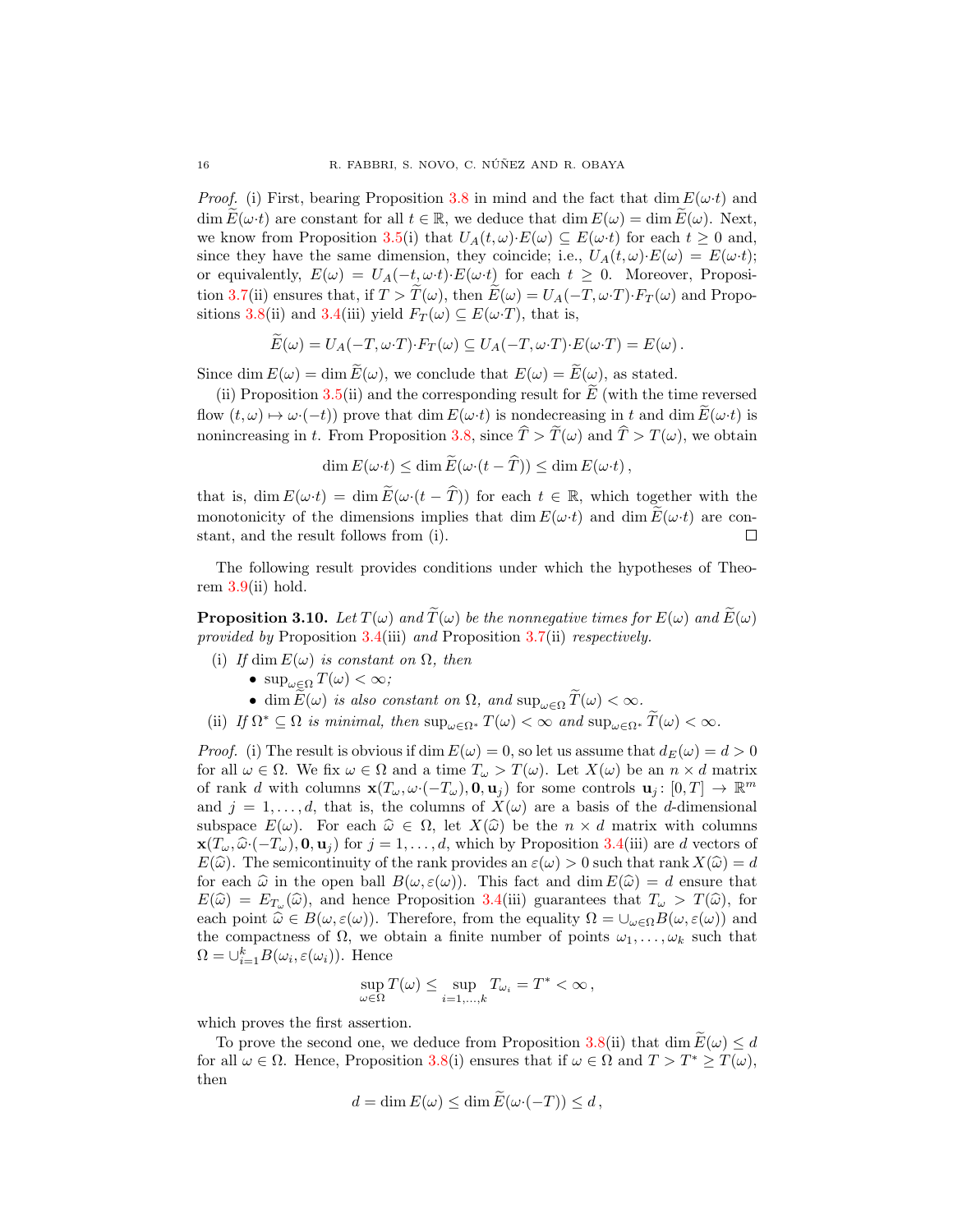*Proof.* (i) First, bearing Proposition 3.8 in mind and the fact that $\dim E(\omega{\cdot}t)$ and $\dim \widetilde{E}(\omega{\cdot}t)$ are constant for all $t\in\mathbb{R}$, we deduce that $\dim E(\omega) = \dim \widetilde{E}(\omega)$. Next, we know from Proposition 3.5(i) that $U_A(t,\omega){\cdot}E(\omega) \subseteq E(\omega{\cdot}t)$ for each $t\geq 0$ and, since they have the same dimension, they coincide; i.e., $U_A(t,\omega){\cdot}E(\omega) = E(\omega{\cdot}t)$; or equivalently, $E(\omega) = U_A(-t,\omega{\cdot}t){\cdot}E(\omega{\cdot}t)$ for each $t\geq 0$. Moreover, Proposition 3.7(ii) ensures that, if $T>\widetilde{T}(\omega)$, then $\widetilde{E}(\omega) = U_A(-T,\omega{\cdot}T){\cdot}F_T(\omega)$ and Propositions 3.8(ii) and 3.4(iii) yield $F_T(\omega)\subseteq E(\omega{\cdot}T)$, that is,

$$\widetilde{E}(\omega) = U_A(-T,\omega{\cdot}T){\cdot}F_T(\omega) \subseteq U_A(-T,\omega{\cdot}T){\cdot}E(\omega{\cdot}T) = E(\omega)\,.$$

Since $\dim E(\omega) = \dim\widetilde{E}(\omega)$, we conclude that $E(\omega) = \widetilde{E}(\omega)$, as stated.

(ii) Proposition 3.5(ii) and the corresponding result for $\widetilde{E}$ (with the time reversed flow $(t,\omega)\mapsto\omega{\cdot}(-t)$) prove that $\dim E(\omega{\cdot}t)$ is nondecreasing in $t$ and $\dim\widetilde{E}(\omega{\cdot}t)$ is nonincreasing in $t$. From Proposition 3.8, since $\widehat{T}>\widetilde{T}(\omega)$ and $\widehat{T}>T(\omega)$, we obtain

$$\dim E(\omega{\cdot}t) \leq \dim\widetilde{E}(\omega{\cdot}(t-\widehat{T})) \leq \dim E(\omega{\cdot}t)\,,$$

that is, $\dim E(\omega{\cdot}t) = \dim\widetilde{E}(\omega{\cdot}(t-\widehat{T}))$ for each $t\in\mathbb{R}$, which together with the monotonicity of the dimensions implies that $\dim E(\omega{\cdot}t)$ and $\dim\widetilde{E}(\omega{\cdot}t)$ are constant, and the result follows from (i). ∎

The following result provides conditions under which the hypotheses of Theorem 3.9(ii) hold.

**Proposition 3.10.** *Let $T(\omega)$ and $\widetilde{T}(\omega)$ be the nonnegative times for $E(\omega)$ and $\widetilde{E}(\omega)$ provided by* Proposition 3.4(iii) *and* Proposition 3.7(ii) *respectively.*

(i) *If $\dim E(\omega)$ is constant on $\Omega$, then*
  - $\sup_{\omega\in\Omega} T(\omega)<\infty$*;*
  - $\dim\widetilde{E}(\omega)$ *is also constant on $\Omega$, and* $\sup_{\omega\in\Omega}\widetilde{T}(\omega)<\infty$.

(ii) *If $\Omega^*\subseteq\Omega$ is minimal, then $\sup_{\omega\in\Omega^*}T(\omega)<\infty$ and $\sup_{\omega\in\Omega^*}\widetilde{T}(\omega)<\infty$.*

*Proof.* (i) The result is obvious if $\dim E(\omega)=0$, so let us assume that $d_E(\omega)=d>0$ for all $\omega\in\Omega$. We fix $\omega\in\Omega$ and a time $T_\omega>T(\omega)$. Let $X(\omega)$ be an $n\times d$ matrix of rank $d$ with columns $\mathbf{x}(T_\omega,\omega{\cdot}(-T_\omega),\mathbf{0},\mathbf{u}_j)$ for some controls $\mathbf{u}_j\colon[0,T]\to\mathbb{R}^m$ and $j=1,\dots,d$, that is, the columns of $X(\omega)$ are a basis of the $d$-dimensional subspace $E(\omega)$. For each $\widehat{\omega}\in\Omega$, let $X(\widehat{\omega})$ be the $n\times d$ matrix with columns $\mathbf{x}(T_\omega,\widehat{\omega}{\cdot}(-T_\omega),\mathbf{0},\mathbf{u}_j)$ for $j=1,\dots,d$, which by Proposition 3.4(iii) are $d$ vectors of $E(\widehat{\omega})$. The semicontinuity of the rank provides an $\varepsilon(\omega)>0$ such that $\operatorname{rank}X(\widehat{\omega})=d$ for each $\widehat{\omega}$ in the open ball $B(\omega,\varepsilon(\omega))$. This fact and $\dim E(\widehat{\omega})=d$ ensure that $E(\widehat{\omega})=E_{T_\omega}(\widehat{\omega})$, and hence Proposition 3.4(iii) guarantees that $T_\omega>T(\widehat{\omega})$, for each point $\widehat{\omega}\in B(\omega,\varepsilon(\omega))$. Therefore, from the equality $\Omega=\cup_{\omega\in\Omega}B(\omega,\varepsilon(\omega))$ and the compactness of $\Omega$, we obtain a finite number of points $\omega_1,\dots,\omega_k$ such that $\Omega=\cup_{i=1}^k B(\omega_i,\varepsilon(\omega_i))$. Hence

$$\sup_{\omega\in\Omega}T(\omega)\leq\sup_{i=1,\dots,k}T_{\omega_i}=T^*<\infty\,,$$

which proves the first assertion.

To prove the second one, we deduce from Proposition 3.8(ii) that $\dim\widetilde{E}(\omega)\leq d$ for all $\omega\in\Omega$. Hence, Proposition 3.8(i) ensures that if $\omega\in\Omega$ and $T>T^*\geq T(\omega)$, then

$$d=\dim E(\omega)\leq\dim\widetilde{E}(\omega{\cdot}(-T))\leq d\,,$$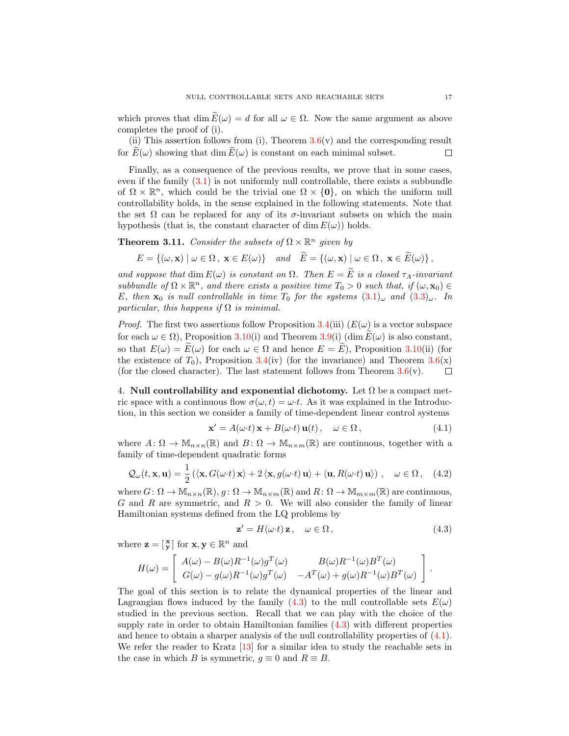which proves that $\dim \widetilde{E}(\omega) = d$ for all $\omega \in \Omega$. Now the same argument as above completes the proof of (i).

(ii) This assertion follows from (i), Theorem 3.6(v) and the corresponding result for $\widetilde{E}(\omega)$ showing that $\dim \widetilde{E}(\omega)$ is constant on each minimal subset. $\square$

Finally, as a consequence of the previous results, we prove that in some cases, even if the family (3.1) is not uniformly null controllable, there exists a subbundle of $\Omega \times \mathbb{R}^n$, which could be the trivial one $\Omega \times \{\mathbf{0}\}$, on which the uniform null controllability holds, in the sense explained in the following statements. Note that the set $\Omega$ can be replaced for any of its $\sigma$-invariant subsets on which the main hypothesis (that is, the constant character of $\dim E(\omega)$) holds.

**Theorem 3.11.** *Consider the subsets of $\Omega \times \mathbb{R}^n$ given by*

$$E = \{(\omega, \mathbf{x}) \mid \omega \in \Omega\,,\ \mathbf{x} \in E(\omega)\} \quad \textit{and} \quad \widetilde{E} = \{(\omega, \mathbf{x}) \mid \omega \in \Omega\,,\ \mathbf{x} \in \widetilde{E}(\omega)\}\,,$$

*and suppose that $\dim E(\omega)$ is constant on $\Omega$. Then $E = \widetilde{E}$ is a closed $\tau_A$-invariant subbundle of $\Omega \times \mathbb{R}^n$, and there exists a positive time $T_0 > 0$ such that, if $(\omega, \mathbf{x}_0) \in E$, then $\mathbf{x}_0$ is null controllable in time $T_0$ for the systems $(3.1)_\omega$ and $(3.3)_\omega$. In particular, this happens if $\Omega$ is minimal.*

*Proof.* The first two assertions follow Proposition 3.4(iii) ($E(\omega)$ is a vector subspace for each $\omega \in \Omega$), Proposition 3.10(i) and Theorem 3.9(i) ($\dim \widetilde{E}(\omega)$ is also constant, so that $E(\omega) = \widetilde{E}(\omega)$ for each $\omega \in \Omega$ and hence $E = \widetilde{E}$), Proposition 3.10(ii) (for the existence of $T_0$), Proposition 3.4(iv) (for the invariance) and Theorem 3.6(x) (for the closed character). The last statement follows from Theorem 3.6(v). $\square$

## 4. Null controllability and exponential dichotomy.

Let $\Omega$ be a compact metric space with a continuous flow $\sigma(\omega, t) = \omega{\cdot}t$. As it was explained in the Introduction, in this section we consider a family of time-dependent linear control systems

$$\mathbf{x}' = A(\omega{\cdot}t)\,\mathbf{x} + B(\omega{\cdot}t)\,\mathbf{u}(t)\,, \quad \omega \in \Omega\,, \tag{4.1}$$

where $A\colon \Omega \to \mathbb{M}_{n\times n}(\mathbb{R})$ and $B\colon \Omega \to \mathbb{M}_{n\times m}(\mathbb{R})$ are continuous, together with a family of time-dependent quadratic forms

$$\mathcal{Q}_\omega(t, \mathbf{x}, \mathbf{u}) = \frac{1}{2}\left(\langle \mathbf{x}, G(\omega{\cdot}t)\,\mathbf{x}\rangle + 2\,\langle \mathbf{x}, g(\omega{\cdot}t)\,\mathbf{u}\rangle + \langle \mathbf{u}, R(\omega{\cdot}t)\,\mathbf{u}\rangle\right)\,, \quad \omega \in \Omega\,, \tag{4.2}$$

where $G\colon \Omega \to \mathbb{M}_{n\times n}(\mathbb{R})$, $g\colon \Omega \to \mathbb{M}_{n\times m}(\mathbb{R})$ and $R\colon \Omega \to \mathbb{M}_{m\times m}(\mathbb{R})$ are continuous, $G$ and $R$ are symmetric, and $R > 0$. We will also consider the family of linear Hamiltonian systems defined from the LQ problems by

$$\mathbf{z}' = H(\omega{\cdot}t)\,\mathbf{z}\,, \quad \omega \in \Omega\,, \tag{4.3}$$

where $\mathbf{z} = \left[\begin{smallmatrix}\mathbf{x}\\ \mathbf{y}\end{smallmatrix}\right]$ for $\mathbf{x}, \mathbf{y} \in \mathbb{R}^n$ and

$$H(\omega) = \left[\begin{array}{cc} A(\omega) - B(\omega)R^{-1}(\omega)g^T(\omega) & B(\omega)R^{-1}(\omega)B^T(\omega) \\ G(\omega) - g(\omega)R^{-1}(\omega)g^T(\omega) & -A^T(\omega) + g(\omega)R^{-1}(\omega)B^T(\omega) \end{array}\right].$$

The goal of this section is to relate the dynamical properties of the linear and Lagrangian flows induced by the family (4.3) to the null controllable sets $E(\omega)$ studied in the previous section. Recall that we can play with the choice of the supply rate in order to obtain Hamiltonian families (4.3) with different properties and hence to obtain a sharper analysis of the null controllability properties of (4.1). We refer the reader to Kratz [13] for a similar idea to study the reachable sets in the case in which $B$ is symmetric, $g \equiv 0$ and $R \equiv B$.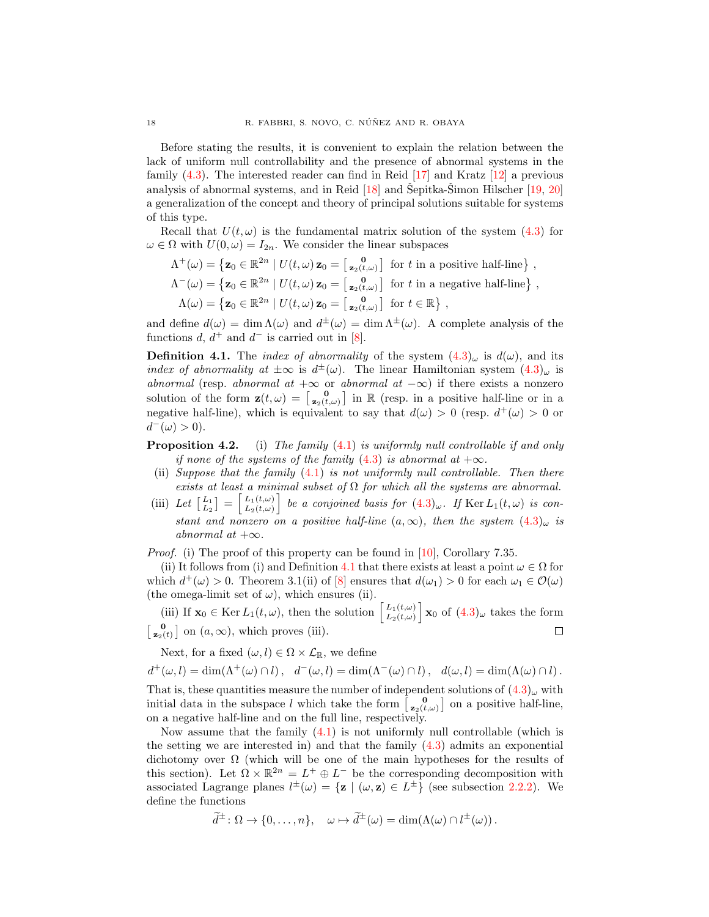Before stating the results, it is convenient to explain the relation between the lack of uniform null controllability and the presence of abnormal systems in the family (4.3). The interested reader can find in Reid [17] and Kratz [12] a previous analysis of abnormal systems, and in Reid [18] and Šepitka-Šimon Hilscher [19, 20] a generalization of the concept and theory of principal solutions suitable for systems of this type.

Recall that $U(t,\omega)$ is the fundamental matrix solution of the system (4.3) for $\omega \in \Omega$ with $U(0,\omega) = I_{2n}$. We consider the linear subspaces

$$
\begin{aligned}
\Lambda^+(\omega) &= \left\{ \mathbf{z}_0 \in \mathbb{R}^{2n} \mid U(t,\omega)\,\mathbf{z}_0 = \left[\begin{smallmatrix} \mathbf{0} \\ \mathbf{z}_2(t,\omega) \end{smallmatrix}\right] \text{ for } t \text{ in a positive half-line} \right\}, \\
\Lambda^-(\omega) &= \left\{ \mathbf{z}_0 \in \mathbb{R}^{2n} \mid U(t,\omega)\,\mathbf{z}_0 = \left[\begin{smallmatrix} \mathbf{0} \\ \mathbf{z}_2(t,\omega) \end{smallmatrix}\right] \text{ for } t \text{ in a negative half-line} \right\}, \\
\Lambda(\omega) &= \left\{ \mathbf{z}_0 \in \mathbb{R}^{2n} \mid U(t,\omega)\,\mathbf{z}_0 = \left[\begin{smallmatrix} \mathbf{0} \\ \mathbf{z}_2(t,\omega) \end{smallmatrix}\right] \text{ for } t \in \mathbb{R} \right\},
\end{aligned}
$$

and define $d(\omega) = \dim \Lambda(\omega)$ and $d^\pm(\omega) = \dim \Lambda^\pm(\omega)$. A complete analysis of the functions $d$, $d^+$ and $d^-$ is carried out in [8].

**Definition 4.1.** The *index of abnormality* of the system $(4.3)_\omega$ is $d(\omega)$, and its *index of abnormality at* $\pm\infty$ is $d^\pm(\omega)$. The linear Hamiltonian system $(4.3)_\omega$ is *abnormal* (resp. *abnormal at* $+\infty$ or *abnormal at* $-\infty$) if there exists a nonzero solution of the form $\mathbf{z}(t,\omega) = \left[\begin{smallmatrix} \mathbf{0} \\ \mathbf{z}_2(t,\omega) \end{smallmatrix}\right]$ in $\mathbb{R}$ (resp. in a positive half-line or in a negative half-line), which is equivalent to say that $d(\omega) > 0$ (resp. $d^+(\omega) > 0$ or $d^-(\omega) > 0$).

**Proposition 4.2.** (i) *The family (4.1) is uniformly null controllable if and only if none of the systems of the family (4.3) is abnormal at* $+\infty$.

(ii) *Suppose that the family (4.1) is not uniformly null controllable. Then there exists at least a minimal subset of $\Omega$ for which all the systems are abnormal.*

(iii) *Let* $\left[\begin{smallmatrix} L_1 \\ L_2 \end{smallmatrix}\right] = \left[\begin{smallmatrix} L_1(t,\omega) \\ L_2(t,\omega) \end{smallmatrix}\right]$ *be a conjoined basis for* $(4.3)_\omega$. *If* $\operatorname{Ker} L_1(t,\omega)$ *is constant and nonzero on a positive half-line* $(a,\infty)$, *then the system* $(4.3)_\omega$ *is abnormal at* $+\infty$.

*Proof.* (i) The proof of this property can be found in [10], Corollary 7.35.

(ii) It follows from (i) and Definition 4.1 that there exists at least a point $\omega \in \Omega$ for which $d^+(\omega) > 0$. Theorem 3.1(ii) of [8] ensures that $d(\omega_1) > 0$ for each $\omega_1 \in \mathcal{O}(\omega)$ (the omega-limit set of $\omega$), which ensures (ii).

(iii) If $\mathbf{x}_0 \in \operatorname{Ker} L_1(t,\omega)$, then the solution $\left[\begin{smallmatrix} L_1(t,\omega) \\ L_2(t,\omega) \end{smallmatrix}\right] \mathbf{x}_0$ of $(4.3)_\omega$ takes the form $\left[\begin{smallmatrix} \mathbf{0} \\ \mathbf{z}_2(t) \end{smallmatrix}\right]$ on $(a,\infty)$, which proves (iii). $\square$

Next, for a fixed $(\omega, l) \in \Omega \times \mathcal{L}_\mathbb{R}$, we define

$$
d^+(\omega,l) = \dim(\Lambda^+(\omega) \cap l)\,, \quad d^-(\omega,l) = \dim(\Lambda^-(\omega) \cap l)\,, \quad d(\omega,l) = \dim(\Lambda(\omega) \cap l)\,.
$$

That is, these quantities measure the number of independent solutions of $(4.3)_\omega$ with initial data in the subspace $l$ which take the form $\left[\begin{smallmatrix} \mathbf{0} \\ \mathbf{z}_2(t,\omega) \end{smallmatrix}\right]$ on a positive half-line, on a negative half-line and on the full line, respectively.

Now assume that the family (4.1) is not uniformly null controllable (which is the setting we are interested in) and that the family (4.3) admits an exponential dichotomy over $\Omega$ (which will be one of the main hypotheses for the results of this section). Let $\Omega \times \mathbb{R}^{2n} = L^+ \oplus L^-$ be the corresponding decomposition with associated Lagrange planes $l^\pm(\omega) = \{\mathbf{z} \mid (\omega, \mathbf{z}) \in L^\pm\}$ (see subsection 2.2.2). We define the functions

$$
\widetilde{d}^\pm \colon \Omega \to \{0, \ldots, n\}, \quad \omega \mapsto \widetilde{d}^\pm(\omega) = \dim(\Lambda(\omega) \cap l^\pm(\omega))\,.
$$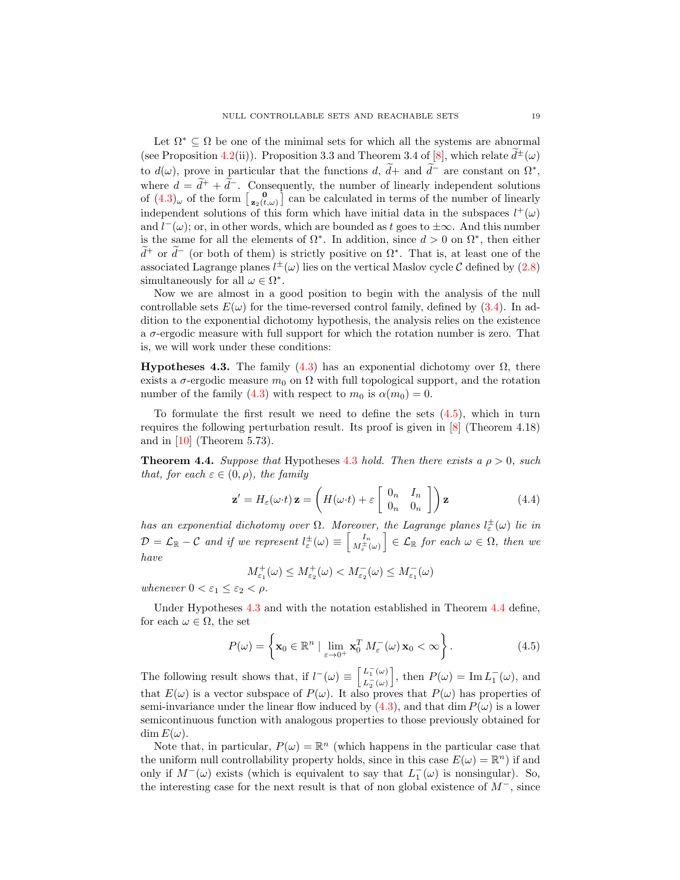Let $\Omega^* \subseteq \Omega$ be one of the minimal sets for which all the systems are abnormal (see Proposition 4.2(ii)). Proposition 3.3 and Theorem 3.4 of [8], which relate $\widetilde{d}^{\pm}(\omega)$ to $d(\omega)$, prove in particular that the functions $d$, $\widetilde{d}+$ and $\widetilde{d}^-$ are constant on $\Omega^*$, where $d = \widetilde{d}^+ + \widetilde{d}^-$. Consequently, the number of linearly independent solutions of $(4.3)_\omega$ of the form $\left[\begin{smallmatrix} \mathbf{0} \\ \mathbf{z}_2(t,\omega) \end{smallmatrix}\right]$ can be calculated in terms of the number of linearly independent solutions of this form which have initial data in the subspaces $l^+(\omega)$ and $l^-(\omega)$; or, in other words, which are bounded as $t$ goes to $\pm\infty$. And this number is the same for all the elements of $\Omega^*$. In addition, since $d > 0$ on $\Omega^*$, then either $\widetilde{d}^+$ or $\widetilde{d}^-$ (or both of them) is strictly positive on $\Omega^*$. That is, at least one of the associated Lagrange planes $l^{\pm}(\omega)$ lies on the vertical Maslov cycle $\mathcal{C}$ defined by (2.8) simultaneously for all $\omega \in \Omega^*$.

Now we are almost in a good position to begin with the analysis of the null controllable sets $E(\omega)$ for the time-reversed control family, defined by (3.4). In addition to the exponential dichotomy hypothesis, the analysis relies on the existence a $\sigma$-ergodic measure with full support for which the rotation number is zero. That is, we will work under these conditions:

**Hypotheses 4.3.** The family (4.3) has an exponential dichotomy over $\Omega$, there exists a $\sigma$-ergodic measure $m_0$ on $\Omega$ with full topological support, and the rotation number of the family (4.3) with respect to $m_0$ is $\alpha(m_0) = 0$.

To formulate the first result we need to define the sets (4.5), which in turn requires the following perturbation result. Its proof is given in [8] (Theorem 4.18) and in [10] (Theorem 5.73).

**Theorem 4.4.** *Suppose that* Hypotheses 4.3 *hold. Then there exists a $\rho > 0$, such that, for each $\varepsilon \in (0, \rho)$, the family*

$$\mathbf{z}' = H_\varepsilon(\omega{\cdot}t)\,\mathbf{z} = \left( H(\omega{\cdot}t) + \varepsilon \begin{bmatrix} 0_n & I_n \\ 0_n & 0_n \end{bmatrix} \right) \mathbf{z} \tag{4.4}$$

*has an exponential dichotomy over $\Omega$. Moreover, the Lagrange planes $l^{\pm}_\varepsilon(\omega)$ lie in $\mathcal{D} = \mathcal{L}_{\mathbb{R}} - \mathcal{C}$ and if we represent $l^{\pm}_\varepsilon(\omega) \equiv \left[\begin{smallmatrix} I_n \\ M^{\pm}_\varepsilon(\omega) \end{smallmatrix}\right] \in \mathcal{L}_{\mathbb{R}}$ for each $\omega \in \Omega$, then we have*

$$M^+_{\varepsilon_1}(\omega) \le M^+_{\varepsilon_2}(\omega) < M^-_{\varepsilon_2}(\omega) \le M^-_{\varepsilon_1}(\omega)$$

*whenever $0 < \varepsilon_1 \le \varepsilon_2 < \rho$.*

Under Hypotheses 4.3 and with the notation established in Theorem 4.4 define, for each $\omega \in \Omega$, the set

$$P(\omega) = \left\{ \mathbf{x}_0 \in \mathbb{R}^n \mid \lim_{\varepsilon \to 0^+} \mathbf{x}_0^T\, M^-_\varepsilon(\omega)\, \mathbf{x}_0 < \infty \right\}. \tag{4.5}$$

The following result shows that, if $l^-(\omega) \equiv \left[\begin{smallmatrix} L^-_1(\omega) \\ L^-_2(\omega) \end{smallmatrix}\right]$, then $P(\omega) = \operatorname{Im} L^-_1(\omega)$, and that $E(\omega)$ is a vector subspace of $P(\omega)$. It also proves that $P(\omega)$ has properties of semi-invariance under the linear flow induced by (4.3), and that $\dim P(\omega)$ is a lower semicontinuous function with analogous properties to those previously obtained for $\dim E(\omega)$.

Note that, in particular, $P(\omega) = \mathbb{R}^n$ (which happens in the particular case that the uniform null controllability property holds, since in this case $E(\omega) = \mathbb{R}^n$) if and only if $M^-(\omega)$ exists (which is equivalent to say that $L^-_1(\omega)$ is nonsingular). So, the interesting case for the next result is that of non global existence of $M^-$, since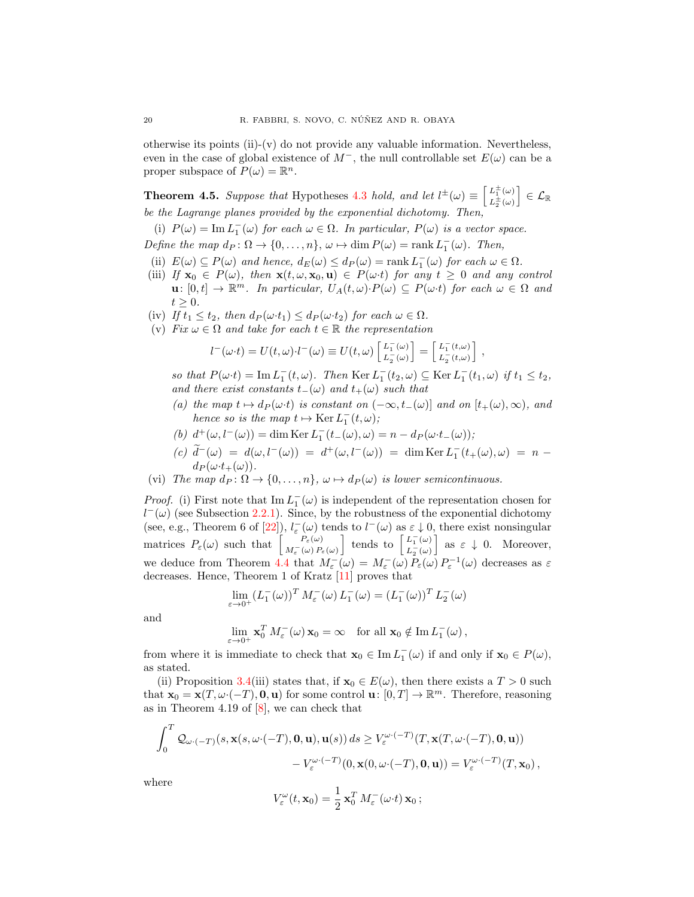otherwise its points (ii)-(v) do not provide any valuable information. Nevertheless, even in the case of global existence of $M^-$, the null controllable set $E(\omega)$ can be a proper subspace of $P(\omega) = \mathbb{R}^n$.

**Theorem 4.5.** *Suppose that* Hypotheses 4.3 *hold, and let* $l^\pm(\omega) \equiv \left[\begin{smallmatrix} L_1^\pm(\omega) \\ L_2^\pm(\omega) \end{smallmatrix}\right] \in \mathcal{L}_\mathbb{R}$ *be the Lagrange planes provided by the exponential dichotomy. Then,*

(i) *$P(\omega) = \operatorname{Im} L_1^-(\omega)$ for each $\omega \in \Omega$. In particular, $P(\omega)$ is a vector space.*

*Define the map $d_P \colon \Omega \to \{0, \dots, n\}$, $\omega \mapsto \dim P(\omega) = \operatorname{rank} L_1^-(\omega)$. Then,*

(ii) *$E(\omega) \subseteq P(\omega)$ and hence, $d_E(\omega) \le d_P(\omega) = \operatorname{rank} L_1^-(\omega)$ for each $\omega \in \Omega$.*

(iii) *If $\mathbf{x}_0 \in P(\omega)$, then $\mathbf{x}(t, \omega, \mathbf{x}_0, \mathbf{u}) \in P(\omega{\cdot}t)$ for any $t \ge 0$ and any control $\mathbf{u} \colon [0, t] \to \mathbb{R}^m$. In particular, $U_A(t, \omega){\cdot}P(\omega) \subseteq P(\omega{\cdot}t)$ for each $\omega \in \Omega$ and $t \ge 0$.*

(iv) *If $t_1 \le t_2$, then $d_P(\omega{\cdot}t_1) \le d_P(\omega{\cdot}t_2)$ for each $\omega \in \Omega$.*

(v) *Fix $\omega \in \Omega$ and take for each $t \in \mathbb{R}$ the representation*

$$l^-(\omega{\cdot}t) = U(t, \omega){\cdot}l^-(\omega) \equiv U(t, \omega)\begin{bmatrix} L_1^-(\omega) \\ L_2^-(\omega) \end{bmatrix} = \begin{bmatrix} L_1^-(t, \omega) \\ L_2^-(t, \omega) \end{bmatrix},$$

*so that $P(\omega{\cdot}t) = \operatorname{Im} L_1^-(t, \omega)$. Then $\operatorname{Ker} L_1^-(t_2, \omega) \subseteq \operatorname{Ker} L_1^-(t_1, \omega)$ if $t_1 \le t_2$, and there exist constants $t_-(\omega)$ and $t_+(\omega)$ such that*

*(a) the map $t \mapsto d_P(\omega{\cdot}t)$ is constant on $(-\infty, t_-(\omega)]$ and on $[t_+(\omega), \infty)$, and hence so is the map $t \mapsto \operatorname{Ker} L_1^-(t, \omega)$;*

*(b) $d^+(\omega, l^-(\omega)) = \dim \operatorname{Ker} L_1^-(t_-(\omega), \omega) = n - d_P(\omega{\cdot}t_-(\omega))$;*

*(c) $\widetilde{d}^-(\omega) = d(\omega, l^-(\omega)) = d^+(\omega, l^-(\omega)) = \dim \operatorname{Ker} L_1^-(t_+(\omega), \omega) = n - d_P(\omega{\cdot}t_+(\omega))$.*

(vi) *The map $d_P \colon \Omega \to \{0, \dots, n\}$, $\omega \mapsto d_P(\omega)$ is lower semicontinuous.*

*Proof.* (i) First note that $\operatorname{Im} L_1^-(\omega)$ is independent of the representation chosen for $l^-(\omega)$ (see Subsection 2.2.1). Since, by the robustness of the exponential dichotomy (see, e.g., Theorem 6 of [22]), $l_\varepsilon^-(\omega)$ tends to $l^-(\omega)$ as $\varepsilon \downarrow 0$, there exist nonsingular matrices $P_\varepsilon(\omega)$ such that $\left[\begin{smallmatrix} P_\varepsilon(\omega) \\ M_\varepsilon^-(\omega)\, P_\varepsilon(\omega) \end{smallmatrix}\right]$ tends to $\left[\begin{smallmatrix} L_1^-(\omega) \\ L_2^-(\omega) \end{smallmatrix}\right]$ as $\varepsilon \downarrow 0$. Moreover, we deduce from Theorem 4.4 that $M_\varepsilon^-(\omega) = M_\varepsilon^-(\omega)\, P_\varepsilon(\omega)\, P_\varepsilon^{-1}(\omega)$ decreases as $\varepsilon$ decreases. Hence, Theorem 1 of Kratz [11] proves that

$$\lim_{\varepsilon \to 0^+} (L_1^-(\omega))^T\, M_\varepsilon^-(\omega)\, L_1^-(\omega) = (L_1^-(\omega))^T\, L_2^-(\omega)$$

and

$$\lim_{\varepsilon \to 0^+} \mathbf{x}_0^T\, M_\varepsilon^-(\omega)\, \mathbf{x}_0 = \infty \quad \text{for all } \mathbf{x}_0 \notin \operatorname{Im} L_1^-(\omega)\,,$$

from where it is immediate to check that $\mathbf{x}_0 \in \operatorname{Im} L_1^-(\omega)$ if and only if $\mathbf{x}_0 \in P(\omega)$, as stated.

(ii) Proposition 3.4(iii) states that, if $\mathbf{x}_0 \in E(\omega)$, then there exists a $T > 0$ such that $\mathbf{x}_0 = \mathbf{x}(T, \omega{\cdot}(-T), \mathbf{0}, \mathbf{u})$ for some control $\mathbf{u} \colon [0, T] \to \mathbb{R}^m$. Therefore, reasoning as in Theorem 4.19 of [8], we can check that

$$\begin{aligned} \int_0^T \mathcal{Q}_{\omega\cdot(-T)}(s, \mathbf{x}(s, \omega{\cdot}(-T), \mathbf{0}, \mathbf{u}), \mathbf{u}(s))\, ds &\ge V_\varepsilon^{\omega\cdot(-T)}(T, \mathbf{x}(T, \omega{\cdot}(-T), \mathbf{0}, \mathbf{u})) \\ &\quad - V_\varepsilon^{\omega\cdot(-T)}(0, \mathbf{x}(0, \omega{\cdot}(-T), \mathbf{0}, \mathbf{u})) = V_\varepsilon^{\omega\cdot(-T)}(T, \mathbf{x}_0)\,, \end{aligned}$$

where

$$V_\varepsilon^\omega(t, \mathbf{x}_0) = \frac{1}{2}\, \mathbf{x}_0^T\, M_\varepsilon^-(\omega{\cdot}t)\, \mathbf{x}_0\,;$$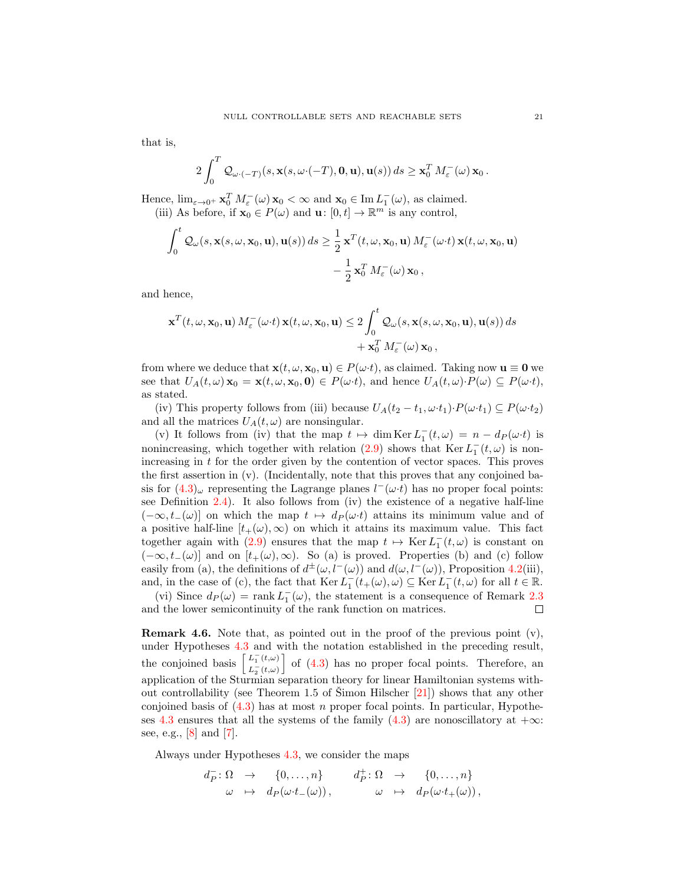that is,

$$2\int_0^T \mathcal{Q}_{\omega\cdot(-T)}(s,\mathbf{x}(s,\omega\cdot(-T),\mathbf{0},\mathbf{u}),\mathbf{u}(s))\,ds \ge \mathbf{x}_0^T\,M_\varepsilon^-(\omega)\,\mathbf{x}_0\,.$$

Hence, $\lim_{\varepsilon\to 0^+}\mathbf{x}_0^T\,M_\varepsilon^-(\omega)\,\mathbf{x}_0<\infty$ and $\mathbf{x}_0\in\operatorname{Im}L_1^-(\omega)$, as claimed.

(iii) As before, if $\mathbf{x}_0\in P(\omega)$ and $\mathbf{u}\colon[0,t]\to\mathbb{R}^m$ is any control,

$$\begin{aligned}\int_0^t \mathcal{Q}_\omega(s,\mathbf{x}(s,\omega,\mathbf{x}_0,\mathbf{u}),\mathbf{u}(s))\,ds \ge \frac{1}{2}\,\mathbf{x}^T(t,\omega,\mathbf{x}_0,\mathbf{u})\,M_\varepsilon^-(\omega{\cdot}t)\,\mathbf{x}(t,\omega,\mathbf{x}_0,\mathbf{u})\\ -\frac{1}{2}\,\mathbf{x}_0^T\,M_\varepsilon^-(\omega)\,\mathbf{x}_0\,,\end{aligned}$$

and hence,

$$\begin{aligned}\mathbf{x}^T(t,\omega,\mathbf{x}_0,\mathbf{u})\,M_\varepsilon^-(\omega{\cdot}t)\,\mathbf{x}(t,\omega,\mathbf{x}_0,\mathbf{u}) \le 2\int_0^t \mathcal{Q}_\omega(s,\mathbf{x}(s,\omega,\mathbf{x}_0,\mathbf{u}),\mathbf{u}(s))\,ds\\ +\,\mathbf{x}_0^T\,M_\varepsilon^-(\omega)\,\mathbf{x}_0\,,\end{aligned}$$

from where we deduce that $\mathbf{x}(t,\omega,\mathbf{x}_0,\mathbf{u})\in P(\omega{\cdot}t)$, as claimed. Taking now $\mathbf{u}\equiv\mathbf{0}$ we see that $U_A(t,\omega)\,\mathbf{x}_0=\mathbf{x}(t,\omega,\mathbf{x}_0,\mathbf{0})\in P(\omega{\cdot}t)$, and hence $U_A(t,\omega){\cdot}P(\omega)\subseteq P(\omega{\cdot}t)$, as stated.

(iv) This property follows from (iii) because $U_A(t_2-t_1,\omega{\cdot}t_1){\cdot}P(\omega{\cdot}t_1)\subseteq P(\omega{\cdot}t_2)$ and all the matrices $U_A(t,\omega)$ are nonsingular.

(v) It follows from (iv) that the map $t\mapsto\dim\operatorname{Ker}L_1^-(t,\omega)=n-d_P(\omega{\cdot}t)$ is nonincreasing, which together with relation (2.9) shows that $\operatorname{Ker}L_1^-(t,\omega)$ is nonincreasing in $t$ for the order given by the contention of vector spaces. This proves the first assertion in (v). (Incidentally, note that this proves that any conjoined basis for $(4.3)_\omega$ representing the Lagrange planes $l^-(\omega{\cdot}t)$ has no proper focal points: see Definition 2.4). It also follows from (iv) the existence of a negative half-line $(-\infty,t_-(\omega)]$ on which the map $t\mapsto d_P(\omega{\cdot}t)$ attains its minimum value and of a positive half-line $[t_+(\omega),\infty)$ on which it attains its maximum value. This fact together again with (2.9) ensures that the map $t\mapsto\operatorname{Ker}L_1^-(t,\omega)$ is constant on $(-\infty,t_-(\omega)]$ and on $[t_+(\omega),\infty)$. So (a) is proved. Properties (b) and (c) follow easily from (a), the definitions of $d^\pm(\omega,l^-(\omega))$ and $d(\omega,l^-(\omega))$, Proposition 4.2(iii), and, in the case of (c), the fact that $\operatorname{Ker}L_1^-(t_+(\omega),\omega)\subseteq\operatorname{Ker}L_1^-(t,\omega)$ for all $t\in\mathbb{R}$.

(vi) Since $d_P(\omega)=\operatorname{rank}L_1^-(\omega)$, the statement is a consequence of Remark 2.3 and the lower semicontinuity of the rank function on matrices. ∎

**Remark 4.6.** Note that, as pointed out in the proof of the previous point (v), under Hypotheses 4.3 and with the notation established in the preceding result, the conjoined basis $\left[\begin{smallmatrix}L_1^-(t,\omega)\\ L_2^-(t,\omega)\end{smallmatrix}\right]$ of (4.3) has no proper focal points. Therefore, an application of the Sturmian separation theory for linear Hamiltonian systems without controllability (see Theorem 1.5 of Šimon Hilscher [21]) shows that any other conjoined basis of (4.3) has at most $n$ proper focal points. In particular, Hypotheses 4.3 ensures that all the systems of the family (4.3) are nonoscillatory at $+\infty$: see, e.g., [8] and [7].

Always under Hypotheses 4.3, we consider the maps

$$\begin{array}{rccc} d_P^-\colon & \Omega & \to & \{0,\dots,n\}\\ & \omega & \mapsto & d_P(\omega{\cdot}t_-(\omega))\,,\end{array}\qquad \begin{array}{rccc} d_P^+\colon & \Omega & \to & \{0,\dots,n\}\\ & \omega & \mapsto & d_P(\omega{\cdot}t_+(\omega))\,,\end{array}$$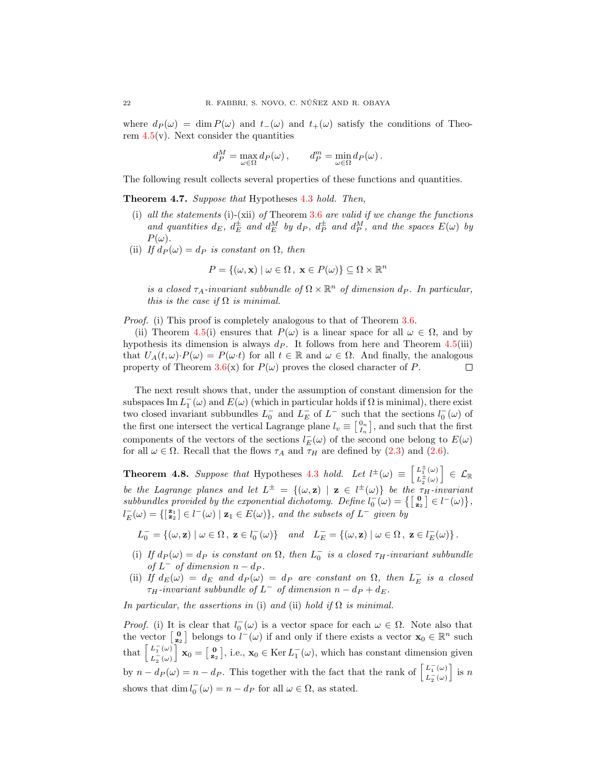where $d_P(\omega) = \dim P(\omega)$ and $t_-(\omega)$ and $t_+(\omega)$ satisfy the conditions of Theorem 4.5(v). Next consider the quantities

$$d_P^M = \max_{\omega\in\Omega} d_P(\omega)\,, \qquad d_P^m = \min_{\omega\in\Omega} d_P(\omega)\,.$$

The following result collects several properties of these functions and quantities.

**Theorem 4.7.** *Suppose that* Hypotheses 4.3 *hold. Then,*

(i) *all the statements* (i)-(xii) *of* Theorem 3.6 *are valid if we change the functions and quantities $d_E$, $d_E^\pm$ and $d_E^M$ by $d_P$, $d_P^\pm$ and $d_P^M$, and the spaces $E(\omega)$ by $P(\omega)$.*

(ii) *If $d_P(\omega) = d_P$ is constant on $\Omega$, then*

$$P = \{(\omega, \mathbf{x}) \mid \omega \in \Omega\,,\ \mathbf{x} \in P(\omega)\} \subseteq \Omega\times\mathbb{R}^n$$

*is a closed $\tau_A$-invariant subbundle of $\Omega\times\mathbb{R}^n$ of dimension $d_P$. In particular, this is the case if $\Omega$ is minimal.*

*Proof.* (i) This proof is completely analogous to that of Theorem 3.6.

(ii) Theorem 4.5(i) ensures that $P(\omega)$ is a linear space for all $\omega\in\Omega$, and by hypothesis its dimension is always $d_P$. It follows from here and Theorem 4.5(iii) that $U_A(t,\omega){\cdot}P(\omega) = P(\omega{\cdot}t)$ for all $t\in\mathbb{R}$ and $\omega\in\Omega$. And finally, the analogous property of Theorem 3.6(x) for $P(\omega)$ proves the closed character of $P$. □

The next result shows that, under the assumption of constant dimension for the subspaces $\operatorname{Im} L_1^-(\omega)$ and $E(\omega)$ (which in particular holds if $\Omega$ is minimal), there exist two closed invariant subbundles $L_0^-$ and $L_E^-$ of $L^-$ such that the sections $l_0^-(\omega)$ of the first one intersect the vertical Lagrange plane $l_v \equiv \left[\begin{smallmatrix}0_n\\ I_n\end{smallmatrix}\right]$, and such that the first components of the vectors of the sections $l_E^-(\omega)$ of the second one belong to $E(\omega)$ for all $\omega\in\Omega$. Recall that the flows $\tau_A$ and $\tau_H$ are defined by (2.3) and (2.6).

**Theorem 4.8.** *Suppose that* Hypotheses 4.3 *hold. Let $l^\pm(\omega) \equiv \left[\begin{smallmatrix}L_1^\pm(\omega)\\ L_2^\pm(\omega)\end{smallmatrix}\right] \in \mathcal{L}_\mathbb{R}$ be the Lagrange planes and let $L^\pm = \{(\omega,\mathbf{z}) \mid \mathbf{z}\in l^\pm(\omega)\}$ be the $\tau_H$-invariant subbundles provided by the exponential dichotomy. Define $l_0^-(\omega) = \left\{\left[\begin{smallmatrix}\mathbf{0}\\ \mathbf{z}_2\end{smallmatrix}\right]\in l^-(\omega)\right\}$, $l_E^-(\omega) = \{\left[\begin{smallmatrix}\mathbf{z}_1\\ \mathbf{z}_2\end{smallmatrix}\right]\in l^-(\omega) \mid \mathbf{z}_1\in E(\omega)\}$, and the subsets of $L^-$ given by*

$$L_0^- = \{(\omega,\mathbf{z}) \mid \omega\in\Omega\,,\ \mathbf{z}\in l_0^-(\omega)\} \quad \textit{and} \quad L_E^- = \{(\omega,\mathbf{z}) \mid \omega\in\Omega\,,\ \mathbf{z}\in l_E^-(\omega)\}\,.$$

(i) *If $d_P(\omega) = d_P$ is constant on $\Omega$, then $L_0^-$ is a closed $\tau_H$-invariant subbundle of $L^-$ of dimension $n-d_P$.*

(ii) *If $d_E(\omega) = d_E$ and $d_P(\omega) = d_P$ are constant on $\Omega$, then $L_E^-$ is a closed $\tau_H$-invariant subbundle of $L^-$ of dimension $n-d_P+d_E$.*

*In particular, the assertions in* (i) *and* (ii) *hold if $\Omega$ is minimal.*

*Proof.* (i) It is clear that $l_0^-(\omega)$ is a vector space for each $\omega\in\Omega$. Note also that the vector $\left[\begin{smallmatrix}\mathbf{0}\\ \mathbf{z}_2\end{smallmatrix}\right]$ belongs to $l^-(\omega)$ if and only if there exists a vector $\mathbf{x}_0\in\mathbb{R}^n$ such that $\left[\begin{smallmatrix}L_1^-(\omega)\\ L_2^-(\omega)\end{smallmatrix}\right]\mathbf{x}_0 = \left[\begin{smallmatrix}\mathbf{0}\\ \mathbf{z}_2\end{smallmatrix}\right]$, i.e., $\mathbf{x}_0\in\operatorname{Ker} L_1^-(\omega)$, which has constant dimension given by $n - d_P(\omega) = n-d_P$. This together with the fact that the rank of $\left[\begin{smallmatrix}L_1^-(\omega)\\ L_2^-(\omega)\end{smallmatrix}\right]$ is $n$ shows that $\dim l_0^-(\omega) = n-d_P$ for all $\omega\in\Omega$, as stated.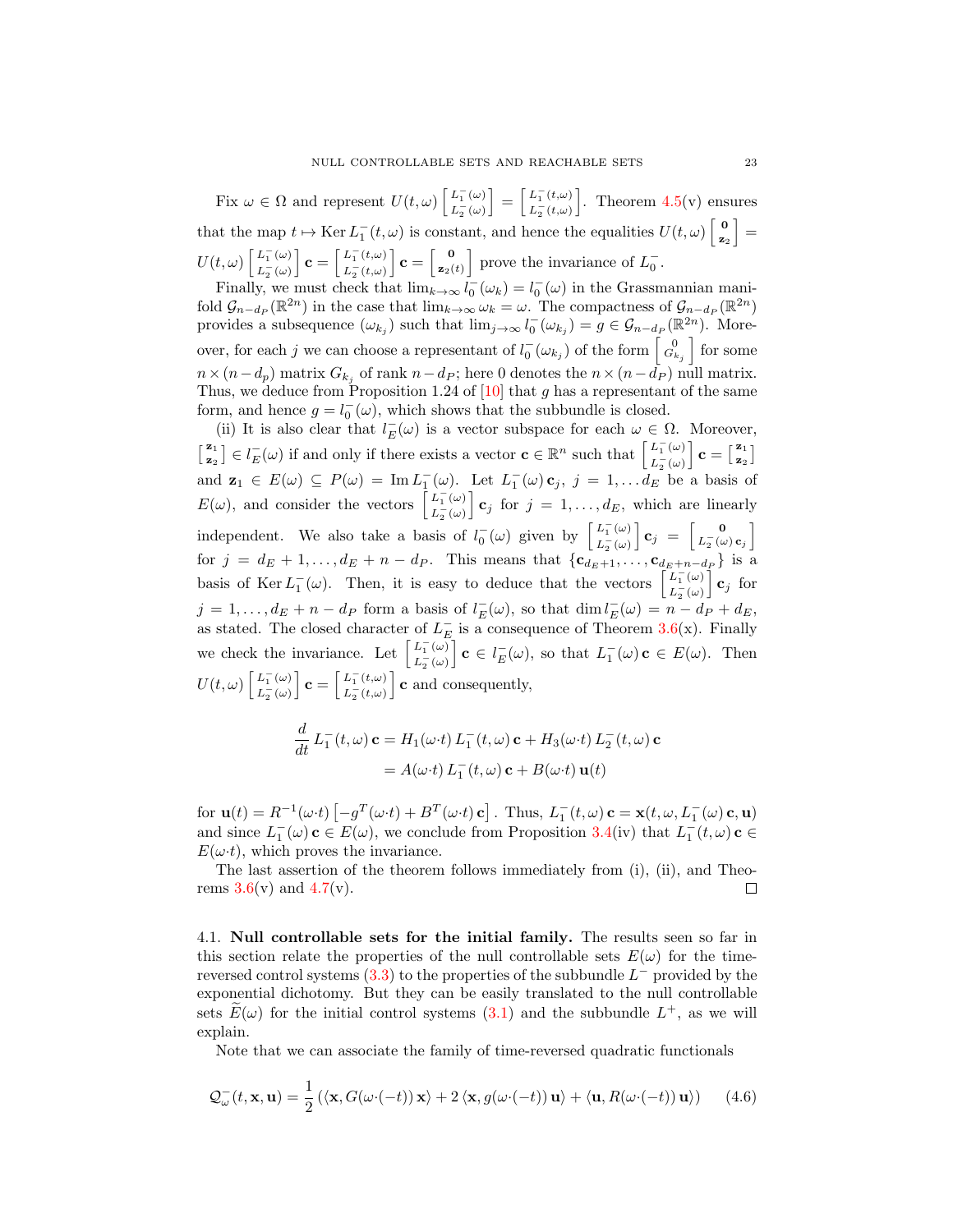Fix $\omega \in \Omega$ and represent $U(t,\omega)\begin{bmatrix} L_1^-(\omega) \\ L_2^-(\omega)\end{bmatrix} = \begin{bmatrix} L_1^-(t,\omega) \\ L_2^-(t,\omega)\end{bmatrix}$. Theorem 4.5(v) ensures that the map $t \mapsto \operatorname{Ker} L_1^-(t,\omega)$ is constant, and hence the equalities $U(t,\omega)\begin{bmatrix} \mathbf{0} \\ \mathbf{z}_2\end{bmatrix} = U(t,\omega)\begin{bmatrix} L_1^-(\omega) \\ L_2^-(\omega)\end{bmatrix}\mathbf{c} = \begin{bmatrix} L_1^-(t,\omega) \\ L_2^-(t,\omega)\end{bmatrix}\mathbf{c} = \begin{bmatrix} \mathbf{0} \\ \mathbf{z}_2(t)\end{bmatrix}$ prove the invariance of $L_0^-$.

Finally, we must check that $\lim_{k\to\infty} l_0^-(\omega_k) = l_0^-(\omega)$ in the Grassmannian manifold $\mathcal{G}_{n-d_P}(\mathbb{R}^{2n})$ in the case that $\lim_{k\to\infty}\omega_k = \omega$. The compactness of $\mathcal{G}_{n-d_P}(\mathbb{R}^{2n})$ provides a subsequence $(\omega_{k_j})$ such that $\lim_{j\to\infty} l_0^-(\omega_{k_j}) = g \in \mathcal{G}_{n-d_P}(\mathbb{R}^{2n})$. Moreover, for each $j$ we can choose a representant of $l_0^-(\omega_{k_j})$ of the form $\begin{bmatrix} 0 \\ G_{k_j}\end{bmatrix}$ for some $n\times(n-d_p)$ matrix $G_{k_j}$ of rank $n-d_P$; here 0 denotes the $n\times(n-d_P)$ null matrix. Thus, we deduce from Proposition 1.24 of [10] that $g$ has a representant of the same form, and hence $g = l_0^-(\omega)$, which shows that the subbundle is closed.

(ii) It is also clear that $l_E^-(\omega)$ is a vector subspace for each $\omega \in \Omega$. Moreover, $\begin{bmatrix} \mathbf{z}_1 \\ \mathbf{z}_2\end{bmatrix} \in l_E^-(\omega)$ if and only if there exists a vector $\mathbf{c} \in \mathbb{R}^n$ such that $\begin{bmatrix} L_1^-(\omega) \\ L_2^-(\omega)\end{bmatrix}\mathbf{c} = \begin{bmatrix} \mathbf{z}_1 \\ \mathbf{z}_2\end{bmatrix}$ and $\mathbf{z}_1 \in E(\omega) \subseteq P(\omega) = \operatorname{Im} L_1^-(\omega)$. Let $L_1^-(\omega)\,\mathbf{c}_j$, $j = 1,\ldots d_E$ be a basis of $E(\omega)$, and consider the vectors $\begin{bmatrix} L_1^-(\omega) \\ L_2^-(\omega)\end{bmatrix}\mathbf{c}_j$ for $j = 1,\ldots,d_E$, which are linearly independent. We also take a basis of $l_0^-(\omega)$ given by $\begin{bmatrix} L_1^-(\omega) \\ L_2^-(\omega)\end{bmatrix}\mathbf{c}_j = \begin{bmatrix} \mathbf{0} \\ L_2^-(\omega)\,\mathbf{c}_j\end{bmatrix}$ for $j = d_E+1,\ldots,d_E+n-d_P$. This means that $\{\mathbf{c}_{d_E+1},\ldots,\mathbf{c}_{d_E+n-d_P}\}$ is a basis of $\operatorname{Ker} L_1^-(\omega)$. Then, it is easy to deduce that the vectors $\begin{bmatrix} L_1^-(\omega) \\ L_2^-(\omega)\end{bmatrix}\mathbf{c}_j$ for $j = 1,\ldots,d_E+n-d_P$ form a basis of $l_E^-(\omega)$, so that $\dim l_E^-(\omega) = n-d_P+d_E$, as stated. The closed character of $L_E^-$ is a consequence of Theorem 3.6(x). Finally we check the invariance. Let $\begin{bmatrix} L_1^-(\omega) \\ L_2^-(\omega)\end{bmatrix}\mathbf{c} \in l_E^-(\omega)$, so that $L_1^-(\omega)\,\mathbf{c} \in E(\omega)$. Then $U(t,\omega)\begin{bmatrix} L_1^-(\omega) \\ L_2^-(\omega)\end{bmatrix}\mathbf{c} = \begin{bmatrix} L_1^-(t,\omega) \\ L_2^-(t,\omega)\end{bmatrix}\mathbf{c}$ and consequently,

$$
\begin{aligned}
\frac{d}{dt}\,L_1^-(t,\omega)\,\mathbf{c} &= H_1(\omega{\cdot}t)\,L_1^-(t,\omega)\,\mathbf{c} + H_3(\omega{\cdot}t)\,L_2^-(t,\omega)\,\mathbf{c} \\
&= A(\omega{\cdot}t)\,L_1^-(t,\omega)\,\mathbf{c} + B(\omega{\cdot}t)\,\mathbf{u}(t)
\end{aligned}
$$

for $\mathbf{u}(t) = R^{-1}(\omega{\cdot}t)\left[-g^T(\omega{\cdot}t) + B^T(\omega{\cdot}t)\,\mathbf{c}\right]$. Thus, $L_1^-(t,\omega)\,\mathbf{c} = \mathbf{x}(t,\omega,L_1^-(\omega)\,\mathbf{c},\mathbf{u})$ and since $L_1^-(\omega)\,\mathbf{c} \in E(\omega)$, we conclude from Proposition 3.4(iv) that $L_1^-(t,\omega)\,\mathbf{c} \in E(\omega{\cdot}t)$, which proves the invariance.

The last assertion of the theorem follows immediately from (i), (ii), and Theorems 3.6(v) and 4.7(v). $\square$

### 4.1. Null controllable sets for the initial family.

The results seen so far in this section relate the properties of the null controllable sets $E(\omega)$ for the time-reversed control systems (3.3) to the properties of the subbundle $L^-$ provided by the exponential dichotomy. But they can be easily translated to the null controllable sets $\widetilde{E}(\omega)$ for the initial control systems (3.1) and the subbundle $L^+$, as we will explain.

Note that we can associate the family of time-reversed quadratic functionals

$$
\mathcal{Q}_\omega^-(t,\mathbf{x},\mathbf{u}) = \frac{1}{2}\left(\langle \mathbf{x}, G(\omega{\cdot}(-t))\,\mathbf{x}\rangle + 2\,\langle \mathbf{x}, g(\omega{\cdot}(-t))\,\mathbf{u}\rangle + \langle \mathbf{u}, R(\omega{\cdot}(-t))\,\mathbf{u}\rangle\right) \tag{4.6}
$$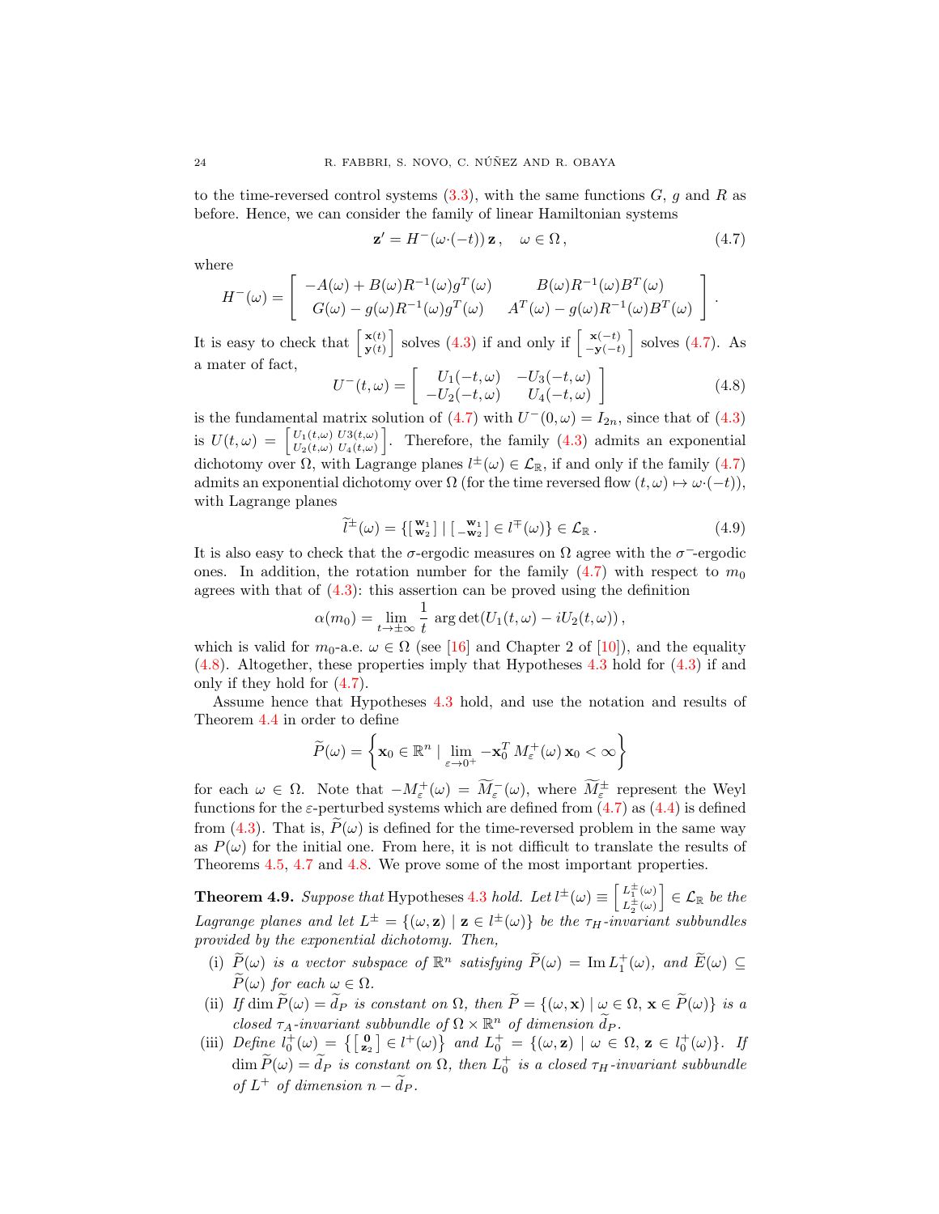to the time-reversed control systems (3.3), with the same functions $G$, $g$ and $R$ as before. Hence, we can consider the family of linear Hamiltonian systems

$$\mathbf{z}' = H^-(\omega{\cdot}(-t))\,\mathbf{z}\,, \quad \omega \in \Omega\,, \tag{4.7}$$

where

$$H^-(\omega) = \begin{bmatrix} -A(\omega) + B(\omega)R^{-1}(\omega)g^T(\omega) & B(\omega)R^{-1}(\omega)B^T(\omega) \\ G(\omega) - g(\omega)R^{-1}(\omega)g^T(\omega) & A^T(\omega) - g(\omega)R^{-1}(\omega)B^T(\omega) \end{bmatrix}.$$

It is easy to check that $\left[\begin{smallmatrix} \mathbf{x}(t) \\ \mathbf{y}(t) \end{smallmatrix}\right]$ solves (4.3) if and only if $\left[\begin{smallmatrix} \mathbf{x}(-t) \\ -\mathbf{y}(-t) \end{smallmatrix}\right]$ solves (4.7). As a mater of fact,

$$U^-(t,\omega) = \begin{bmatrix} U_1(-t,\omega) & -U_3(-t,\omega) \\ -U_2(-t,\omega) & U_4(-t,\omega) \end{bmatrix} \tag{4.8}$$

is the fundamental matrix solution of (4.7) with $U^-(0,\omega) = I_{2n}$, since that of (4.3) is $U(t,\omega) = \left[\begin{smallmatrix} U_1(t,\omega) & U3(t,\omega) \\ U_2(t,\omega) & U_4(t,\omega) \end{smallmatrix}\right]$. Therefore, the family (4.3) admits an exponential dichotomy over $\Omega$, with Lagrange planes $l^\pm(\omega) \in \mathcal{L}_\mathbb{R}$, if and only if the family (4.7) admits an exponential dichotomy over $\Omega$ (for the time reversed flow $(t,\omega) \mapsto \omega{\cdot}(-t)$), with Lagrange planes

$$\widetilde{l}^\pm(\omega) = \{\left[\begin{smallmatrix} \mathbf{w}_1 \\ \mathbf{w}_2 \end{smallmatrix}\right] \mid \left[\begin{smallmatrix} \mathbf{w}_1 \\ -\mathbf{w}_2 \end{smallmatrix}\right] \in l^\mp(\omega)\} \in \mathcal{L}_\mathbb{R}\,. \tag{4.9}$$

It is also easy to check that the $\sigma$-ergodic measures on $\Omega$ agree with the $\sigma^-$-ergodic ones. In addition, the rotation number for the family (4.7) with respect to $m_0$ agrees with that of (4.3): this assertion can be proved using the definition

$$\alpha(m_0) = \lim_{t\to\pm\infty} \frac{1}{t}\, \arg\det(U_1(t,\omega) - iU_2(t,\omega))\,,$$

which is valid for $m_0$-a.e. $\omega \in \Omega$ (see [16] and Chapter 2 of [10]), and the equality (4.8). Altogether, these properties imply that Hypotheses 4.3 hold for (4.3) if and only if they hold for (4.7).

Assume hence that Hypotheses 4.3 hold, and use the notation and results of Theorem 4.4 in order to define

$$\widetilde{P}(\omega) = \left\{ \mathbf{x}_0 \in \mathbb{R}^n \mid \lim_{\varepsilon\to 0^+} -\mathbf{x}_0^T\, M_\varepsilon^+(\omega)\,\mathbf{x}_0 < \infty \right\}$$

for each $\omega \in \Omega$. Note that $-M_\varepsilon^+(\omega) = \widetilde{M}_\varepsilon^-(\omega)$, where $\widetilde{M}_\varepsilon^\pm$ represent the Weyl functions for the $\varepsilon$-perturbed systems which are defined from (4.7) as (4.4) is defined from (4.3). That is, $\widetilde{P}(\omega)$ is defined for the time-reversed problem in the same way as $P(\omega)$ for the initial one. From here, it is not difficult to translate the results of Theorems 4.5, 4.7 and 4.8. We prove some of the most important properties.

**Theorem 4.9.** *Suppose that* Hypotheses 4.3 *hold. Let* $l^\pm(\omega) \equiv \left[\begin{smallmatrix} L_1^\pm(\omega) \\ L_2^\pm(\omega) \end{smallmatrix}\right] \in \mathcal{L}_\mathbb{R}$ *be the Lagrange planes and let* $L^\pm = \{(\omega,\mathbf{z}) \mid \mathbf{z} \in l^\pm(\omega)\}$ *be the* $\tau_H$*-invariant subbundles provided by the exponential dichotomy. Then,*

(i) $\widetilde{P}(\omega)$ *is a vector subspace of* $\mathbb{R}^n$ *satisfying* $\widetilde{P}(\omega) = \operatorname{Im} L_1^+(\omega)$*, and* $\widetilde{E}(\omega) \subseteq \widetilde{P}(\omega)$ *for each* $\omega \in \Omega$*.*

(ii) *If* $\dim \widetilde{P}(\omega) = \widetilde{d}_P$ *is constant on* $\Omega$*, then* $\widetilde{P} = \{(\omega,\mathbf{x}) \mid \omega \in \Omega,\, \mathbf{x} \in \widetilde{P}(\omega)\}$ *is a closed* $\tau_A$*-invariant subbundle of* $\Omega \times \mathbb{R}^n$ *of dimension* $\widetilde{d}_P$*.*

(iii) *Define* $l_0^+(\omega) = \left\{\left[\begin{smallmatrix} \mathbf{0} \\ \mathbf{z}_2 \end{smallmatrix}\right] \in l^+(\omega)\right\}$ *and* $L_0^+ = \{(\omega,\mathbf{z}) \mid \omega \in \Omega,\, \mathbf{z} \in l_0^+(\omega)\}$*. If* $\dim \widetilde{P}(\omega) = \widetilde{d}_P$ *is constant on* $\Omega$*, then* $L_0^+$ *is a closed* $\tau_H$*-invariant subbundle of* $L^+$ *of dimension* $n - \widetilde{d}_P$*.*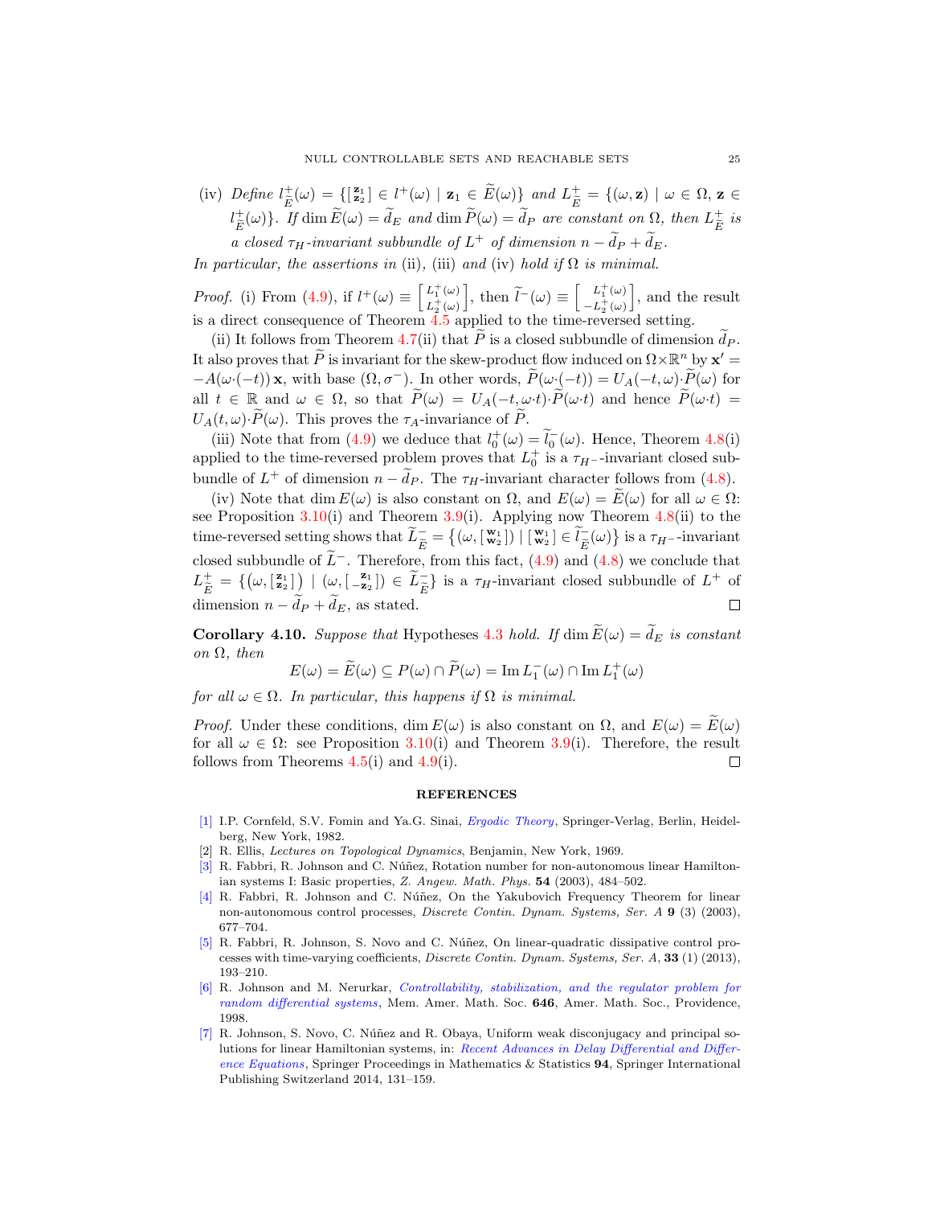(iv) *Define* $l^+_{\widetilde{E}}(\omega) = \{\left[\begin{smallmatrix}\mathbf{z}_1\\ \mathbf{z}_2\end{smallmatrix}\right] \in l^+(\omega) \mid \mathbf{z}_1 \in \widetilde{E}(\omega)\}$ *and* $L^+_{\widetilde{E}} = \{(\omega, \mathbf{z}) \mid \omega \in \Omega,\, \mathbf{z} \in l^+_{\widetilde{E}}(\omega)\}$*. If* $\dim \widetilde{E}(\omega) = \widetilde{d}_E$ *and* $\dim \widetilde{P}(\omega) = \widetilde{d}_P$ *are constant on* $\Omega$*, then* $L^+_{\widetilde{E}}$ *is a closed* $\tau_H$*-invariant subbundle of* $L^+$ *of dimension* $n - \widetilde{d}_P + \widetilde{d}_E$*.*

*In particular, the assertions in* (ii)*,* (iii) *and* (iv) *hold if* $\Omega$ *is minimal.*

*Proof.* (i) From (4.9), if $l^+(\omega) \equiv \left[\begin{smallmatrix}L_1^+(\omega)\\ L_2^+(\omega)\end{smallmatrix}\right]$, then $\widetilde{l}^-(\omega) \equiv \left[\begin{smallmatrix}L_1^+(\omega)\\ -L_2^+(\omega)\end{smallmatrix}\right]$, and the result is a direct consequence of Theorem 4.5 applied to the time-reversed setting.

(ii) It follows from Theorem 4.7(ii) that $\widetilde{P}$ is a closed subbundle of dimension $\widetilde{d}_P$. It also proves that $\widetilde{P}$ is invariant for the skew-product flow induced on $\Omega\times\mathbb{R}^n$ by $\mathbf{x}' = -A(\omega{\cdot}(-t))\,\mathbf{x}$, with base $(\Omega, \sigma^-)$. In other words, $\widetilde{P}(\omega{\cdot}(-t)) = U_A(-t,\omega){\cdot}\widetilde{P}(\omega)$ for all $t \in \mathbb{R}$ and $\omega \in \Omega$, so that $\widetilde{P}(\omega) = U_A(-t,\omega{\cdot}t){\cdot}\widetilde{P}(\omega{\cdot}t)$ and hence $\widetilde{P}(\omega{\cdot}t) = U_A(t,\omega){\cdot}\widetilde{P}(\omega)$. This proves the $\tau_A$-invariance of $\widetilde{P}$.

(iii) Note that from (4.9) we deduce that $l_0^+(\omega) = \widetilde{l}_0^-(\omega)$. Hence, Theorem 4.8(i) applied to the time-reversed problem proves that $L_0^+$ is a $\tau_{H^-}$-invariant closed subbundle of $L^+$ of dimension $n - \widetilde{d}_P$. The $\tau_H$-invariant character follows from (4.8).

(iv) Note that $\dim E(\omega)$ is also constant on $\Omega$, and $E(\omega) = \widetilde{E}(\omega)$ for all $\omega \in \Omega$: see Proposition 3.10(i) and Theorem 3.9(i). Applying now Theorem 4.8(ii) to the time-reversed setting shows that $\widetilde{L}^-_{\widetilde{E}} = \left\{(\omega, \left[\begin{smallmatrix}\mathbf{w}_1\\ \mathbf{w}_2\end{smallmatrix}\right]) \mid \left[\begin{smallmatrix}\mathbf{w}_1\\ \mathbf{w}_2\end{smallmatrix}\right] \in \widetilde{l}^-_{\widetilde{E}}(\omega)\right\}$ is a $\tau_{H^-}$-invariant closed subbundle of $\widetilde{L}^-$. Therefore, from this fact, (4.9) and (4.8) we conclude that $L^+_{\widetilde{E}} = \{\left(\omega, \left[\begin{smallmatrix}\mathbf{z}_1\\ \mathbf{z}_2\end{smallmatrix}\right]\right) \mid (\omega, \left[\begin{smallmatrix}\mathbf{z}_1\\ -\mathbf{z}_2\end{smallmatrix}\right]) \in \widetilde{L}^-_{\widetilde{E}}\}$ is a $\tau_H$-invariant closed subbundle of $L^+$ of dimension $n - \widetilde{d}_P + \widetilde{d}_E$, as stated. □

**Corollary 4.10.** *Suppose that* Hypotheses 4.3 *hold. If* $\dim \widetilde{E}(\omega) = \widetilde{d}_E$ *is constant on* $\Omega$*, then*

$$E(\omega) = \widetilde{E}(\omega) \subseteq P(\omega) \cap \widetilde{P}(\omega) = \operatorname{Im} L_1^-(\omega) \cap \operatorname{Im} L_1^+(\omega)$$

*for all* $\omega \in \Omega$*. In particular, this happens if* $\Omega$ *is minimal.*

*Proof.* Under these conditions, $\dim E(\omega)$ is also constant on $\Omega$, and $E(\omega) = \widetilde{E}(\omega)$ for all $\omega \in \Omega$: see Proposition 3.10(i) and Theorem 3.9(i). Therefore, the result follows from Theorems 4.5(i) and 4.9(i). □

## REFERENCES

[1] I.P. Cornfeld, S.V. Fomin and Ya.G. Sinai, *Ergodic Theory*, Springer-Verlag, Berlin, Heidelberg, New York, 1982.

[2] R. Ellis, *Lectures on Topological Dynamics*, Benjamin, New York, 1969.

[3] R. Fabbri, R. Johnson and C. Núñez, Rotation number for non-autonomous linear Hamiltonian systems I: Basic properties, *Z. Angew. Math. Phys.* **54** (2003), 484–502.

[4] R. Fabbri, R. Johnson and C. Núñez, On the Yakubovich Frequency Theorem for linear non-autonomous control processes, *Discrete Contin. Dynam. Systems, Ser. A* **9** (3) (2003), 677–704.

[5] R. Fabbri, R. Johnson, S. Novo and C. Núñez, On linear-quadratic dissipative control processes with time-varying coefficients, *Discrete Contin. Dynam. Systems, Ser. A*, **33** (1) (2013), 193–210.

[6] R. Johnson and M. Nerurkar, *Controllability, stabilization, and the regulator problem for random differential systems*, Mem. Amer. Math. Soc. **646**, Amer. Math. Soc., Providence, 1998.

[7] R. Johnson, S. Novo, C. Núñez and R. Obaya, Uniform weak disconjugacy and principal solutions for linear Hamiltonian systems, in: *Recent Advances in Delay Differential and Difference Equations*, Springer Proceedings in Mathematics & Statistics **94**, Springer International Publishing Switzerland 2014, 131–159.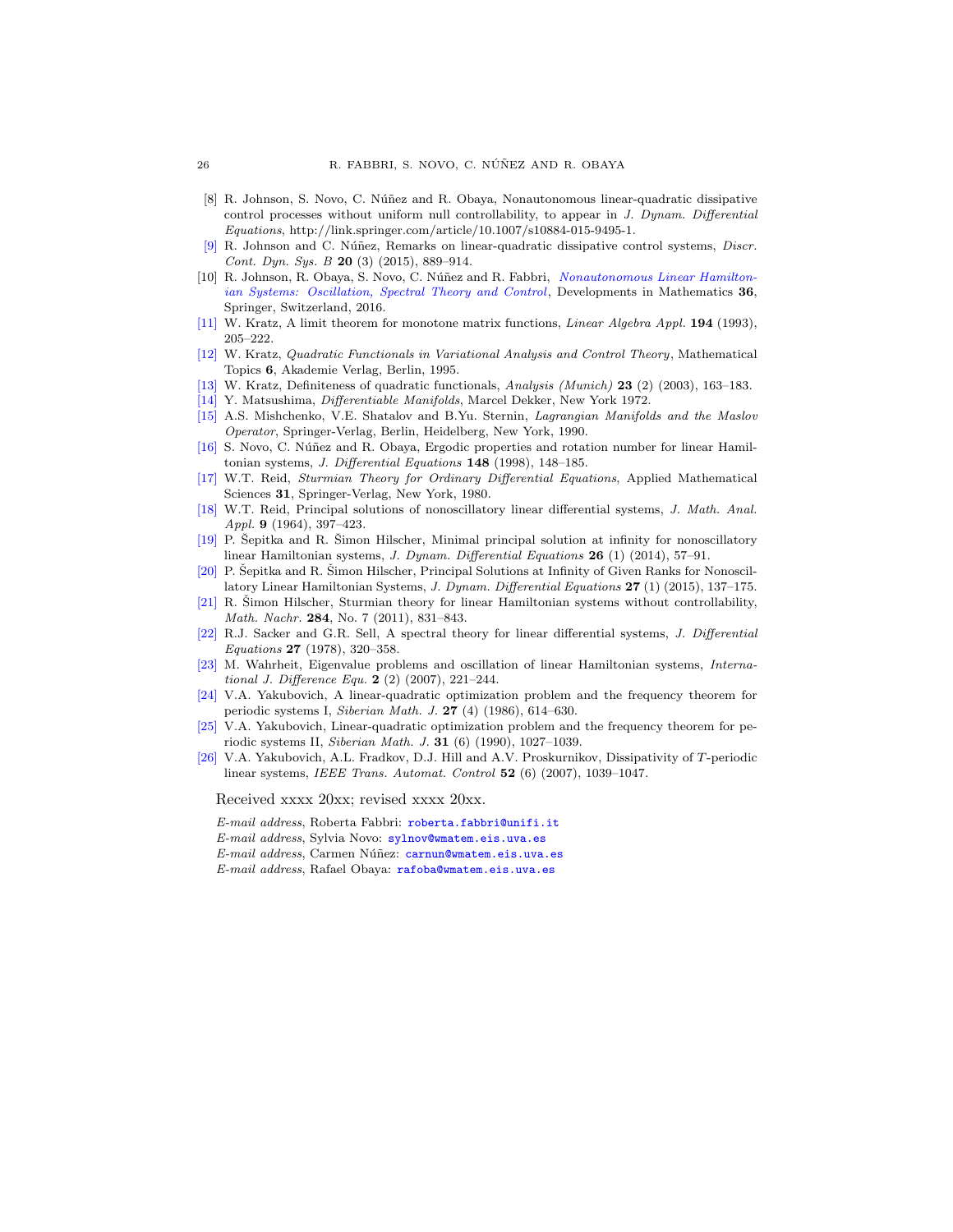[8] R. Johnson, S. Novo, C. Núñez and R. Obaya, Nonautonomous linear-quadratic dissipative control processes without uniform null controllability, to appear in *J. Dynam. Differential Equations*, http://link.springer.com/article/10.1007/s10884-015-9495-1.

[9] R. Johnson and C. Núñez, Remarks on linear-quadratic dissipative control systems, *Discr. Cont. Dyn. Sys. B* **20** (3) (2015), 889–914.

[10] R. Johnson, R. Obaya, S. Novo, C. Núñez and R. Fabbri, *Nonautonomous Linear Hamiltonian Systems: Oscillation, Spectral Theory and Control*, Developments in Mathematics **36**, Springer, Switzerland, 2016.

[11] W. Kratz, A limit theorem for monotone matrix functions, *Linear Algebra Appl.* **194** (1993), 205–222.

[12] W. Kratz, *Quadratic Functionals in Variational Analysis and Control Theory*, Mathematical Topics **6**, Akademie Verlag, Berlin, 1995.

[13] W. Kratz, Definiteness of quadratic functionals, *Analysis (Munich)* **23** (2) (2003), 163–183.

[14] Y. Matsushima, *Differentiable Manifolds*, Marcel Dekker, New York 1972.

[15] A.S. Mishchenko, V.E. Shatalov and B.Yu. Sternin, *Lagrangian Manifolds and the Maslov Operator*, Springer-Verlag, Berlin, Heidelberg, New York, 1990.

[16] S. Novo, C. Núñez and R. Obaya, Ergodic properties and rotation number for linear Hamiltonian systems, *J. Differential Equations* **148** (1998), 148–185.

[17] W.T. Reid, *Sturmian Theory for Ordinary Differential Equations*, Applied Mathematical Sciences **31**, Springer-Verlag, New York, 1980.

[18] W.T. Reid, Principal solutions of nonoscillatory linear differential systems, *J. Math. Anal. Appl.* **9** (1964), 397–423.

[19] P. Šepitka and R. Šimon Hilscher, Minimal principal solution at infinity for nonoscillatory linear Hamiltonian systems, *J. Dynam. Differential Equations* **26** (1) (2014), 57–91.

[20] P. Šepitka and R. Šimon Hilscher, Principal Solutions at Infinity of Given Ranks for Nonoscillatory Linear Hamiltonian Systems, *J. Dynam. Differential Equations* **27** (1) (2015), 137–175.

[21] R. Šimon Hilscher, Sturmian theory for linear Hamiltonian systems without controllability, *Math. Nachr.* **284**, No. 7 (2011), 831–843.

[22] R.J. Sacker and G.R. Sell, A spectral theory for linear differential systems, *J. Differential Equations* **27** (1978), 320–358.

[23] M. Wahrheit, Eigenvalue problems and oscillation of linear Hamiltonian systems, *International J. Difference Equ.* **2** (2) (2007), 221–244.

[24] V.A. Yakubovich, A linear-quadratic optimization problem and the frequency theorem for periodic systems I, *Siberian Math. J.* **27** (4) (1986), 614–630.

[25] V.A. Yakubovich, Linear-quadratic optimization problem and the frequency theorem for periodic systems II, *Siberian Math. J.* **31** (6) (1990), 1027–1039.

[26] V.A. Yakubovich, A.L. Fradkov, D.J. Hill and A.V. Proskurnikov, Dissipativity of $T$-periodic linear systems, *IEEE Trans. Automat. Control* **52** (6) (2007), 1039–1047.

Received xxxx 20xx; revised xxxx 20xx.

*E-mail address*, Roberta Fabbri: roberta.fabbri@unifi.it
*E-mail address*, Sylvia Novo: sylnov@wmatem.eis.uva.es
*E-mail address*, Carmen Núñez: carnun@wmatem.eis.uva.es
*E-mail address*, Rafael Obaya: rafoba@wmatem.eis.uva.es